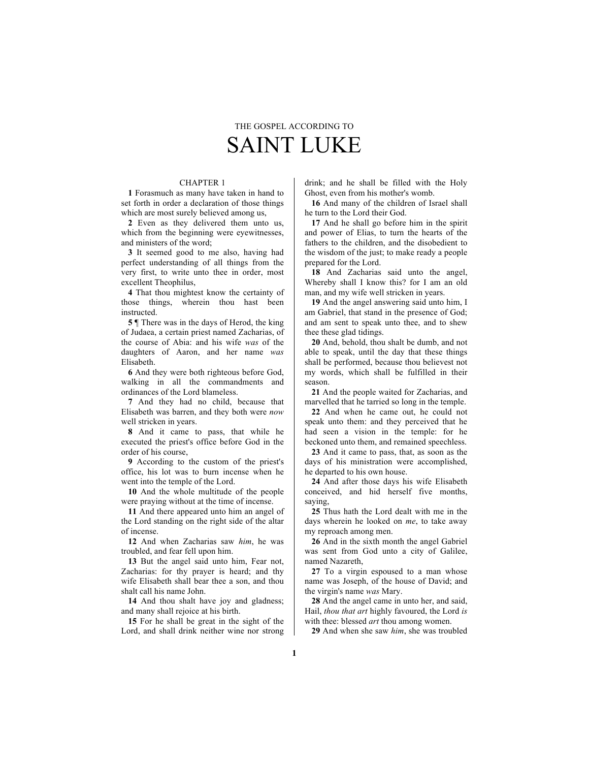THE GOSPEL ACCORDING TO

# SAINT LUKE

## CHAPTER 1

**1** Forasmuch as many have taken in hand to set forth in order a declaration of those things which are most surely believed among us,

**2** Even as they delivered them unto us, which from the beginning were eyewitnesses, and ministers of the word;

**3** It seemed good to me also, having had perfect understanding of all things from the very first, to write unto thee in order, most excellent Theophilus,

**4** That thou mightest know the certainty of those things, wherein thou hast been instructed.

**5** ¶ There was in the days of Herod, the king of Judaea, a certain priest named Zacharias, of the course of Abia: and his wife *was* of the daughters of Aaron, and her name *was* Elisabeth.

**6** And they were both righteous before God, walking in all the commandments and ordinances of the Lord blameless.

**7** And they had no child, because that Elisabeth was barren, and they both were *now* well stricken in years.

**8** And it came to pass, that while he executed the priest's office before God in the order of his course,

**9** According to the custom of the priest's office, his lot was to burn incense when he went into the temple of the Lord.

**10** And the whole multitude of the people were praying without at the time of incense.

**11** And there appeared unto him an angel of the Lord standing on the right side of the altar of incense.

**12** And when Zacharias saw *him*, he was troubled, and fear fell upon him.

**13** But the angel said unto him, Fear not, Zacharias: for thy prayer is heard; and thy wife Elisabeth shall bear thee a son, and thou shalt call his name John.

**14** And thou shalt have joy and gladness; and many shall rejoice at his birth.

**15** For he shall be great in the sight of the Lord, and shall drink neither wine nor strong drink; and he shall be filled with the Holy Ghost, even from his mother's womb.

**16** And many of the children of Israel shall he turn to the Lord their God.

**17** And he shall go before him in the spirit and power of Elias, to turn the hearts of the fathers to the children, and the disobedient to the wisdom of the just; to make ready a people prepared for the Lord.

**18** And Zacharias said unto the angel, Whereby shall I know this? for I am an old man, and my wife well stricken in years.

**19** And the angel answering said unto him, I am Gabriel, that stand in the presence of God; and am sent to speak unto thee, and to shew thee these glad tidings.

**20** And, behold, thou shalt be dumb, and not able to speak, until the day that these things shall be performed, because thou believest not my words, which shall be fulfilled in their season.

**21** And the people waited for Zacharias, and marvelled that he tarried so long in the temple.

**22** And when he came out, he could not speak unto them: and they perceived that he had seen a vision in the temple: for he beckoned unto them, and remained speechless.

**23** And it came to pass, that, as soon as the days of his ministration were accomplished, he departed to his own house.

**24** And after those days his wife Elisabeth conceived, and hid herself five months, saying,

**25** Thus hath the Lord dealt with me in the days wherein he looked on *me*, to take away my reproach among men.

**26** And in the sixth month the angel Gabriel was sent from God unto a city of Galilee, named Nazareth,

**27** To a virgin espoused to a man whose name was Joseph, of the house of David; and the virgin's name *was* Mary.

**28** And the angel came in unto her, and said, Hail, *thou that art* highly favoured, the Lord *is* with thee: blessed *art* thou among women.

**29** And when she saw *him*, she was troubled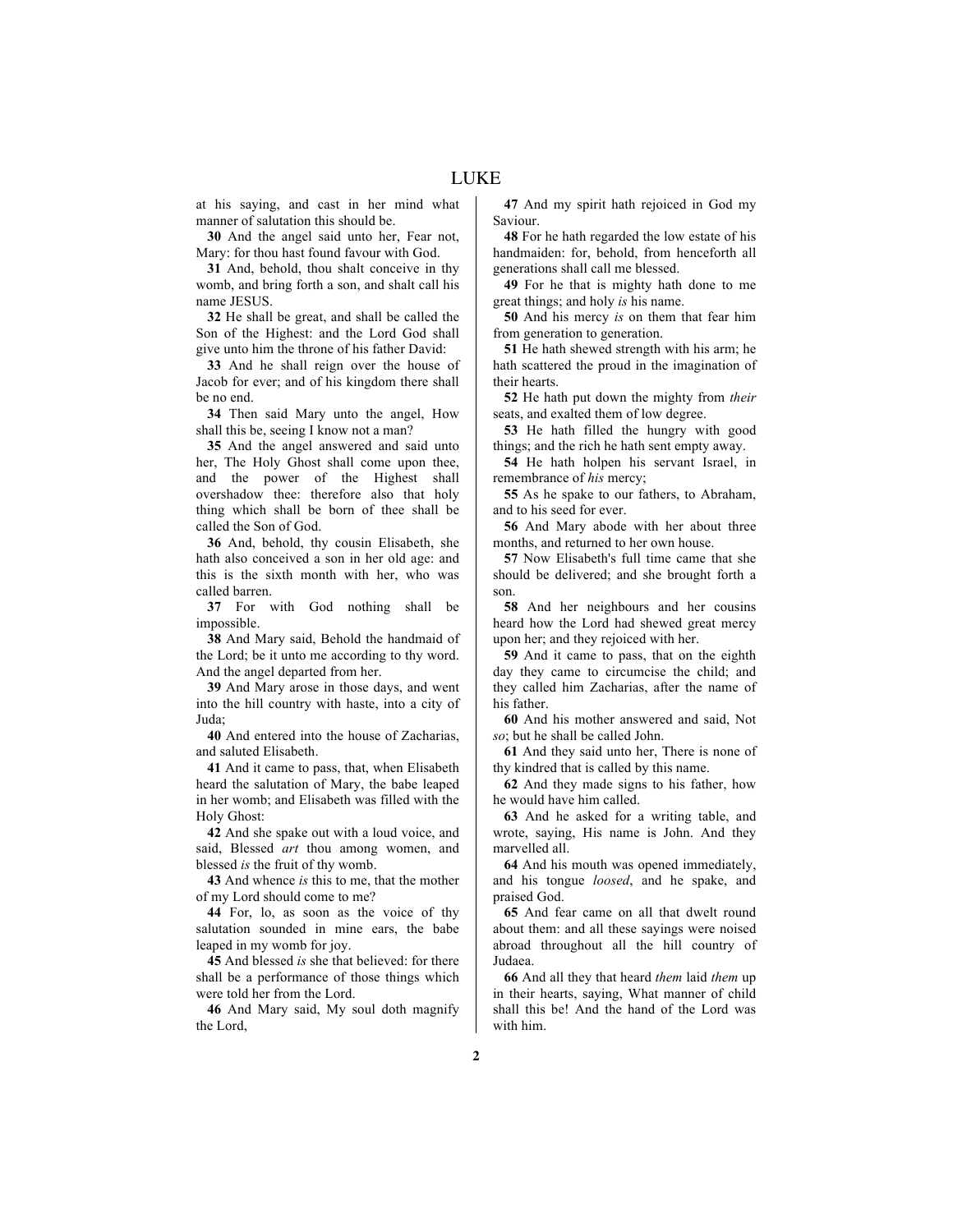at his saying, and cast in her mind what manner of salutation this should be.

**30** And the angel said unto her, Fear not, Mary: for thou hast found favour with God.

**31** And, behold, thou shalt conceive in thy womb, and bring forth a son, and shalt call his name JESUS.

**32** He shall be great, and shall be called the Son of the Highest: and the Lord God shall give unto him the throne of his father David:

**33** And he shall reign over the house of Jacob for ever; and of his kingdom there shall be no end.

**34** Then said Mary unto the angel, How shall this be, seeing I know not a man?

**35** And the angel answered and said unto her, The Holy Ghost shall come upon thee, and the power of the Highest shall overshadow thee: therefore also that holy thing which shall be born of thee shall be called the Son of God.

**36** And, behold, thy cousin Elisabeth, she hath also conceived a son in her old age: and this is the sixth month with her, who was called barren.

**37** For with God nothing shall be impossible.

**38** And Mary said, Behold the handmaid of the Lord; be it unto me according to thy word. And the angel departed from her.

**39** And Mary arose in those days, and went into the hill country with haste, into a city of Juda;

**40** And entered into the house of Zacharias, and saluted Elisabeth.

**41** And it came to pass, that, when Elisabeth heard the salutation of Mary, the babe leaped in her womb; and Elisabeth was filled with the Holy Ghost:

**42** And she spake out with a loud voice, and said, Blessed *art* thou among women, and blessed *is* the fruit of thy womb.

**43** And whence *is* this to me, that the mother of my Lord should come to me?

**44** For, lo, as soon as the voice of thy salutation sounded in mine ears, the babe leaped in my womb for joy.

**45** And blessed *is* she that believed: for there shall be a performance of those things which were told her from the Lord.

**46** And Mary said, My soul doth magnify the Lord,

**47** And my spirit hath rejoiced in God my Saviour.

**48** For he hath regarded the low estate of his handmaiden: for, behold, from henceforth all generations shall call me blessed.

**49** For he that is mighty hath done to me great things; and holy *is* his name.

**50** And his mercy *is* on them that fear him from generation to generation.

**51** He hath shewed strength with his arm; he hath scattered the proud in the imagination of their hearts.

**52** He hath put down the mighty from *their* seats, and exalted them of low degree.

**53** He hath filled the hungry with good things; and the rich he hath sent empty away.

**54** He hath holpen his servant Israel, in remembrance of *his* mercy;

**55** As he spake to our fathers, to Abraham, and to his seed for ever.

**56** And Mary abode with her about three months, and returned to her own house.

**57** Now Elisabeth's full time came that she should be delivered; and she brought forth a son.

**58** And her neighbours and her cousins heard how the Lord had shewed great mercy upon her; and they rejoiced with her.

**59** And it came to pass, that on the eighth day they came to circumcise the child; and they called him Zacharias, after the name of his father.

**60** And his mother answered and said, Not *so*; but he shall be called John.

**61** And they said unto her, There is none of thy kindred that is called by this name.

**62** And they made signs to his father, how he would have him called.

**63** And he asked for a writing table, and wrote, saying, His name is John. And they marvelled all.

**64** And his mouth was opened immediately, and his tongue *loosed*, and he spake, and praised God.

**65** And fear came on all that dwelt round about them: and all these sayings were noised abroad throughout all the hill country of Judaea.

**66** And all they that heard *them* laid *them* up in their hearts, saying, What manner of child shall this be! And the hand of the Lord was with him.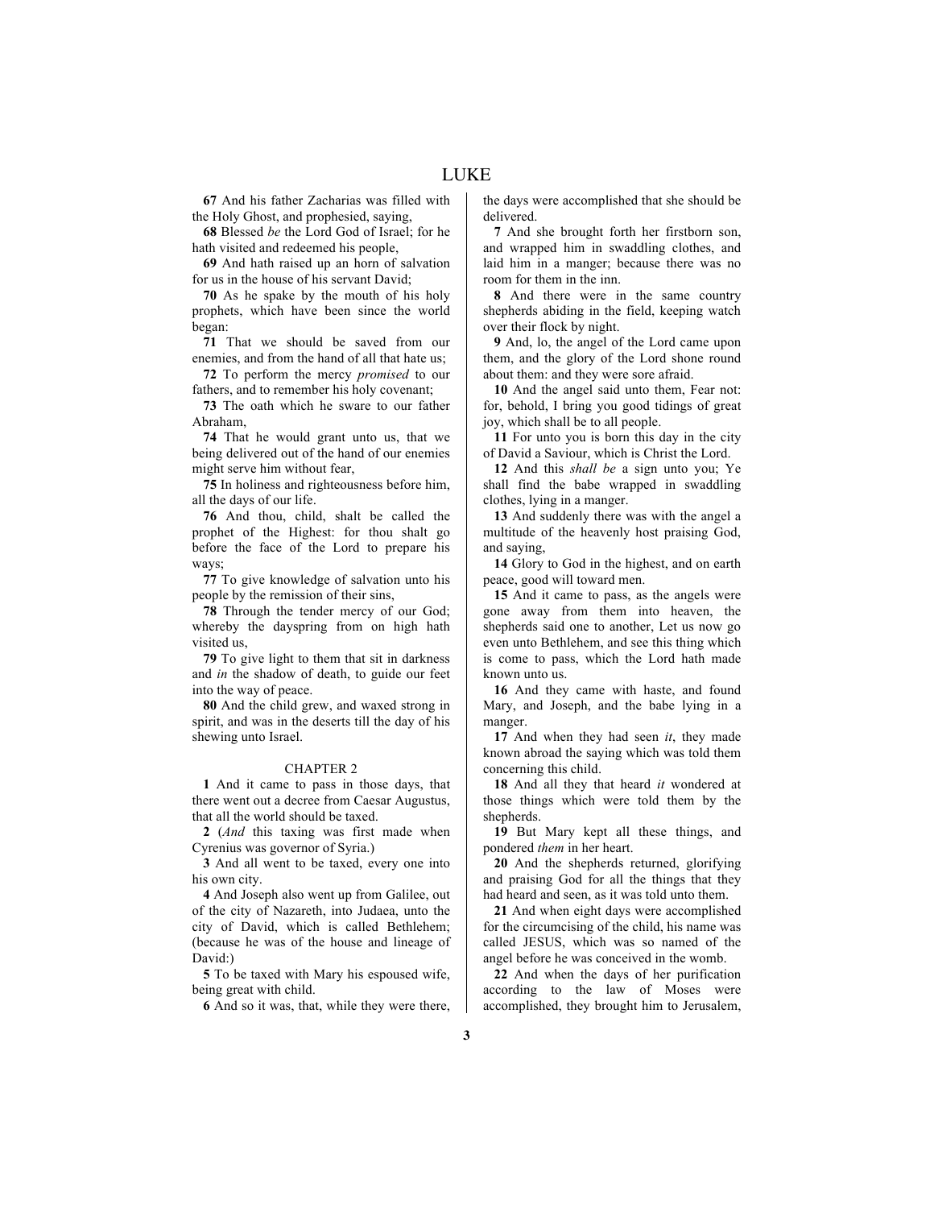**67** And his father Zacharias was filled with the Holy Ghost, and prophesied, saying,

**68** Blessed *be* the Lord God of Israel; for he hath visited and redeemed his people,

**69** And hath raised up an horn of salvation for us in the house of his servant David;

**70** As he spake by the mouth of his holy prophets, which have been since the world began:

**71** That we should be saved from our enemies, and from the hand of all that hate us;

**72** To perform the mercy *promised* to our fathers, and to remember his holy covenant;

**73** The oath which he sware to our father Abraham,

**74** That he would grant unto us, that we being delivered out of the hand of our enemies might serve him without fear,

**75** In holiness and righteousness before him, all the days of our life.

**76** And thou, child, shalt be called the prophet of the Highest: for thou shalt go before the face of the Lord to prepare his ways;

**77** To give knowledge of salvation unto his people by the remission of their sins,

**78** Through the tender mercy of our God; whereby the dayspring from on high hath visited us,

**79** To give light to them that sit in darkness and *in* the shadow of death, to guide our feet into the way of peace.

**80** And the child grew, and waxed strong in spirit, and was in the deserts till the day of his shewing unto Israel.

## CHAPTER 2

**1** And it came to pass in those days, that there went out a decree from Caesar Augustus, that all the world should be taxed.

**2** (*And* this taxing was first made when Cyrenius was governor of Syria.)

**3** And all went to be taxed, every one into his own city.

**4** And Joseph also went up from Galilee, out of the city of Nazareth, into Judaea, unto the city of David, which is called Bethlehem; (because he was of the house and lineage of David:)

**5** To be taxed with Mary his espoused wife, being great with child.

**6** And so it was, that, while they were there, the days were accomplished that she should be delivered.

**7** And she brought forth her firstborn son, and wrapped him in swaddling clothes, and laid him in a manger; because there was no room for them in the inn.

**8** And there were in the same country shepherds abiding in the field, keeping watch over their flock by night.

**9** And, lo, the angel of the Lord came upon them, and the glory of the Lord shone round about them: and they were sore afraid.

**10** And the angel said unto them, Fear not: for, behold, I bring you good tidings of great joy, which shall be to all people.

**11** For unto you is born this day in the city of David a Saviour, which is Christ the Lord.

**12** And this *shall be* a sign unto you; Ye shall find the babe wrapped in swaddling clothes, lying in a manger.

**13** And suddenly there was with the angel a multitude of the heavenly host praising God, and saying,

**14** Glory to God in the highest, and on earth peace, good will toward men.

**15** And it came to pass, as the angels were gone away from them into heaven, the shepherds said one to another, Let us now go even unto Bethlehem, and see this thing which is come to pass, which the Lord hath made known unto us.

**16** And they came with haste, and found Mary, and Joseph, and the babe lying in a manger.

**17** And when they had seen *it*, they made known abroad the saying which was told them concerning this child.

**18** And all they that heard *it* wondered at those things which were told them by the shepherds.

**19** But Mary kept all these things, and pondered *them* in her heart.

**20** And the shepherds returned, glorifying and praising God for all the things that they had heard and seen, as it was told unto them.

**21** And when eight days were accomplished for the circumcising of the child, his name was called JESUS, which was so named of the angel before he was conceived in the womb.

**22** And when the days of her purification according to the law of Moses were accomplished, they brought him to Jerusalem,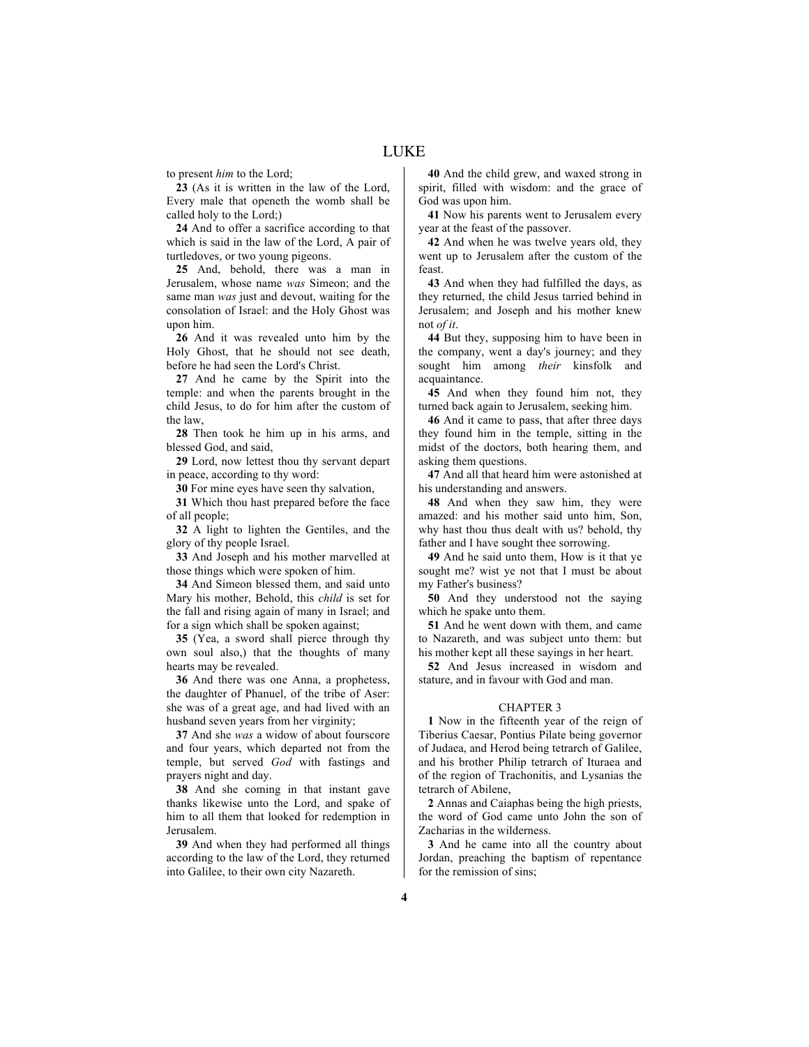to present *him* to the Lord;

**23** (As it is written in the law of the Lord, Every male that openeth the womb shall be called holy to the Lord;)

**24** And to offer a sacrifice according to that which is said in the law of the Lord, A pair of turtledoves, or two young pigeons.

**25** And, behold, there was a man in Jerusalem, whose name *was* Simeon; and the same man *was* just and devout, waiting for the consolation of Israel: and the Holy Ghost was upon him.

**26** And it was revealed unto him by the Holy Ghost, that he should not see death, before he had seen the Lord's Christ.

**27** And he came by the Spirit into the temple: and when the parents brought in the child Jesus, to do for him after the custom of the law,

**28** Then took he him up in his arms, and blessed God, and said,

**29** Lord, now lettest thou thy servant depart in peace, according to thy word:

**30** For mine eyes have seen thy salvation,

**31** Which thou hast prepared before the face of all people;

**32** A light to lighten the Gentiles, and the glory of thy people Israel.

**33** And Joseph and his mother marvelled at those things which were spoken of him.

**34** And Simeon blessed them, and said unto Mary his mother, Behold, this *child* is set for the fall and rising again of many in Israel; and for a sign which shall be spoken against;

**35** (Yea, a sword shall pierce through thy own soul also,) that the thoughts of many hearts may be revealed.

**36** And there was one Anna, a prophetess, the daughter of Phanuel, of the tribe of Aser: she was of a great age, and had lived with an husband seven years from her virginity;

**37** And she *was* a widow of about fourscore and four years, which departed not from the temple, but served *God* with fastings and prayers night and day.

**38** And she coming in that instant gave thanks likewise unto the Lord, and spake of him to all them that looked for redemption in Jerusalem.

**39** And when they had performed all things according to the law of the Lord, they returned into Galilee, to their own city Nazareth.

**40** And the child grew, and waxed strong in spirit, filled with wisdom: and the grace of God was upon him.

**41** Now his parents went to Jerusalem every year at the feast of the passover.

**42** And when he was twelve years old, they went up to Jerusalem after the custom of the feast.

**43** And when they had fulfilled the days, as they returned, the child Jesus tarried behind in Jerusalem; and Joseph and his mother knew not *of it*.

**44** But they, supposing him to have been in the company, went a day's journey; and they sought him among *their* kinsfolk and acquaintance.

**45** And when they found him not, they turned back again to Jerusalem, seeking him.

**46** And it came to pass, that after three days they found him in the temple, sitting in the midst of the doctors, both hearing them, and asking them questions.

**47** And all that heard him were astonished at his understanding and answers.

**48** And when they saw him, they were amazed: and his mother said unto him, Son, why hast thou thus dealt with us? behold, thy father and I have sought thee sorrowing.

**49** And he said unto them, How is it that ye sought me? wist ye not that I must be about my Father's business?

**50** And they understood not the saying which he spake unto them.

**51** And he went down with them, and came to Nazareth, and was subject unto them: but his mother kept all these sayings in her heart.

**52** And Jesus increased in wisdom and stature, and in favour with God and man.

## CHAPTER 3

**1** Now in the fifteenth year of the reign of Tiberius Caesar, Pontius Pilate being governor of Judaea, and Herod being tetrarch of Galilee, and his brother Philip tetrarch of Ituraea and of the region of Trachonitis, and Lysanias the tetrarch of Abilene,

**2** Annas and Caiaphas being the high priests, the word of God came unto John the son of Zacharias in the wilderness.

**3** And he came into all the country about Jordan, preaching the baptism of repentance for the remission of sins;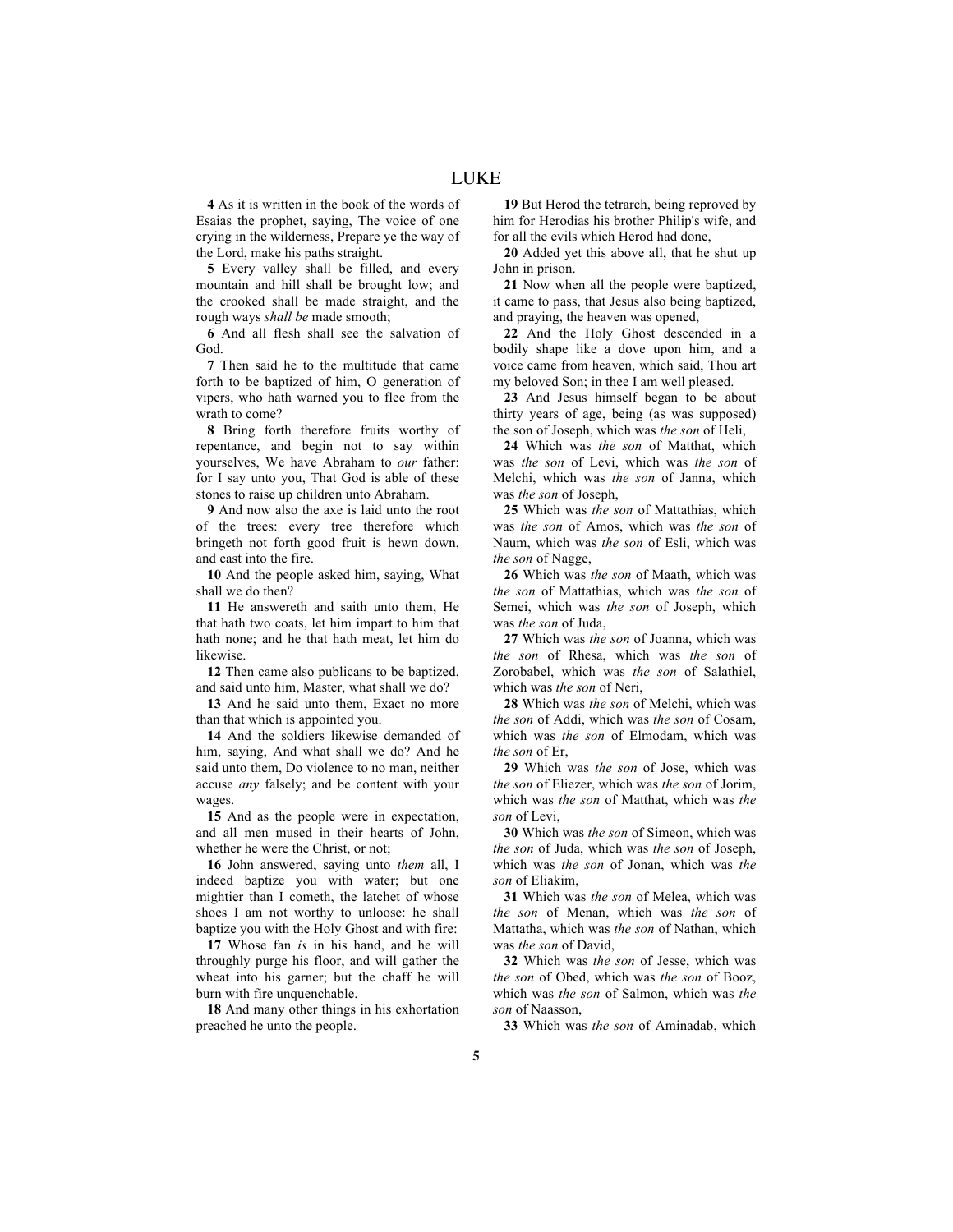**4** As it is written in the book of the words of Esaias the prophet, saying, The voice of one crying in the wilderness, Prepare ye the way of the Lord, make his paths straight.

**5** Every valley shall be filled, and every mountain and hill shall be brought low; and the crooked shall be made straight, and the rough ways *shall be* made smooth;

**6** And all flesh shall see the salvation of God.

**7** Then said he to the multitude that came forth to be baptized of him, O generation of vipers, who hath warned you to flee from the wrath to come?

**8** Bring forth therefore fruits worthy of repentance, and begin not to say within yourselves, We have Abraham to *our* father: for I say unto you, That God is able of these stones to raise up children unto Abraham.

**9** And now also the axe is laid unto the root of the trees: every tree therefore which bringeth not forth good fruit is hewn down, and cast into the fire.

**10** And the people asked him, saying, What shall we do then?

**11** He answereth and saith unto them, He that hath two coats, let him impart to him that hath none; and he that hath meat, let him do likewise.

**12** Then came also publicans to be baptized, and said unto him, Master, what shall we do?

**13** And he said unto them, Exact no more than that which is appointed you.

**14** And the soldiers likewise demanded of him, saying, And what shall we do? And he said unto them, Do violence to no man, neither accuse *any* falsely; and be content with your wages.

**15** And as the people were in expectation, and all men mused in their hearts of John, whether he were the Christ, or not;

**16** John answered, saying unto *them* all, I indeed baptize you with water; but one mightier than I cometh, the latchet of whose shoes I am not worthy to unloose: he shall baptize you with the Holy Ghost and with fire:

**17** Whose fan *is* in his hand, and he will throughly purge his floor, and will gather the wheat into his garner; but the chaff he will burn with fire unquenchable.

**18** And many other things in his exhortation preached he unto the people.

**19** But Herod the tetrarch, being reproved by him for Herodias his brother Philip's wife, and for all the evils which Herod had done,

**20** Added yet this above all, that he shut up John in prison.

**21** Now when all the people were baptized, it came to pass, that Jesus also being baptized, and praying, the heaven was opened,

**22** And the Holy Ghost descended in a bodily shape like a dove upon him, and a voice came from heaven, which said, Thou art my beloved Son; in thee I am well pleased.

**23** And Jesus himself began to be about thirty years of age, being (as was supposed) the son of Joseph, which was *the son* of Heli,

**24** Which was *the son* of Matthat, which was *the son* of Levi, which was *the son* of Melchi, which was *the son* of Janna, which was *the son* of Joseph,

**25** Which was *the son* of Mattathias, which was *the son* of Amos, which was *the son* of Naum, which was *the son* of Esli, which was *the son* of Nagge,

**26** Which was *the son* of Maath, which was *the son* of Mattathias, which was *the son* of Semei, which was *the son* of Joseph, which was *the son* of Juda,

**27** Which was *the son* of Joanna, which was *the son* of Rhesa, which was *the son* of Zorobabel, which was *the son* of Salathiel, which was *the son* of Neri,

**28** Which was *the son* of Melchi, which was *the son* of Addi, which was *the son* of Cosam, which was *the son* of Elmodam, which was *the son* of Er,

**29** Which was *the son* of Jose, which was *the son* of Eliezer, which was *the son* of Jorim, which was *the son* of Matthat, which was *the son* of Levi,

**30** Which was *the son* of Simeon, which was *the son* of Juda, which was *the son* of Joseph, which was *the son* of Jonan, which was *the son* of Eliakim,

**31** Which was *the son* of Melea, which was *the son* of Menan, which was *the son* of Mattatha, which was *the son* of Nathan, which was *the son* of David,

**32** Which was *the son* of Jesse, which was *the son* of Obed, which was *the son* of Booz, which was *the son* of Salmon, which was *the son* of Naasson,

**33** Which was *the son* of Aminadab, which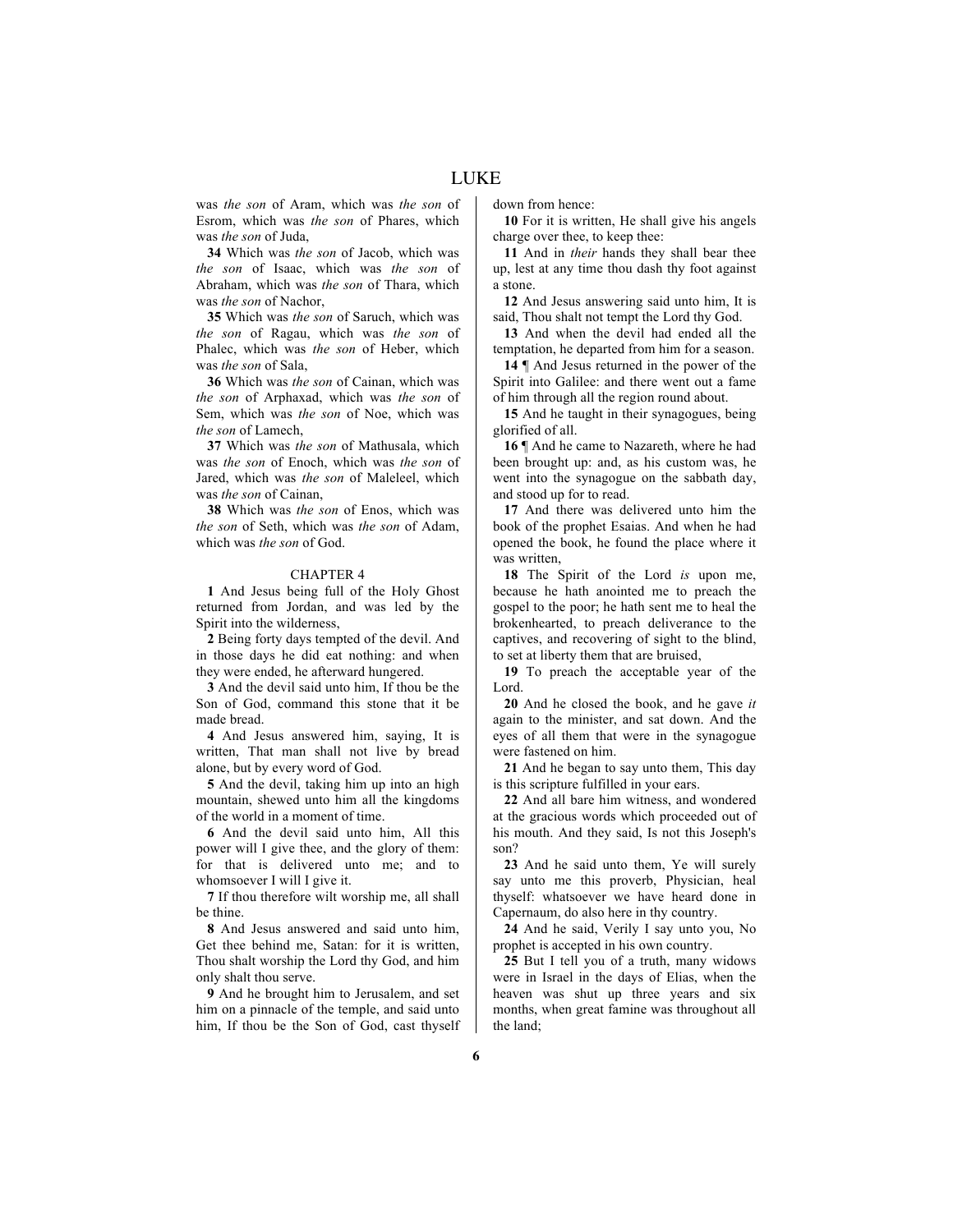was *the son* of Aram, which was *the son* of Esrom, which was *the son* of Phares, which was *the son* of Juda,

**34** Which was *the son* of Jacob, which was *the son* of Isaac, which was *the son* of Abraham, which was *the son* of Thara, which was *the son* of Nachor,

**35** Which was *the son* of Saruch, which was *the son* of Ragau, which was *the son* of Phalec, which was *the son* of Heber, which was *the son* of Sala,

**36** Which was *the son* of Cainan, which was *the son* of Arphaxad, which was *the son* of Sem, which was *the son* of Noe, which was *the son* of Lamech,

**37** Which was *the son* of Mathusala, which was *the son* of Enoch, which was *the son* of Jared, which was *the son* of Maleleel, which was *the son* of Cainan,

**38** Which was *the son* of Enos, which was *the son* of Seth, which was *the son* of Adam, which was *the son* of God.

## CHAPTER 4

**1** And Jesus being full of the Holy Ghost returned from Jordan, and was led by the Spirit into the wilderness,

**2** Being forty days tempted of the devil. And in those days he did eat nothing: and when they were ended, he afterward hungered.

**3** And the devil said unto him, If thou be the Son of God, command this stone that it be made bread.

**4** And Jesus answered him, saying, It is written, That man shall not live by bread alone, but by every word of God.

**5** And the devil, taking him up into an high mountain, shewed unto him all the kingdoms of the world in a moment of time.

**6** And the devil said unto him, All this power will I give thee, and the glory of them: for that is delivered unto me; and to whomsoever I will I give it.

**7** If thou therefore wilt worship me, all shall be thine.

**8** And Jesus answered and said unto him, Get thee behind me, Satan: for it is written, Thou shalt worship the Lord thy God, and him only shalt thou serve.

**9** And he brought him to Jerusalem, and set him on a pinnacle of the temple, and said unto him, If thou be the Son of God, cast thyself down from hence:

**10** For it is written, He shall give his angels charge over thee, to keep thee:

**11** And in *their* hands they shall bear thee up, lest at any time thou dash thy foot against a stone.

**12** And Jesus answering said unto him, It is said, Thou shalt not tempt the Lord thy God.

**13** And when the devil had ended all the temptation, he departed from him for a season.

**14** ¶ And Jesus returned in the power of the Spirit into Galilee: and there went out a fame of him through all the region round about.

**15** And he taught in their synagogues, being glorified of all.

**16** ¶ And he came to Nazareth, where he had been brought up: and, as his custom was, he went into the synagogue on the sabbath day, and stood up for to read.

**17** And there was delivered unto him the book of the prophet Esaias. And when he had opened the book, he found the place where it was written,

**18** The Spirit of the Lord *is* upon me, because he hath anointed me to preach the gospel to the poor; he hath sent me to heal the brokenhearted, to preach deliverance to the captives, and recovering of sight to the blind, to set at liberty them that are bruised,

**19** To preach the acceptable year of the Lord.

**20** And he closed the book, and he gave *it* again to the minister, and sat down. And the eyes of all them that were in the synagogue were fastened on him.

**21** And he began to say unto them, This day is this scripture fulfilled in your ears.

**22** And all bare him witness, and wondered at the gracious words which proceeded out of his mouth. And they said, Is not this Joseph's son?

**23** And he said unto them, Ye will surely say unto me this proverb, Physician, heal thyself: whatsoever we have heard done in Capernaum, do also here in thy country.

**24** And he said, Verily I say unto you, No prophet is accepted in his own country.

**25** But I tell you of a truth, many widows were in Israel in the days of Elias, when the heaven was shut up three years and six months, when great famine was throughout all the land;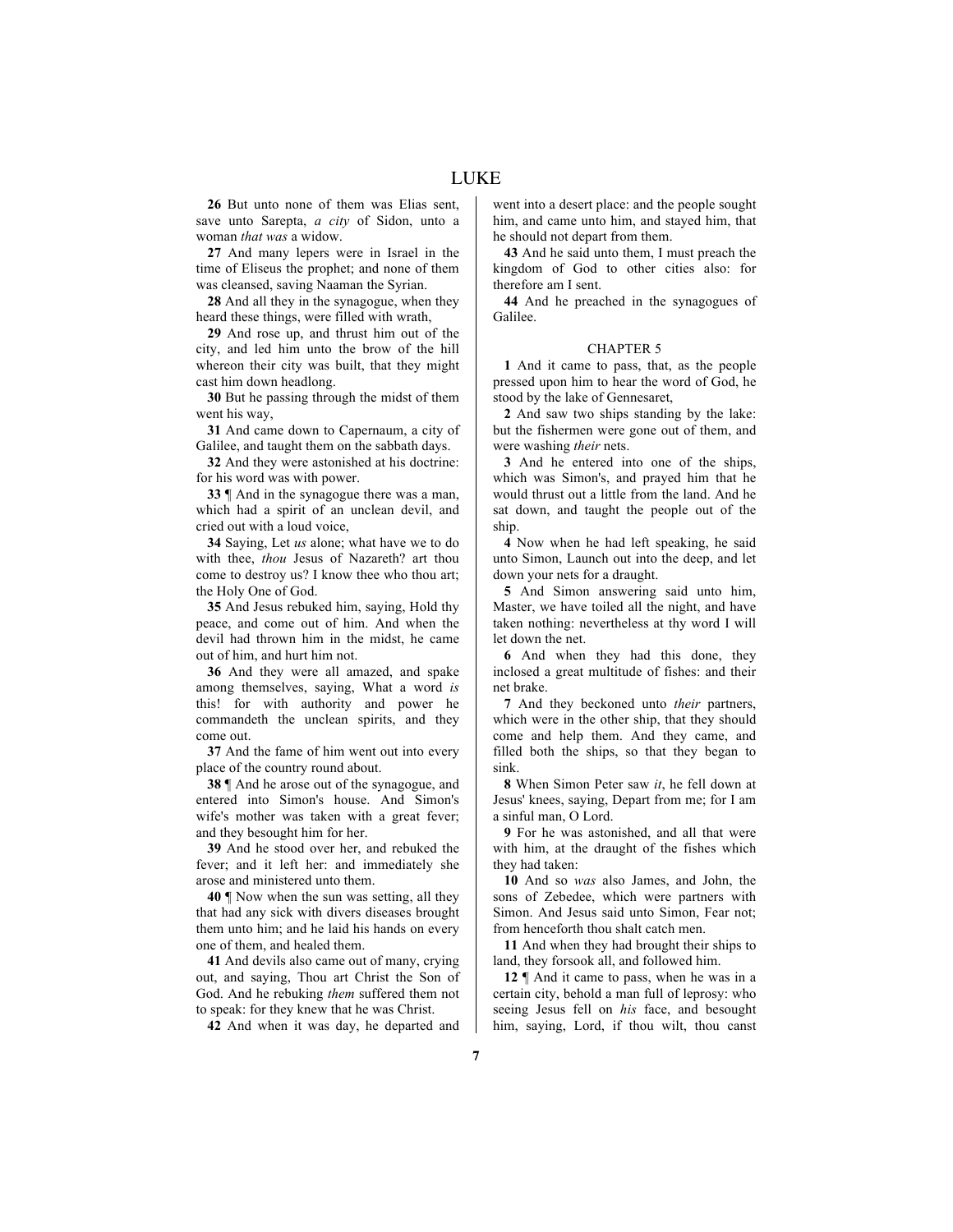**26** But unto none of them was Elias sent, save unto Sarepta, *a city* of Sidon, unto a woman *that was* a widow.

**27** And many lepers were in Israel in the time of Eliseus the prophet; and none of them was cleansed, saving Naaman the Syrian.

**28** And all they in the synagogue, when they heard these things, were filled with wrath,

**29** And rose up, and thrust him out of the city, and led him unto the brow of the hill whereon their city was built, that they might cast him down headlong.

**30** But he passing through the midst of them went his way,

**31** And came down to Capernaum, a city of Galilee, and taught them on the sabbath days.

**32** And they were astonished at his doctrine: for his word was with power.

**33** ¶ And in the synagogue there was a man, which had a spirit of an unclean devil, and cried out with a loud voice,

**34** Saying, Let *us* alone; what have we to do with thee, *thou* Jesus of Nazareth? art thou come to destroy us? I know thee who thou art; the Holy One of God.

**35** And Jesus rebuked him, saying, Hold thy peace, and come out of him. And when the devil had thrown him in the midst, he came out of him, and hurt him not.

**36** And they were all amazed, and spake among themselves, saying, What a word *is* this! for with authority and power he commandeth the unclean spirits, and they come out.

**37** And the fame of him went out into every place of the country round about.

**38** ¶ And he arose out of the synagogue, and entered into Simon's house. And Simon's wife's mother was taken with a great fever; and they besought him for her.

**39** And he stood over her, and rebuked the fever; and it left her: and immediately she arose and ministered unto them.

**40** ¶ Now when the sun was setting, all they that had any sick with divers diseases brought them unto him; and he laid his hands on every one of them, and healed them.

**41** And devils also came out of many, crying out, and saying, Thou art Christ the Son of God. And he rebuking *them* suffered them not to speak: for they knew that he was Christ.

**42** And when it was day, he departed and went into a desert place: and the people sought him, and came unto him, and stayed him, that he should not depart from them.

**43** And he said unto them, I must preach the kingdom of God to other cities also: for therefore am I sent.

**44** And he preached in the synagogues of Galilee.

## CHAPTER 5

**1** And it came to pass, that, as the people pressed upon him to hear the word of God, he stood by the lake of Gennesaret,

**2** And saw two ships standing by the lake: but the fishermen were gone out of them, and were washing *their* nets.

**3** And he entered into one of the ships, which was Simon's, and prayed him that he would thrust out a little from the land. And he sat down, and taught the people out of the ship.

**4** Now when he had left speaking, he said unto Simon, Launch out into the deep, and let down your nets for a draught.

**5** And Simon answering said unto him, Master, we have toiled all the night, and have taken nothing: nevertheless at thy word I will let down the net.

**6** And when they had this done, they inclosed a great multitude of fishes: and their net brake.

**7** And they beckoned unto *their* partners, which were in the other ship, that they should come and help them. And they came, and filled both the ships, so that they began to sink.

**8** When Simon Peter saw *it*, he fell down at Jesus' knees, saying, Depart from me; for I am a sinful man, O Lord.

**9** For he was astonished, and all that were with him, at the draught of the fishes which they had taken:

**10** And so *was* also James, and John, the sons of Zebedee, which were partners with Simon. And Jesus said unto Simon, Fear not; from henceforth thou shalt catch men.

**11** And when they had brought their ships to land, they forsook all, and followed him.

**12** ¶ And it came to pass, when he was in a certain city, behold a man full of leprosy: who seeing Jesus fell on *his* face, and besought him, saying, Lord, if thou wilt, thou canst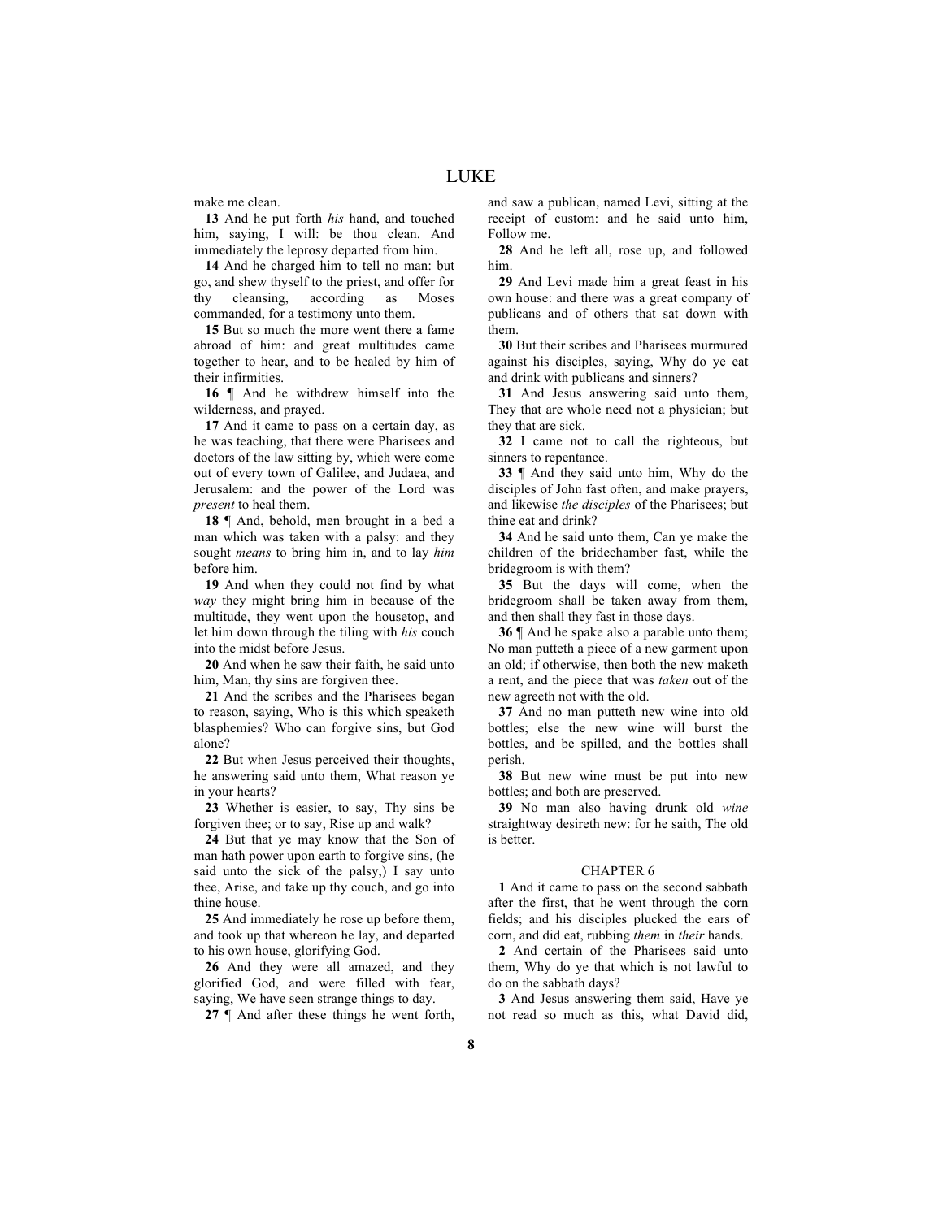make me clean.

**13** And he put forth *his* hand, and touched him, saying, I will: be thou clean. And immediately the leprosy departed from him.

**14** And he charged him to tell no man: but go, and shew thyself to the priest, and offer for thy cleansing, according as Moses commanded, for a testimony unto them.

**15** But so much the more went there a fame abroad of him: and great multitudes came together to hear, and to be healed by him of their infirmities.

**16** ¶ And he withdrew himself into the wilderness, and prayed.

**17** And it came to pass on a certain day, as he was teaching, that there were Pharisees and doctors of the law sitting by, which were come out of every town of Galilee, and Judaea, and Jerusalem: and the power of the Lord was *present* to heal them.

**18** ¶ And, behold, men brought in a bed a man which was taken with a palsy: and they sought *means* to bring him in, and to lay *him* before him.

**19** And when they could not find by what *way* they might bring him in because of the multitude, they went upon the housetop, and let him down through the tiling with *his* couch into the midst before Jesus.

**20** And when he saw their faith, he said unto him, Man, thy sins are forgiven thee.

**21** And the scribes and the Pharisees began to reason, saying, Who is this which speaketh blasphemies? Who can forgive sins, but God alone?

**22** But when Jesus perceived their thoughts, he answering said unto them, What reason ye in your hearts?

**23** Whether is easier, to say, Thy sins be forgiven thee; or to say, Rise up and walk?

**24** But that ye may know that the Son of man hath power upon earth to forgive sins, (he said unto the sick of the palsy,) I say unto thee, Arise, and take up thy couch, and go into thine house.

**25** And immediately he rose up before them, and took up that whereon he lay, and departed to his own house, glorifying God.

**26** And they were all amazed, and they glorified God, and were filled with fear, saying, We have seen strange things to day.

**27** ¶ And after these things he went forth, and saw a publican, named Levi, sitting at the receipt of custom: and he said unto him, Follow me.

**28** And he left all, rose up, and followed him.

**29** And Levi made him a great feast in his own house: and there was a great company of publicans and of others that sat down with them.

**30** But their scribes and Pharisees murmured against his disciples, saying, Why do ye eat and drink with publicans and sinners?

**31** And Jesus answering said unto them, They that are whole need not a physician; but they that are sick.

**32** I came not to call the righteous, but sinners to repentance.

**33** ¶ And they said unto him, Why do the disciples of John fast often, and make prayers, and likewise *the disciples* of the Pharisees; but thine eat and drink?

**34** And he said unto them, Can ye make the children of the bridechamber fast, while the bridegroom is with them?

**35** But the days will come, when the bridegroom shall be taken away from them, and then shall they fast in those days.

**36** ¶ And he spake also a parable unto them; No man putteth a piece of a new garment upon an old; if otherwise, then both the new maketh a rent, and the piece that was *taken* out of the new agreeth not with the old.

**37** And no man putteth new wine into old bottles; else the new wine will burst the bottles, and be spilled, and the bottles shall perish.

**38** But new wine must be put into new bottles; and both are preserved.

**39** No man also having drunk old *wine* straightway desireth new: for he saith, The old is better.

## CHAPTER 6

**1** And it came to pass on the second sabbath after the first, that he went through the corn fields; and his disciples plucked the ears of corn, and did eat, rubbing *them* in *their* hands.

**2** And certain of the Pharisees said unto them, Why do ye that which is not lawful to do on the sabbath days?

**3** And Jesus answering them said, Have ye not read so much as this, what David did,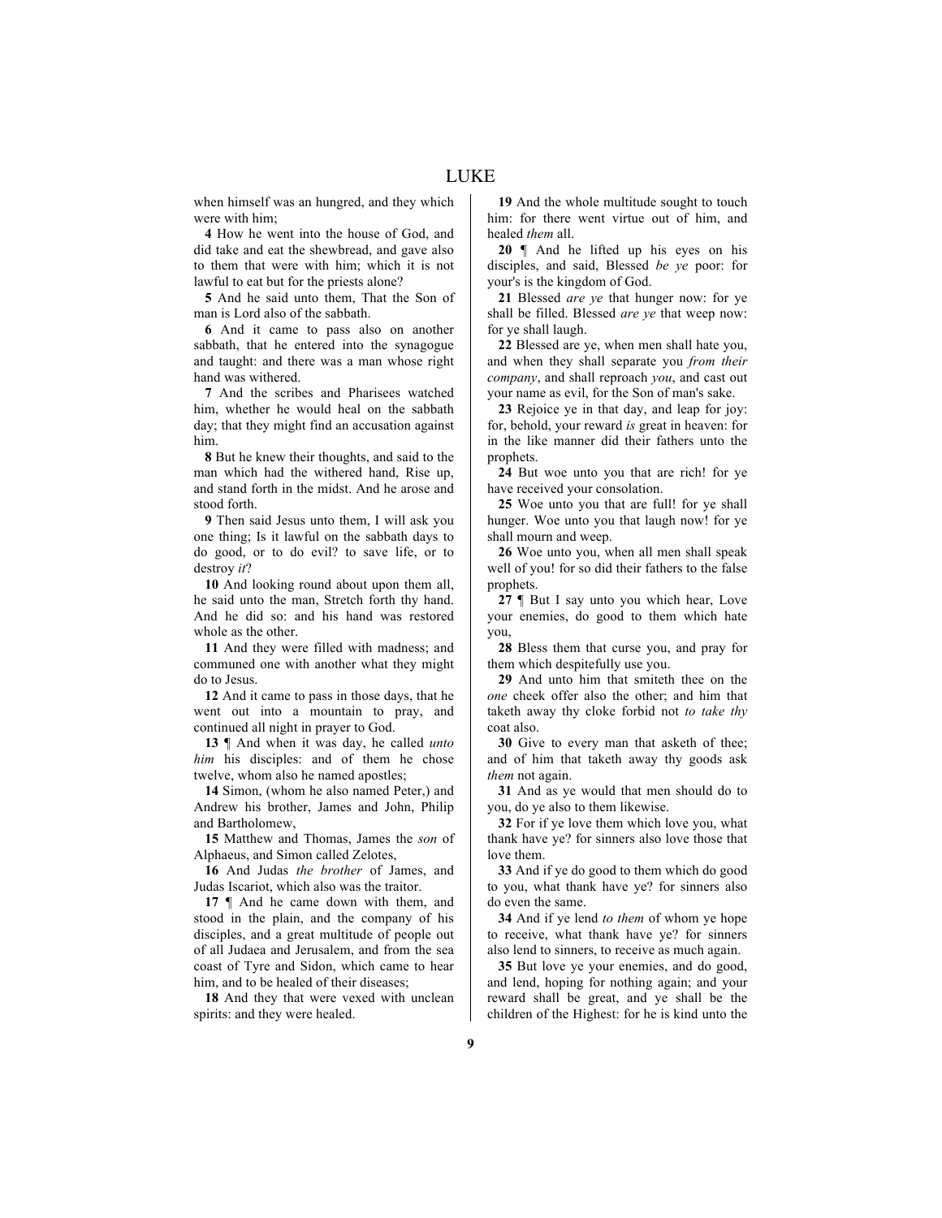when himself was an hungred, and they which were with him;

**4** How he went into the house of God, and did take and eat the shewbread, and gave also to them that were with him; which it is not lawful to eat but for the priests alone?

**5** And he said unto them, That the Son of man is Lord also of the sabbath.

**6** And it came to pass also on another sabbath, that he entered into the synagogue and taught: and there was a man whose right hand was withered.

**7** And the scribes and Pharisees watched him, whether he would heal on the sabbath day; that they might find an accusation against him.

**8** But he knew their thoughts, and said to the man which had the withered hand, Rise up, and stand forth in the midst. And he arose and stood forth.

**9** Then said Jesus unto them, I will ask you one thing; Is it lawful on the sabbath days to do good, or to do evil? to save life, or to destroy *it*?

**10** And looking round about upon them all, he said unto the man, Stretch forth thy hand. And he did so: and his hand was restored whole as the other.

**11** And they were filled with madness; and communed one with another what they might do to Jesus.

**12** And it came to pass in those days, that he went out into a mountain to pray, and continued all night in prayer to God.

**13** ¶ And when it was day, he called *unto him* his disciples: and of them he chose twelve, whom also he named apostles;

**14** Simon, (whom he also named Peter,) and Andrew his brother, James and John, Philip and Bartholomew,

**15** Matthew and Thomas, James the *son* of Alphaeus, and Simon called Zelotes,

**16** And Judas *the brother* of James, and Judas Iscariot, which also was the traitor.

**17** ¶ And he came down with them, and stood in the plain, and the company of his disciples, and a great multitude of people out of all Judaea and Jerusalem, and from the sea coast of Tyre and Sidon, which came to hear him, and to be healed of their diseases;

**18** And they that were vexed with unclean spirits: and they were healed.

**19** And the whole multitude sought to touch him: for there went virtue out of him, and healed *them* all.

**20** ¶ And he lifted up his eyes on his disciples, and said, Blessed *be ye* poor: for your's is the kingdom of God.

**21** Blessed *are ye* that hunger now: for ye shall be filled. Blessed *are ye* that weep now: for ye shall laugh.

**22** Blessed are ye, when men shall hate you, and when they shall separate you *from their company*, and shall reproach *you*, and cast out your name as evil, for the Son of man's sake.

**23** Rejoice ye in that day, and leap for joy: for, behold, your reward *is* great in heaven: for in the like manner did their fathers unto the prophets.

**24** But woe unto you that are rich! for ye have received your consolation.

**25** Woe unto you that are full! for ye shall hunger. Woe unto you that laugh now! for ye shall mourn and weep.

**26** Woe unto you, when all men shall speak well of you! for so did their fathers to the false prophets.

**27** ¶ But I say unto you which hear, Love your enemies, do good to them which hate you,

**28** Bless them that curse you, and pray for them which despitefully use you.

**29** And unto him that smiteth thee on the *one* cheek offer also the other; and him that taketh away thy cloke forbid not *to take thy* coat also.

**30** Give to every man that asketh of thee; and of him that taketh away thy goods ask *them* not again.

**31** And as ye would that men should do to you, do ye also to them likewise.

**32** For if ye love them which love you, what thank have ye? for sinners also love those that love them.

**33** And if ye do good to them which do good to you, what thank have ye? for sinners also do even the same.

**34** And if ye lend *to them* of whom ye hope to receive, what thank have ye? for sinners also lend to sinners, to receive as much again.

**35** But love ye your enemies, and do good, and lend, hoping for nothing again; and your reward shall be great, and ye shall be the children of the Highest: for he is kind unto the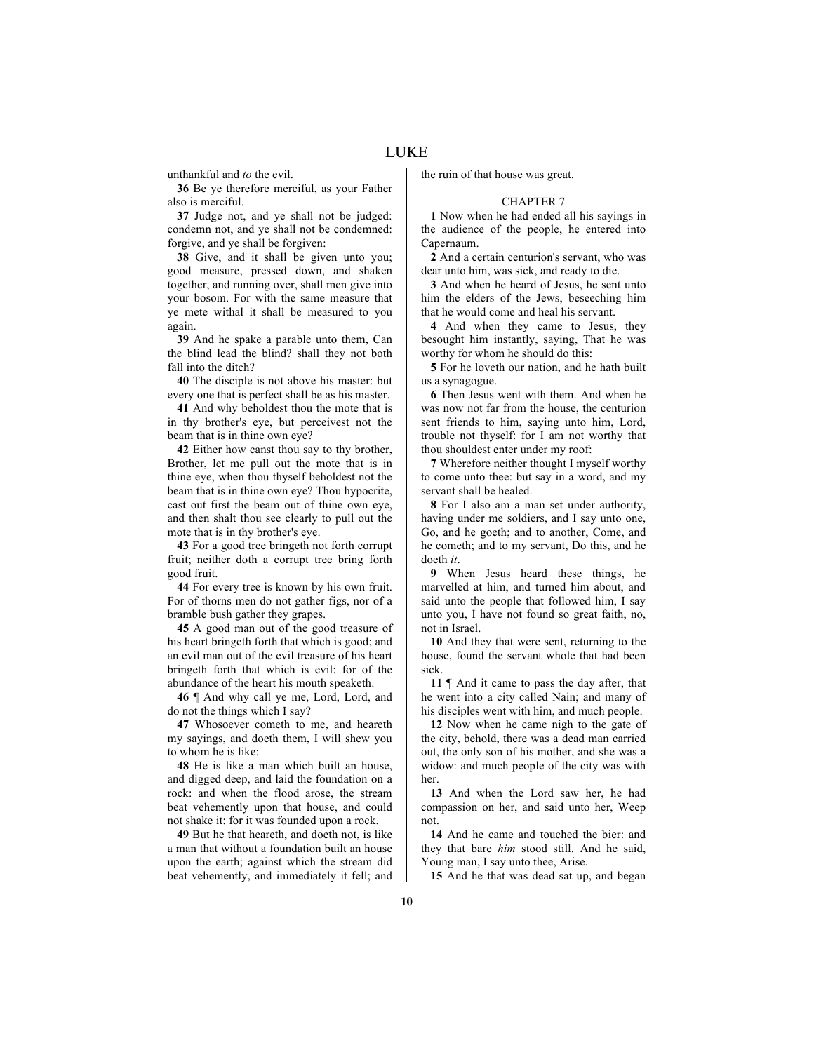unthankful and *to* the evil.

**36** Be ye therefore merciful, as your Father also is merciful.

**37** Judge not, and ye shall not be judged: condemn not, and ye shall not be condemned: forgive, and ye shall be forgiven:

**38** Give, and it shall be given unto you; good measure, pressed down, and shaken together, and running over, shall men give into your bosom. For with the same measure that ye mete withal it shall be measured to you again.

**39** And he spake a parable unto them, Can the blind lead the blind? shall they not both fall into the ditch?

**40** The disciple is not above his master: but every one that is perfect shall be as his master.

**41** And why beholdest thou the mote that is in thy brother's eye, but perceivest not the beam that is in thine own eye?

**42** Either how canst thou say to thy brother, Brother, let me pull out the mote that is in thine eye, when thou thyself beholdest not the beam that is in thine own eye? Thou hypocrite, cast out first the beam out of thine own eye, and then shalt thou see clearly to pull out the mote that is in thy brother's eye.

**43** For a good tree bringeth not forth corrupt fruit; neither doth a corrupt tree bring forth good fruit.

**44** For every tree is known by his own fruit. For of thorns men do not gather figs, nor of a bramble bush gather they grapes.

**45** A good man out of the good treasure of his heart bringeth forth that which is good; and an evil man out of the evil treasure of his heart bringeth forth that which is evil: for of the abundance of the heart his mouth speaketh.

**46** ¶ And why call ye me, Lord, Lord, and do not the things which I say?

**47** Whosoever cometh to me, and heareth my sayings, and doeth them, I will shew you to whom he is like:

**48** He is like a man which built an house, and digged deep, and laid the foundation on a rock: and when the flood arose, the stream beat vehemently upon that house, and could not shake it: for it was founded upon a rock.

**49** But he that heareth, and doeth not, is like a man that without a foundation built an house upon the earth; against which the stream did beat vehemently, and immediately it fell; and the ruin of that house was great.

## CHAPTER 7

**1** Now when he had ended all his sayings in the audience of the people, he entered into Capernaum.

**2** And a certain centurion's servant, who was dear unto him, was sick, and ready to die.

**3** And when he heard of Jesus, he sent unto him the elders of the Jews, beseeching him that he would come and heal his servant.

**4** And when they came to Jesus, they besought him instantly, saying, That he was worthy for whom he should do this:

**5** For he loveth our nation, and he hath built us a synagogue.

**6** Then Jesus went with them. And when he was now not far from the house, the centurion sent friends to him, saying unto him, Lord, trouble not thyself: for I am not worthy that thou shouldest enter under my roof:

**7** Wherefore neither thought I myself worthy to come unto thee: but say in a word, and my servant shall be healed.

**8** For I also am a man set under authority, having under me soldiers, and I say unto one, Go, and he goeth; and to another, Come, and he cometh; and to my servant, Do this, and he doeth *it*.

**9** When Jesus heard these things, he marvelled at him, and turned him about, and said unto the people that followed him, I say unto you, I have not found so great faith, no, not in Israel.

**10** And they that were sent, returning to the house, found the servant whole that had been sick.

**11** ¶ And it came to pass the day after, that he went into a city called Nain; and many of his disciples went with him, and much people.

**12** Now when he came nigh to the gate of the city, behold, there was a dead man carried out, the only son of his mother, and she was a widow: and much people of the city was with her.

**13** And when the Lord saw her, he had compassion on her, and said unto her, Weep not.

**14** And he came and touched the bier: and they that bare *him* stood still. And he said, Young man, I say unto thee, Arise.

**15** And he that was dead sat up, and began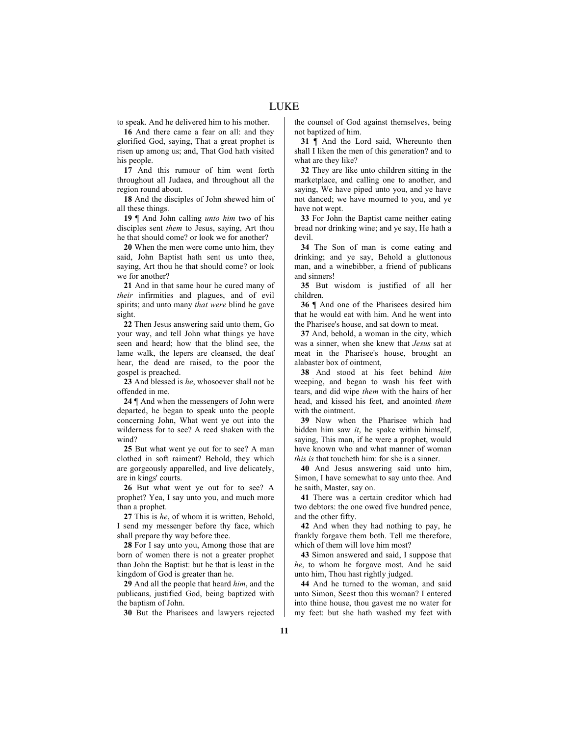to speak. And he delivered him to his mother.

**16** And there came a fear on all: and they glorified God, saying, That a great prophet is risen up among us; and, That God hath visited his people.

**17** And this rumour of him went forth throughout all Judaea, and throughout all the region round about.

**18** And the disciples of John shewed him of all these things.

**19** ¶ And John calling *unto him* two of his disciples sent *them* to Jesus, saying, Art thou he that should come? or look we for another?

**20** When the men were come unto him, they said, John Baptist hath sent us unto thee, saying, Art thou he that should come? or look we for another?

**21** And in that same hour he cured many of *their* infirmities and plagues, and of evil spirits; and unto many *that were* blind he gave sight.

**22** Then Jesus answering said unto them, Go your way, and tell John what things ye have seen and heard; how that the blind see, the lame walk, the lepers are cleansed, the deaf hear, the dead are raised, to the poor the gospel is preached.

**23** And blessed is *he*, whosoever shall not be offended in me.

**24** ¶ And when the messengers of John were departed, he began to speak unto the people concerning John, What went ye out into the wilderness for to see? A reed shaken with the wind?

**25** But what went ye out for to see? A man clothed in soft raiment? Behold, they which are gorgeously apparelled, and live delicately, are in kings' courts.

**26** But what went ye out for to see? A prophet? Yea, I say unto you, and much more than a prophet.

**27** This is *he*, of whom it is written, Behold, I send my messenger before thy face, which shall prepare thy way before thee.

**28** For I say unto you, Among those that are born of women there is not a greater prophet than John the Baptist: but he that is least in the kingdom of God is greater than he.

**29** And all the people that heard *him*, and the publicans, justified God, being baptized with the baptism of John.

**30** But the Pharisees and lawyers rejected the counsel of God against themselves, being not baptized of him.

**31** ¶ And the Lord said, Whereunto then shall I liken the men of this generation? and to what are they like?

**32** They are like unto children sitting in the marketplace, and calling one to another, and saying, We have piped unto you, and ye have not danced; we have mourned to you, and ye have not wept.

**33** For John the Baptist came neither eating bread nor drinking wine; and ye say, He hath a devil.

**34** The Son of man is come eating and drinking; and ye say, Behold a gluttonous man, and a winebibber, a friend of publicans and sinners!

**35** But wisdom is justified of all her children.

**36** ¶ And one of the Pharisees desired him that he would eat with him. And he went into the Pharisee's house, and sat down to meat.

**37** And, behold, a woman in the city, which was a sinner, when she knew that *Jesus* sat at meat in the Pharisee's house, brought an alabaster box of ointment,

**38** And stood at his feet behind *him* weeping, and began to wash his feet with tears, and did wipe *them* with the hairs of her head, and kissed his feet, and anointed *them* with the ointment.

**39** Now when the Pharisee which had bidden him saw *it*, he spake within himself, saying, This man, if he were a prophet, would have known who and what manner of woman *this is* that toucheth him: for she is a sinner.

**40** And Jesus answering said unto him, Simon, I have somewhat to say unto thee. And he saith, Master, say on.

**41** There was a certain creditor which had two debtors: the one owed five hundred pence, and the other fifty.

**42** And when they had nothing to pay, he frankly forgave them both. Tell me therefore, which of them will love him most?

**43** Simon answered and said, I suppose that *he*, to whom he forgave most. And he said unto him, Thou hast rightly judged.

**44** And he turned to the woman, and said unto Simon, Seest thou this woman? I entered into thine house, thou gavest me no water for my feet: but she hath washed my feet with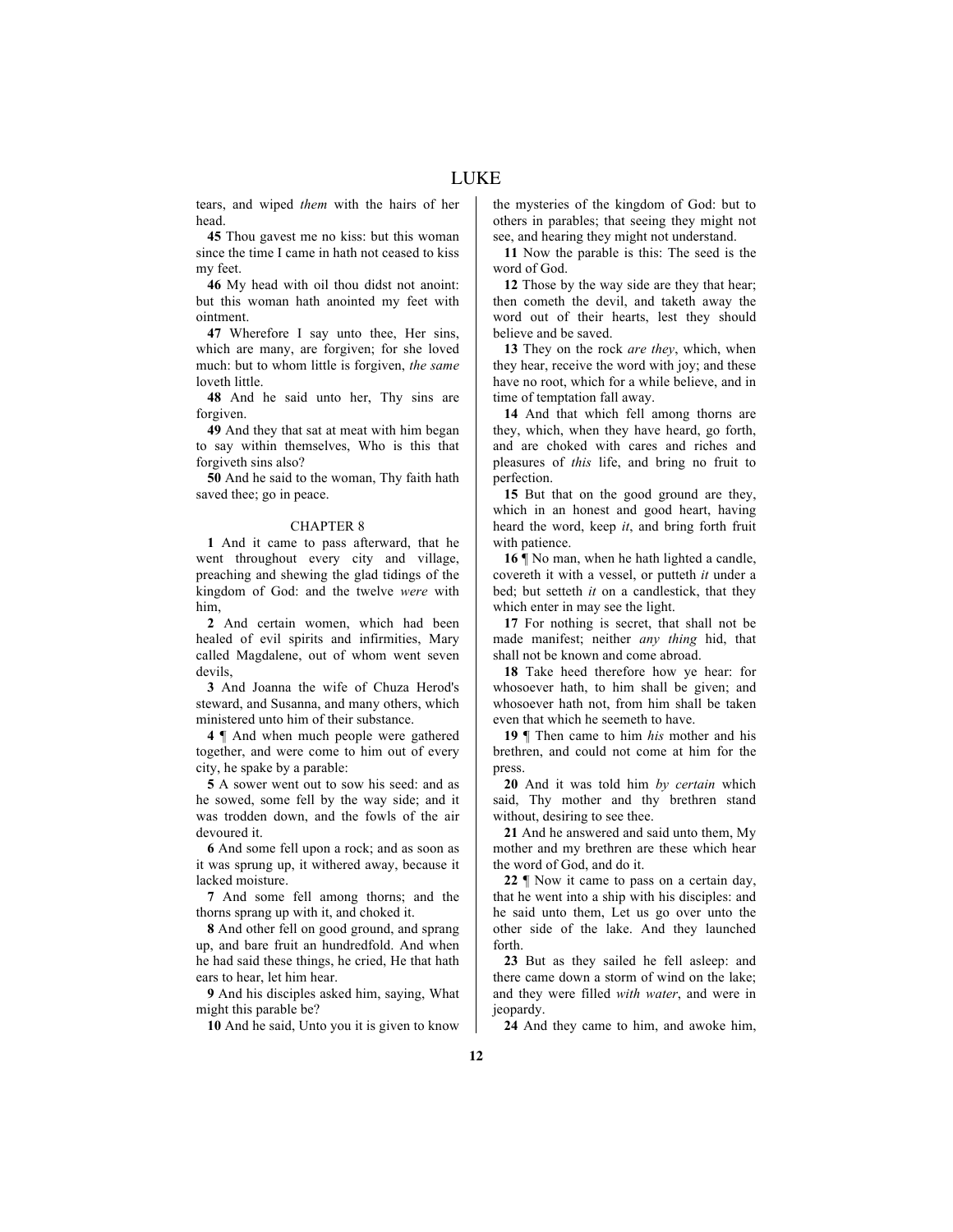tears, and wiped *them* with the hairs of her head.

**45** Thou gavest me no kiss: but this woman since the time I came in hath not ceased to kiss my feet.

**46** My head with oil thou didst not anoint: but this woman hath anointed my feet with ointment.

**47** Wherefore I say unto thee, Her sins, which are many, are forgiven; for she loved much: but to whom little is forgiven, *the same* loveth little.

**48** And he said unto her, Thy sins are forgiven.

**49** And they that sat at meat with him began to say within themselves, Who is this that forgiveth sins also?

**50** And he said to the woman, Thy faith hath saved thee; go in peace.

## CHAPTER 8

**1** And it came to pass afterward, that he went throughout every city and village, preaching and shewing the glad tidings of the kingdom of God: and the twelve *were* with him,

**2** And certain women, which had been healed of evil spirits and infirmities, Mary called Magdalene, out of whom went seven devils,

**3** And Joanna the wife of Chuza Herod's steward, and Susanna, and many others, which ministered unto him of their substance.

**4** ¶ And when much people were gathered together, and were come to him out of every city, he spake by a parable:

**5** A sower went out to sow his seed: and as he sowed, some fell by the way side; and it was trodden down, and the fowls of the air devoured it.

**6** And some fell upon a rock; and as soon as it was sprung up, it withered away, because it lacked moisture.

**7** And some fell among thorns; and the thorns sprang up with it, and choked it.

**8** And other fell on good ground, and sprang up, and bare fruit an hundredfold. And when he had said these things, he cried, He that hath ears to hear, let him hear.

**9** And his disciples asked him, saying, What might this parable be?

**10** And he said, Unto you it is given to know the mysteries of the kingdom of God: but to others in parables; that seeing they might not see, and hearing they might not understand.

**11** Now the parable is this: The seed is the word of God.

**12** Those by the way side are they that hear; then cometh the devil, and taketh away the word out of their hearts, lest they should believe and be saved.

**13** They on the rock *are they*, which, when they hear, receive the word with joy; and these have no root, which for a while believe, and in time of temptation fall away.

**14** And that which fell among thorns are they, which, when they have heard, go forth, and are choked with cares and riches and pleasures of *this* life, and bring no fruit to perfection.

**15** But that on the good ground are they, which in an honest and good heart, having heard the word, keep *it*, and bring forth fruit with patience.

**16** ¶ No man, when he hath lighted a candle, covereth it with a vessel, or putteth *it* under a bed; but setteth *it* on a candlestick, that they which enter in may see the light.

**17** For nothing is secret, that shall not be made manifest; neither *any thing* hid, that shall not be known and come abroad.

**18** Take heed therefore how ye hear: for whosoever hath, to him shall be given; and whosoever hath not, from him shall be taken even that which he seemeth to have.

**19** ¶ Then came to him *his* mother and his brethren, and could not come at him for the press.

**20** And it was told him *by certain* which said, Thy mother and thy brethren stand without, desiring to see thee.

**21** And he answered and said unto them, My mother and my brethren are these which hear the word of God, and do it.

**22** ¶ Now it came to pass on a certain day, that he went into a ship with his disciples: and he said unto them, Let us go over unto the other side of the lake. And they launched forth.

**23** But as they sailed he fell asleep: and there came down a storm of wind on the lake; and they were filled *with water*, and were in jeopardy.

**24** And they came to him, and awoke him,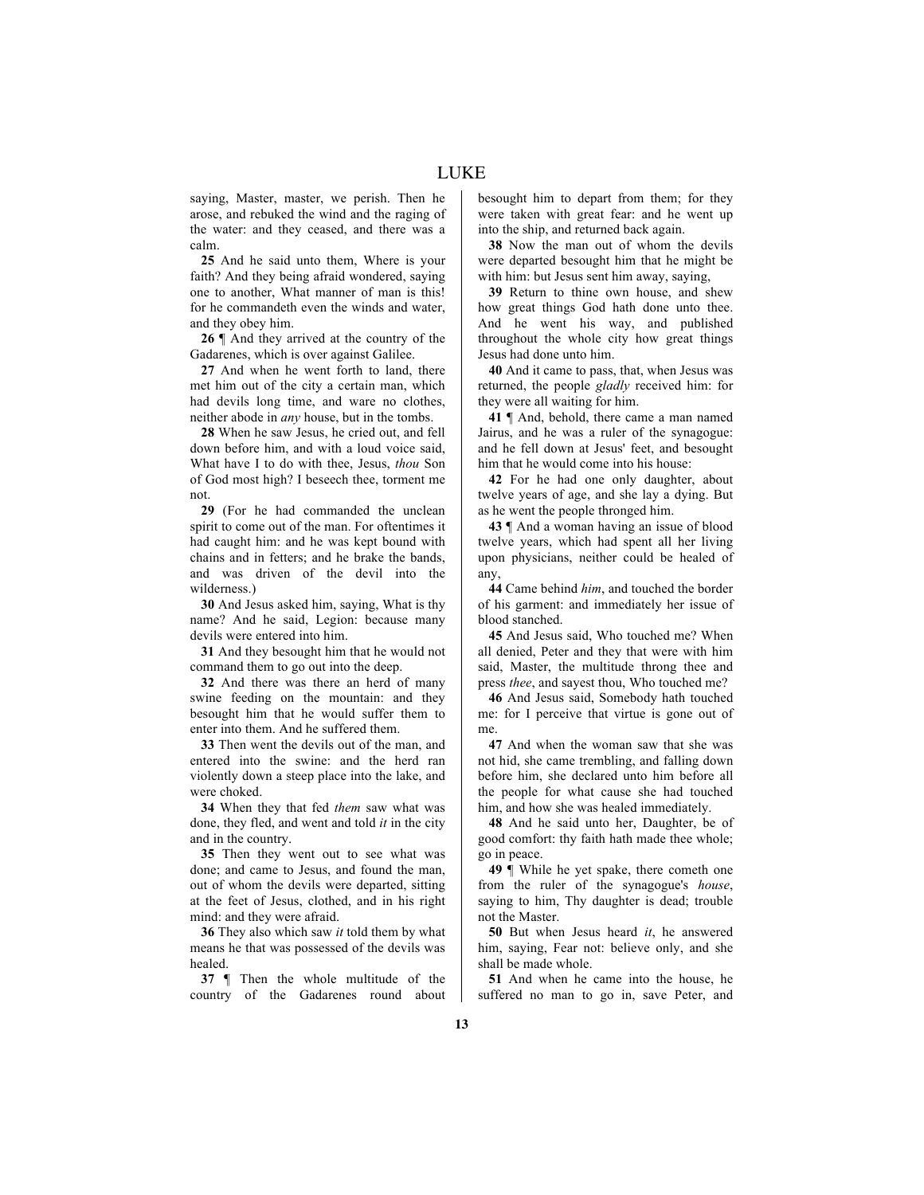saying, Master, master, we perish. Then he arose, and rebuked the wind and the raging of the water: and they ceased, and there was a calm.

**25** And he said unto them, Where is your faith? And they being afraid wondered, saying one to another, What manner of man is this! for he commandeth even the winds and water, and they obey him.

**26** ¶ And they arrived at the country of the Gadarenes, which is over against Galilee.

**27** And when he went forth to land, there met him out of the city a certain man, which had devils long time, and ware no clothes, neither abode in *any* house, but in the tombs.

**28** When he saw Jesus, he cried out, and fell down before him, and with a loud voice said, What have I to do with thee, Jesus, *thou* Son of God most high? I beseech thee, torment me not.

**29** (For he had commanded the unclean spirit to come out of the man. For oftentimes it had caught him: and he was kept bound with chains and in fetters; and he brake the bands, and was driven of the devil into the wilderness.)

**30** And Jesus asked him, saying, What is thy name? And he said, Legion: because many devils were entered into him.

**31** And they besought him that he would not command them to go out into the deep.

**32** And there was there an herd of many swine feeding on the mountain: and they besought him that he would suffer them to enter into them. And he suffered them.

**33** Then went the devils out of the man, and entered into the swine: and the herd ran violently down a steep place into the lake, and were choked.

**34** When they that fed *them* saw what was done, they fled, and went and told *it* in the city and in the country.

**35** Then they went out to see what was done; and came to Jesus, and found the man, out of whom the devils were departed, sitting at the feet of Jesus, clothed, and in his right mind: and they were afraid.

**36** They also which saw *it* told them by what means he that was possessed of the devils was healed.

**37** ¶ Then the whole multitude of the country of the Gadarenes round about besought him to depart from them; for they were taken with great fear: and he went up into the ship, and returned back again.

**38** Now the man out of whom the devils were departed besought him that he might be with him: but Jesus sent him away, saying,

**39** Return to thine own house, and shew how great things God hath done unto thee. And he went his way, and published throughout the whole city how great things Jesus had done unto him.

**40** And it came to pass, that, when Jesus was returned, the people *gladly* received him: for they were all waiting for him.

**41** ¶ And, behold, there came a man named Jairus, and he was a ruler of the synagogue: and he fell down at Jesus' feet, and besought him that he would come into his house:

**42** For he had one only daughter, about twelve years of age, and she lay a dying. But as he went the people thronged him.

**43** ¶ And a woman having an issue of blood twelve years, which had spent all her living upon physicians, neither could be healed of any,

**44** Came behind *him*, and touched the border of his garment: and immediately her issue of blood stanched.

**45** And Jesus said, Who touched me? When all denied, Peter and they that were with him said, Master, the multitude throng thee and press *thee*, and sayest thou, Who touched me?

**46** And Jesus said, Somebody hath touched me: for I perceive that virtue is gone out of me.

**47** And when the woman saw that she was not hid, she came trembling, and falling down before him, she declared unto him before all the people for what cause she had touched him, and how she was healed immediately.

**48** And he said unto her, Daughter, be of good comfort: thy faith hath made thee whole; go in peace.

**49** ¶ While he yet spake, there cometh one from the ruler of the synagogue's *house*, saying to him, Thy daughter is dead; trouble not the Master.

**50** But when Jesus heard *it*, he answered him, saying, Fear not: believe only, and she shall be made whole.

**51** And when he came into the house, he suffered no man to go in, save Peter, and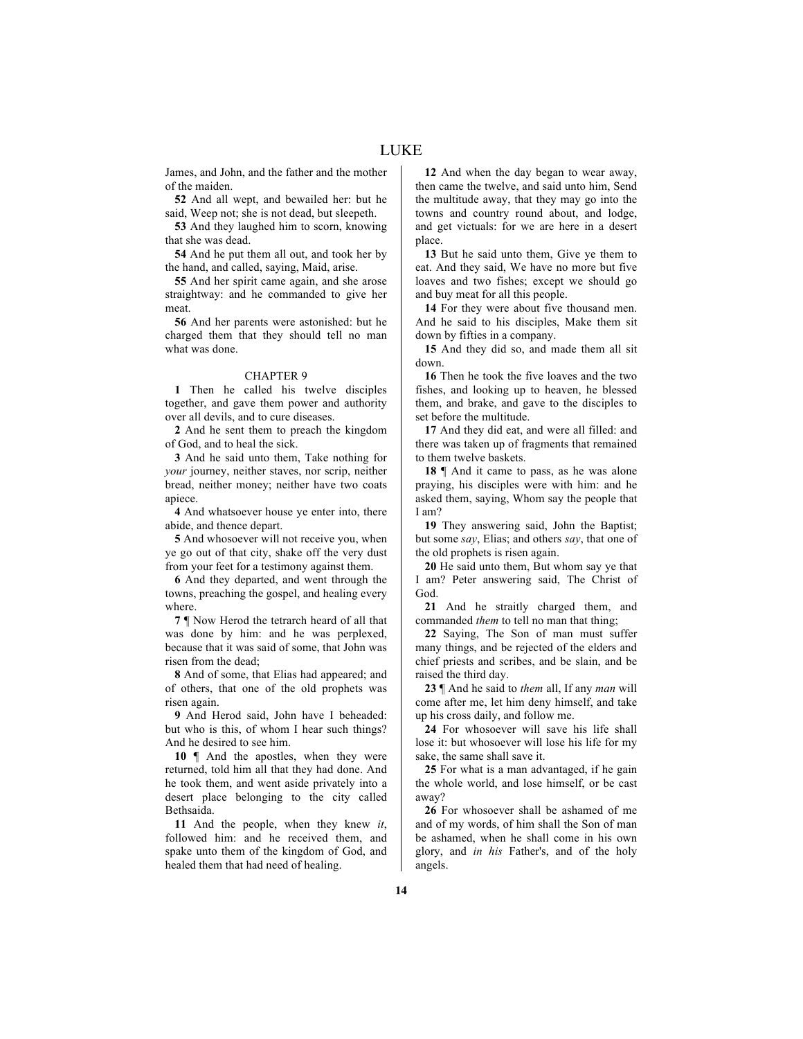James, and John, and the father and the mother of the maiden.

**52** And all wept, and bewailed her: but he said, Weep not; she is not dead, but sleepeth.

**53** And they laughed him to scorn, knowing that she was dead.

**54** And he put them all out, and took her by the hand, and called, saying, Maid, arise.

**55** And her spirit came again, and she arose straightway: and he commanded to give her meat.

**56** And her parents were astonished: but he charged them that they should tell no man what was done.

CHAPTER 9

**1** Then he called his twelve disciples together, and gave them power and authority over all devils, and to cure diseases.

**2** And he sent them to preach the kingdom of God, and to heal the sick.

**3** And he said unto them, Take nothing for *your* journey, neither staves, nor scrip, neither bread, neither money; neither have two coats apiece.

**4** And whatsoever house ye enter into, there abide, and thence depart.

**5** And whosoever will not receive you, when ye go out of that city, shake off the very dust from your feet for a testimony against them.

**6** And they departed, and went through the towns, preaching the gospel, and healing every where.

**7** ¶ Now Herod the tetrarch heard of all that was done by him: and he was perplexed, because that it was said of some, that John was risen from the dead;

**8** And of some, that Elias had appeared; and of others, that one of the old prophets was risen again.

**9** And Herod said, John have I beheaded: but who is this, of whom I hear such things? And he desired to see him.

**10** ¶ And the apostles, when they were returned, told him all that they had done. And he took them, and went aside privately into a desert place belonging to the city called Bethsaida.

**11** And the people, when they knew *it*, followed him: and he received them, and spake unto them of the kingdom of God, and healed them that had need of healing.

**12** And when the day began to wear away, then came the twelve, and said unto him, Send the multitude away, that they may go into the towns and country round about, and lodge, and get victuals: for we are here in a desert place.

**13** But he said unto them, Give ye them to eat. And they said, We have no more but five loaves and two fishes; except we should go and buy meat for all this people.

**14** For they were about five thousand men. And he said to his disciples, Make them sit down by fifties in a company.

**15** And they did so, and made them all sit down.

**16** Then he took the five loaves and the two fishes, and looking up to heaven, he blessed them, and brake, and gave to the disciples to set before the multitude.

**17** And they did eat, and were all filled: and there was taken up of fragments that remained to them twelve baskets.

**18** ¶ And it came to pass, as he was alone praying, his disciples were with him: and he asked them, saying, Whom say the people that I am?

**19** They answering said, John the Baptist; but some *say*, Elias; and others *say*, that one of the old prophets is risen again.

**20** He said unto them, But whom say ye that I am? Peter answering said, The Christ of God.

**21** And he straitly charged them, and commanded *them* to tell no man that thing;

**22** Saying, The Son of man must suffer many things, and be rejected of the elders and chief priests and scribes, and be slain, and be raised the third day.

**23** ¶ And he said to *them* all, If any *man* will come after me, let him deny himself, and take up his cross daily, and follow me.

**24** For whosoever will save his life shall lose it: but whosoever will lose his life for my sake, the same shall save it.

**25** For what is a man advantaged, if he gain the whole world, and lose himself, or be cast away?

**26** For whosoever shall be ashamed of me and of my words, of him shall the Son of man be ashamed, when he shall come in his own glory, and *in his* Father's, and of the holy angels.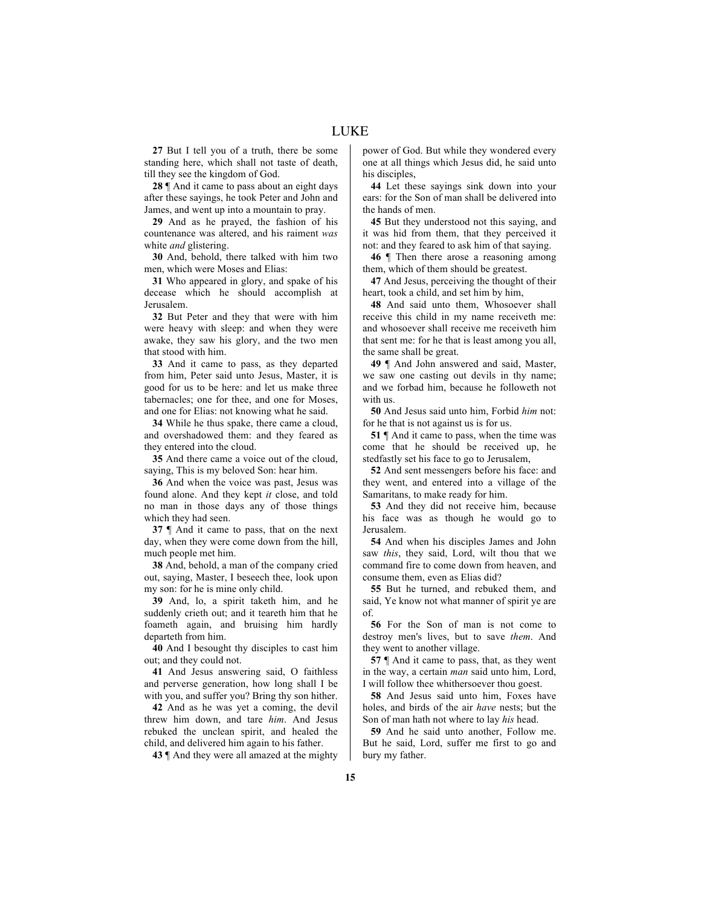**27** But I tell you of a truth, there be some standing here, which shall not taste of death, till they see the kingdom of God.

**28** ¶ And it came to pass about an eight days after these sayings, he took Peter and John and James, and went up into a mountain to pray.

**29** And as he prayed, the fashion of his countenance was altered, and his raiment *was* white *and* glistering.

**30** And, behold, there talked with him two men, which were Moses and Elias:

**31** Who appeared in glory, and spake of his decease which he should accomplish at Jerusalem.

**32** But Peter and they that were with him were heavy with sleep: and when they were awake, they saw his glory, and the two men that stood with him.

**33** And it came to pass, as they departed from him, Peter said unto Jesus, Master, it is good for us to be here: and let us make three tabernacles; one for thee, and one for Moses, and one for Elias: not knowing what he said.

**34** While he thus spake, there came a cloud, and overshadowed them: and they feared as they entered into the cloud.

**35** And there came a voice out of the cloud, saying, This is my beloved Son: hear him.

**36** And when the voice was past, Jesus was found alone. And they kept *it* close, and told no man in those days any of those things which they had seen.

**37** ¶ And it came to pass, that on the next day, when they were come down from the hill, much people met him.

**38** And, behold, a man of the company cried out, saying, Master, I beseech thee, look upon my son: for he is mine only child.

**39** And, lo, a spirit taketh him, and he suddenly crieth out; and it teareth him that he foameth again, and bruising him hardly departeth from him.

**40** And I besought thy disciples to cast him out; and they could not.

**41** And Jesus answering said, O faithless and perverse generation, how long shall I be with you, and suffer you? Bring thy son hither.

**42** And as he was yet a coming, the devil threw him down, and tare *him*. And Jesus rebuked the unclean spirit, and healed the child, and delivered him again to his father.

**43** ¶ And they were all amazed at the mighty power of God. But while they wondered every one at all things which Jesus did, he said unto his disciples,

**44** Let these sayings sink down into your ears: for the Son of man shall be delivered into the hands of men.

**45** But they understood not this saying, and it was hid from them, that they perceived it not: and they feared to ask him of that saying.

**46** ¶ Then there arose a reasoning among them, which of them should be greatest.

**47** And Jesus, perceiving the thought of their heart, took a child, and set him by him,

**48** And said unto them, Whosoever shall receive this child in my name receiveth me: and whosoever shall receive me receiveth him that sent me: for he that is least among you all, the same shall be great.

**49** ¶ And John answered and said, Master, we saw one casting out devils in thy name; and we forbad him, because he followeth not with us.

**50** And Jesus said unto him, Forbid *him* not: for he that is not against us is for us.

**51** ¶ And it came to pass, when the time was come that he should be received up, he stedfastly set his face to go to Jerusalem,

**52** And sent messengers before his face: and they went, and entered into a village of the Samaritans, to make ready for him.

**53** And they did not receive him, because his face was as though he would go to Jerusalem.

**54** And when his disciples James and John saw *this*, they said, Lord, wilt thou that we command fire to come down from heaven, and consume them, even as Elias did?

**55** But he turned, and rebuked them, and said, Ye know not what manner of spirit ye are of.

**56** For the Son of man is not come to destroy men's lives, but to save *them*. And they went to another village.

**57** ¶ And it came to pass, that, as they went in the way, a certain *man* said unto him, Lord, I will follow thee whithersoever thou goest.

**58** And Jesus said unto him, Foxes have holes, and birds of the air *have* nests; but the Son of man hath not where to lay *his* head.

**59** And he said unto another, Follow me. But he said, Lord, suffer me first to go and bury my father.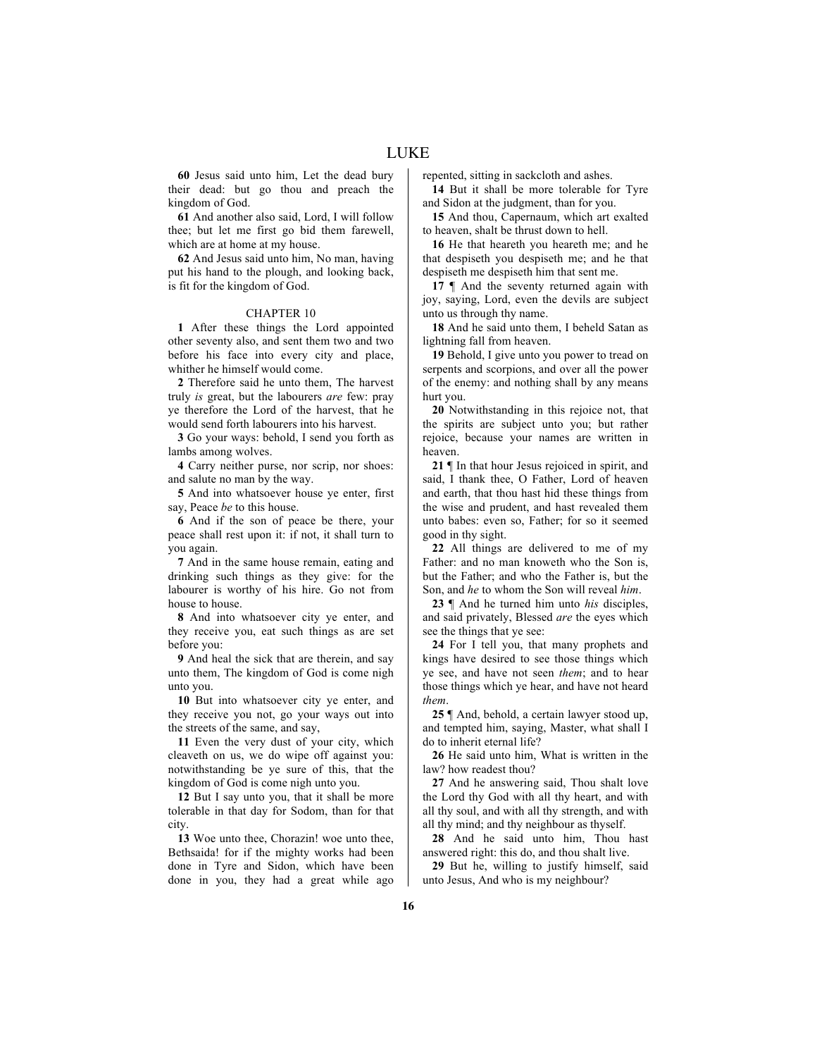**60** Jesus said unto him, Let the dead bury their dead: but go thou and preach the kingdom of God.

**61** And another also said, Lord, I will follow thee; but let me first go bid them farewell, which are at home at my house.

**62** And Jesus said unto him, No man, having put his hand to the plough, and looking back, is fit for the kingdom of God.

## CHAPTER 10

**1** After these things the Lord appointed other seventy also, and sent them two and two before his face into every city and place, whither he himself would come.

**2** Therefore said he unto them, The harvest truly *is* great, but the labourers *are* few: pray ye therefore the Lord of the harvest, that he would send forth labourers into his harvest.

**3** Go your ways: behold, I send you forth as lambs among wolves.

**4** Carry neither purse, nor scrip, nor shoes: and salute no man by the way.

**5** And into whatsoever house ye enter, first say, Peace *be* to this house.

**6** And if the son of peace be there, your peace shall rest upon it: if not, it shall turn to you again.

**7** And in the same house remain, eating and drinking such things as they give: for the labourer is worthy of his hire. Go not from house to house.

**8** And into whatsoever city ye enter, and they receive you, eat such things as are set before you:

**9** And heal the sick that are therein, and say unto them, The kingdom of God is come nigh unto you.

**10** But into whatsoever city ye enter, and they receive you not, go your ways out into the streets of the same, and say,

**11** Even the very dust of your city, which cleaveth on us, we do wipe off against you: notwithstanding be ye sure of this, that the kingdom of God is come nigh unto you.

**12** But I say unto you, that it shall be more tolerable in that day for Sodom, than for that city.

**13** Woe unto thee, Chorazin! woe unto thee, Bethsaida! for if the mighty works had been done in Tyre and Sidon, which have been done in you, they had a great while ago repented, sitting in sackcloth and ashes.

**14** But it shall be more tolerable for Tyre and Sidon at the judgment, than for you.

**15** And thou, Capernaum, which art exalted to heaven, shalt be thrust down to hell.

**16** He that heareth you heareth me; and he that despiseth you despiseth me; and he that despiseth me despiseth him that sent me.

**17** ¶ And the seventy returned again with joy, saying, Lord, even the devils are subject unto us through thy name.

**18** And he said unto them, I beheld Satan as lightning fall from heaven.

**19** Behold, I give unto you power to tread on serpents and scorpions, and over all the power of the enemy: and nothing shall by any means hurt you.

**20** Notwithstanding in this rejoice not, that the spirits are subject unto you; but rather rejoice, because your names are written in heaven.

**21** ¶ In that hour Jesus rejoiced in spirit, and said, I thank thee, O Father, Lord of heaven and earth, that thou hast hid these things from the wise and prudent, and hast revealed them unto babes: even so, Father; for so it seemed good in thy sight.

**22** All things are delivered to me of my Father: and no man knoweth who the Son is, but the Father; and who the Father is, but the Son, and *he* to whom the Son will reveal *him*.

**23** ¶ And he turned him unto *his* disciples, and said privately, Blessed *are* the eyes which see the things that ye see:

**24** For I tell you, that many prophets and kings have desired to see those things which ye see, and have not seen *them*; and to hear those things which ye hear, and have not heard *them*.

**25** ¶ And, behold, a certain lawyer stood up, and tempted him, saying, Master, what shall I do to inherit eternal life?

**26** He said unto him, What is written in the law? how readest thou?

**27** And he answering said, Thou shalt love the Lord thy God with all thy heart, and with all thy soul, and with all thy strength, and with all thy mind; and thy neighbour as thyself.

**28** And he said unto him, Thou hast answered right: this do, and thou shalt live.

**29** But he, willing to justify himself, said unto Jesus, And who is my neighbour?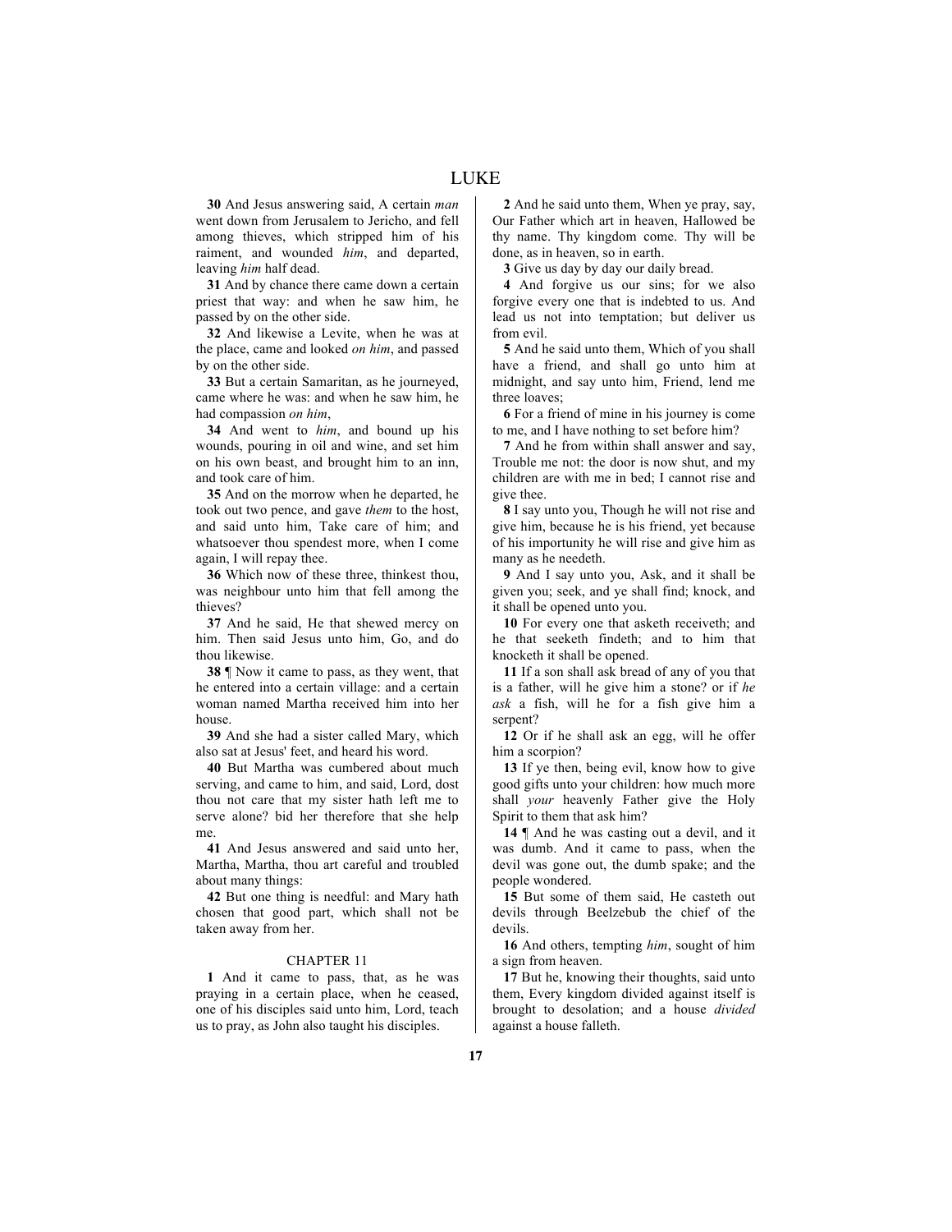# LUKE

**30** And Jesus answering said, A certain *man* went down from Jerusalem to Jericho, and fell among thieves, which stripped him of his raiment, and wounded *him*, and departed, leaving *him* half dead.

**31** And by chance there came down a certain priest that way: and when he saw him, he passed by on the other side.

**32** And likewise a Levite, when he was at the place, came and looked *on him*, and passed by on the other side.

**33** But a certain Samaritan, as he journeyed, came where he was: and when he saw him, he had compassion *on him*,

**34** And went to *him*, and bound up his wounds, pouring in oil and wine, and set him on his own beast, and brought him to an inn, and took care of him.

**35** And on the morrow when he departed, he took out two pence, and gave *them* to the host, and said unto him, Take care of him; and whatsoever thou spendest more, when I come again, I will repay thee.

**36** Which now of these three, thinkest thou, was neighbour unto him that fell among the thieves?

**37** And he said, He that shewed mercy on him. Then said Jesus unto him, Go, and do thou likewise.

**38** ¶ Now it came to pass, as they went, that he entered into a certain village: and a certain woman named Martha received him into her house.

**39** And she had a sister called Mary, which also sat at Jesus' feet, and heard his word.

**40** But Martha was cumbered about much serving, and came to him, and said, Lord, dost thou not care that my sister hath left me to serve alone? bid her therefore that she help me.

**41** And Jesus answered and said unto her, Martha, Martha, thou art careful and troubled about many things:

**42** But one thing is needful: and Mary hath chosen that good part, which shall not be taken away from her.

CHAPTER 11

**1** And it came to pass, that, as he was praying in a certain place, when he ceased, one of his disciples said unto him, Lord, teach us to pray, as John also taught his disciples.

**2** And he said unto them, When ye pray, say, Our Father which art in heaven, Hallowed be thy name. Thy kingdom come. Thy will be done, as in heaven, so in earth.

**3** Give us day by day our daily bread.

**4** And forgive us our sins; for we also forgive every one that is indebted to us. And lead us not into temptation; but deliver us from evil.

**5** And he said unto them, Which of you shall have a friend, and shall go unto him at midnight, and say unto him, Friend, lend me three loaves;

**6** For a friend of mine in his journey is come to me, and I have nothing to set before him?

**7** And he from within shall answer and say, Trouble me not: the door is now shut, and my children are with me in bed; I cannot rise and give thee.

**8** I say unto you, Though he will not rise and give him, because he is his friend, yet because of his importunity he will rise and give him as many as he needeth.

**9** And I say unto you, Ask, and it shall be given you; seek, and ye shall find; knock, and it shall be opened unto you.

**10** For every one that asketh receiveth; and he that seeketh findeth; and to him that knocketh it shall be opened.

**11** If a son shall ask bread of any of you that is a father, will he give him a stone? or if *he ask* a fish, will he for a fish give him a serpent?

**12** Or if he shall ask an egg, will he offer him a scorpion?

**13** If ye then, being evil, know how to give good gifts unto your children: how much more shall *your* heavenly Father give the Holy Spirit to them that ask him?

**14** ¶ And he was casting out a devil, and it was dumb. And it came to pass, when the devil was gone out, the dumb spake; and the people wondered.

**15** But some of them said, He casteth out devils through Beelzebub the chief of the devils.

**16** And others, tempting *him*, sought of him a sign from heaven.

**17** But he, knowing their thoughts, said unto them, Every kingdom divided against itself is brought to desolation; and a house *divided* against a house falleth.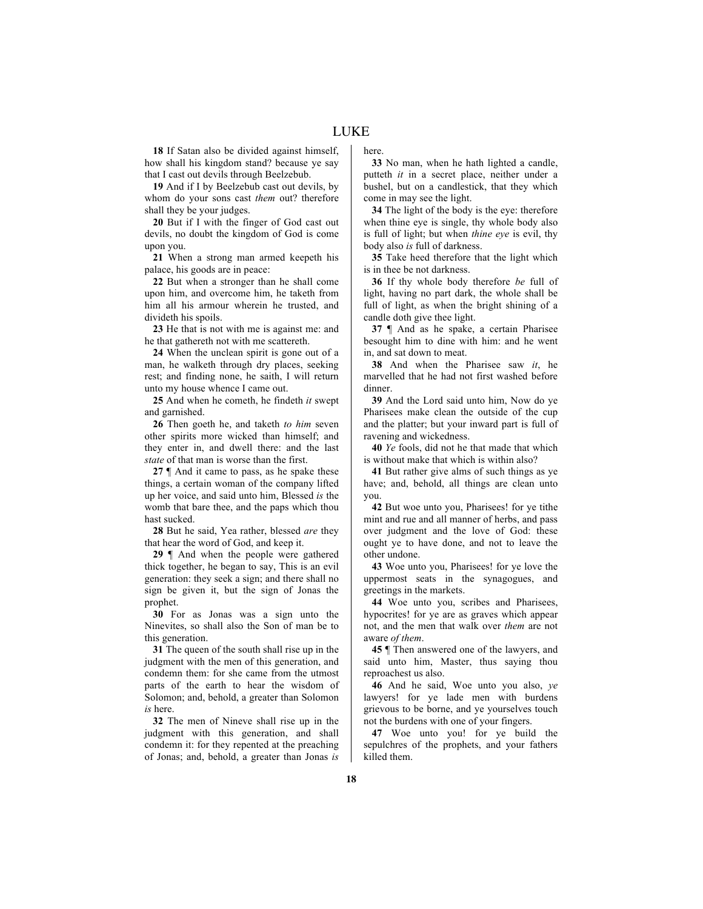**18** If Satan also be divided against himself, how shall his kingdom stand? because ye say that I cast out devils through Beelzebub.

**19** And if I by Beelzebub cast out devils, by whom do your sons cast *them* out? therefore shall they be your judges.

**20** But if I with the finger of God cast out devils, no doubt the kingdom of God is come upon you.

**21** When a strong man armed keepeth his palace, his goods are in peace:

**22** But when a stronger than he shall come upon him, and overcome him, he taketh from him all his armour wherein he trusted, and divideth his spoils.

**23** He that is not with me is against me: and he that gathereth not with me scattereth.

**24** When the unclean spirit is gone out of a man, he walketh through dry places, seeking rest; and finding none, he saith, I will return unto my house whence I came out.

**25** And when he cometh, he findeth *it* swept and garnished.

**26** Then goeth he, and taketh *to him* seven other spirits more wicked than himself; and they enter in, and dwell there: and the last *state* of that man is worse than the first.

**27** ¶ And it came to pass, as he spake these things, a certain woman of the company lifted up her voice, and said unto him, Blessed *is* the womb that bare thee, and the paps which thou hast sucked.

**28** But he said, Yea rather, blessed *are* they that hear the word of God, and keep it.

**29** ¶ And when the people were gathered thick together, he began to say, This is an evil generation: they seek a sign; and there shall no sign be given it, but the sign of Jonas the prophet.

**30** For as Jonas was a sign unto the Ninevites, so shall also the Son of man be to this generation.

**31** The queen of the south shall rise up in the judgment with the men of this generation, and condemn them: for she came from the utmost parts of the earth to hear the wisdom of Solomon; and, behold, a greater than Solomon *is* here.

**32** The men of Nineve shall rise up in the judgment with this generation, and shall condemn it: for they repented at the preaching of Jonas; and, behold, a greater than Jonas *is* here.

**33** No man, when he hath lighted a candle, putteth *it* in a secret place, neither under a bushel, but on a candlestick, that they which come in may see the light.

**34** The light of the body is the eye: therefore when thine eye is single, thy whole body also is full of light; but when *thine eye* is evil, thy body also *is* full of darkness.

**35** Take heed therefore that the light which is in thee be not darkness.

**36** If thy whole body therefore *be* full of light, having no part dark, the whole shall be full of light, as when the bright shining of a candle doth give thee light.

**37** ¶ And as he spake, a certain Pharisee besought him to dine with him: and he went in, and sat down to meat.

**38** And when the Pharisee saw *it*, he marvelled that he had not first washed before dinner.

**39** And the Lord said unto him, Now do ye Pharisees make clean the outside of the cup and the platter; but your inward part is full of ravening and wickedness.

**40** *Ye* fools, did not he that made that which is without make that which is within also?

**41** But rather give alms of such things as ye have; and, behold, all things are clean unto you.

**42** But woe unto you, Pharisees! for ye tithe mint and rue and all manner of herbs, and pass over judgment and the love of God: these ought ye to have done, and not to leave the other undone.

**43** Woe unto you, Pharisees! for ye love the uppermost seats in the synagogues, and greetings in the markets.

**44** Woe unto you, scribes and Pharisees, hypocrites! for ye are as graves which appear not, and the men that walk over *them* are not aware *of them*.

**45** ¶ Then answered one of the lawyers, and said unto him, Master, thus saying thou reproachest us also.

**46** And he said, Woe unto you also, *ye* lawyers! for ye lade men with burdens grievous to be borne, and ye yourselves touch not the burdens with one of your fingers.

**47** Woe unto you! for ye build the sepulchres of the prophets, and your fathers killed them.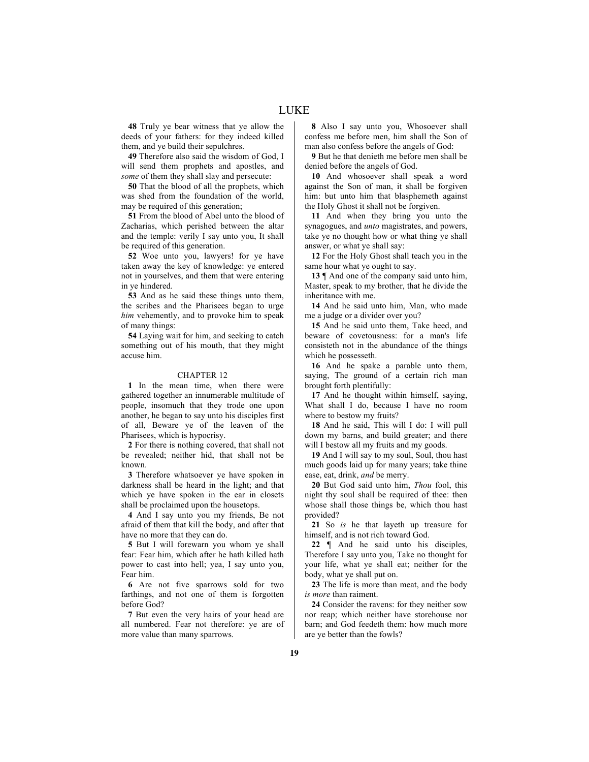**48** Truly ye bear witness that ye allow the deeds of your fathers: for they indeed killed them, and ye build their sepulchres.

**49** Therefore also said the wisdom of God, I will send them prophets and apostles, and *some* of them they shall slay and persecute:

**50** That the blood of all the prophets, which was shed from the foundation of the world, may be required of this generation;

**51** From the blood of Abel unto the blood of Zacharias, which perished between the altar and the temple: verily I say unto you, It shall be required of this generation.

**52** Woe unto you, lawyers! for ye have taken away the key of knowledge: ye entered not in yourselves, and them that were entering in ye hindered.

**53** And as he said these things unto them, the scribes and the Pharisees began to urge *him* vehemently, and to provoke him to speak of many things:

**54** Laying wait for him, and seeking to catch something out of his mouth, that they might accuse him.

## CHAPTER 12

**1** In the mean time, when there were gathered together an innumerable multitude of people, insomuch that they trode one upon another, he began to say unto his disciples first of all, Beware ye of the leaven of the Pharisees, which is hypocrisy.

**2** For there is nothing covered, that shall not be revealed; neither hid, that shall not be known.

**3** Therefore whatsoever ye have spoken in darkness shall be heard in the light; and that which ye have spoken in the ear in closets shall be proclaimed upon the housetops.

**4** And I say unto you my friends, Be not afraid of them that kill the body, and after that have no more that they can do.

**5** But I will forewarn you whom ye shall fear: Fear him, which after he hath killed hath power to cast into hell; yea, I say unto you, Fear him.

**6** Are not five sparrows sold for two farthings, and not one of them is forgotten before God?

**7** But even the very hairs of your head are all numbered. Fear not therefore: ye are of more value than many sparrows.

**8** Also I say unto you, Whosoever shall confess me before men, him shall the Son of man also confess before the angels of God:

**9** But he that denieth me before men shall be denied before the angels of God.

**10** And whosoever shall speak a word against the Son of man, it shall be forgiven him: but unto him that blasphemeth against the Holy Ghost it shall not be forgiven.

**11** And when they bring you unto the synagogues, and *unto* magistrates, and powers, take ye no thought how or what thing ye shall answer, or what ye shall say:

**12** For the Holy Ghost shall teach you in the same hour what ye ought to say.

**13** ¶ And one of the company said unto him, Master, speak to my brother, that he divide the inheritance with me.

**14** And he said unto him, Man, who made me a judge or a divider over you?

**15** And he said unto them, Take heed, and beware of covetousness: for a man's life consisteth not in the abundance of the things which he possesseth.

**16** And he spake a parable unto them, saying, The ground of a certain rich man brought forth plentifully:

**17** And he thought within himself, saying, What shall I do, because I have no room where to bestow my fruits?

**18** And he said, This will I do: I will pull down my barns, and build greater; and there will I bestow all my fruits and my goods.

**19** And I will say to my soul, Soul, thou hast much goods laid up for many years; take thine ease, eat, drink, *and* be merry.

**20** But God said unto him, *Thou* fool, this night thy soul shall be required of thee: then whose shall those things be, which thou hast provided?

**21** So *is* he that layeth up treasure for himself, and is not rich toward God.

**22** ¶ And he said unto his disciples, Therefore I say unto you, Take no thought for your life, what ye shall eat; neither for the body, what ye shall put on.

**23** The life is more than meat, and the body *is more* than raiment.

**24** Consider the ravens: for they neither sow nor reap; which neither have storehouse nor barn; and God feedeth them: how much more are ye better than the fowls?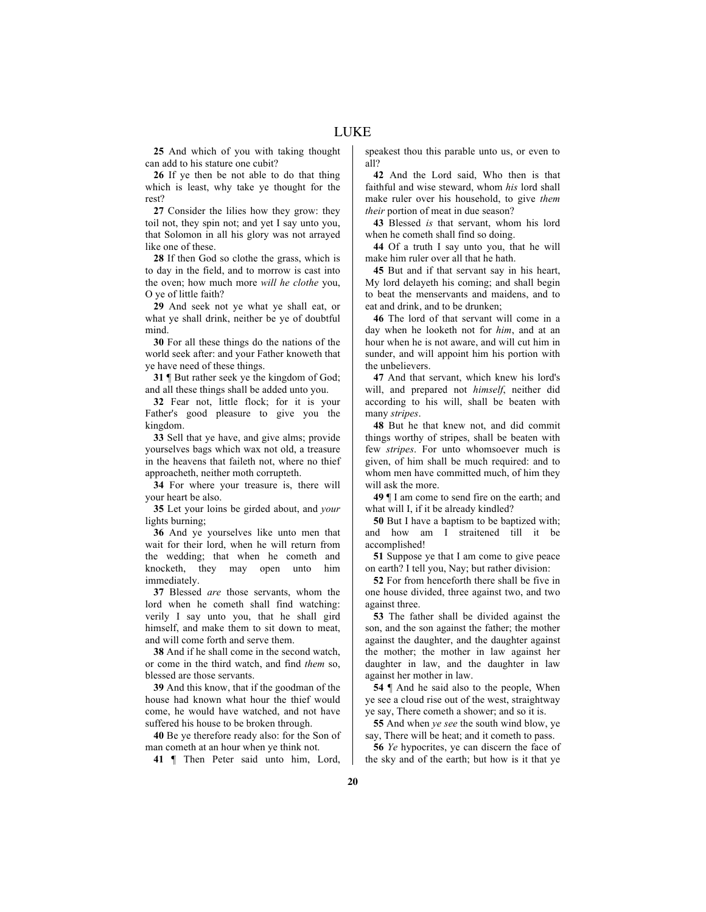**25** And which of you with taking thought can add to his stature one cubit?

**26** If ye then be not able to do that thing which is least, why take ye thought for the rest?

**27** Consider the lilies how they grow: they toil not, they spin not; and yet I say unto you, that Solomon in all his glory was not arrayed like one of these.

**28** If then God so clothe the grass, which is to day in the field, and to morrow is cast into the oven; how much more *will he clothe* you, O ye of little faith?

**29** And seek not ye what ye shall eat, or what ye shall drink, neither be ye of doubtful mind.

**30** For all these things do the nations of the world seek after: and your Father knoweth that ye have need of these things.

**31** ¶ But rather seek ye the kingdom of God; and all these things shall be added unto you.

**32** Fear not, little flock; for it is your Father's good pleasure to give you the kingdom.

**33** Sell that ye have, and give alms; provide yourselves bags which wax not old, a treasure in the heavens that faileth not, where no thief approacheth, neither moth corrupteth.

**34** For where your treasure is, there will your heart be also.

**35** Let your loins be girded about, and *your* lights burning;

**36** And ye yourselves like unto men that wait for their lord, when he will return from the wedding; that when he cometh and knocketh, they may open unto him immediately.

**37** Blessed *are* those servants, whom the lord when he cometh shall find watching: verily I say unto you, that he shall gird himself, and make them to sit down to meat, and will come forth and serve them.

**38** And if he shall come in the second watch, or come in the third watch, and find *them* so, blessed are those servants.

**39** And this know, that if the goodman of the house had known what hour the thief would come, he would have watched, and not have suffered his house to be broken through.

**40** Be ye therefore ready also: for the Son of man cometh at an hour when ye think not.

**41** ¶ Then Peter said unto him, Lord, speakest thou this parable unto us, or even to all?

**42** And the Lord said, Who then is that faithful and wise steward, whom *his* lord shall make ruler over his household, to give *them their* portion of meat in due season?

**43** Blessed *is* that servant, whom his lord when he cometh shall find so doing.

**44** Of a truth I say unto you, that he will make him ruler over all that he hath.

**45** But and if that servant say in his heart, My lord delayeth his coming; and shall begin to beat the menservants and maidens, and to eat and drink, and to be drunken;

**46** The lord of that servant will come in a day when he looketh not for *him*, and at an hour when he is not aware, and will cut him in sunder, and will appoint him his portion with the unbelievers.

**47** And that servant, which knew his lord's will, and prepared not *himself*, neither did according to his will, shall be beaten with many *stripes*.

**48** But he that knew not, and did commit things worthy of stripes, shall be beaten with few *stripes*. For unto whomsoever much is given, of him shall be much required: and to whom men have committed much, of him they will ask the more.

**49** ¶ I am come to send fire on the earth; and what will I, if it be already kindled?

**50** But I have a baptism to be baptized with; and how am I straitened till it be accomplished!

**51** Suppose ye that I am come to give peace on earth? I tell you, Nay; but rather division:

**52** For from henceforth there shall be five in one house divided, three against two, and two against three.

**53** The father shall be divided against the son, and the son against the father; the mother against the daughter, and the daughter against the mother; the mother in law against her daughter in law, and the daughter in law against her mother in law.

**54** ¶ And he said also to the people, When ye see a cloud rise out of the west, straightway ye say, There cometh a shower; and so it is.

**55** And when *ye see* the south wind blow, ye say, There will be heat; and it cometh to pass.

**56** *Ye* hypocrites, ye can discern the face of the sky and of the earth; but how is it that ye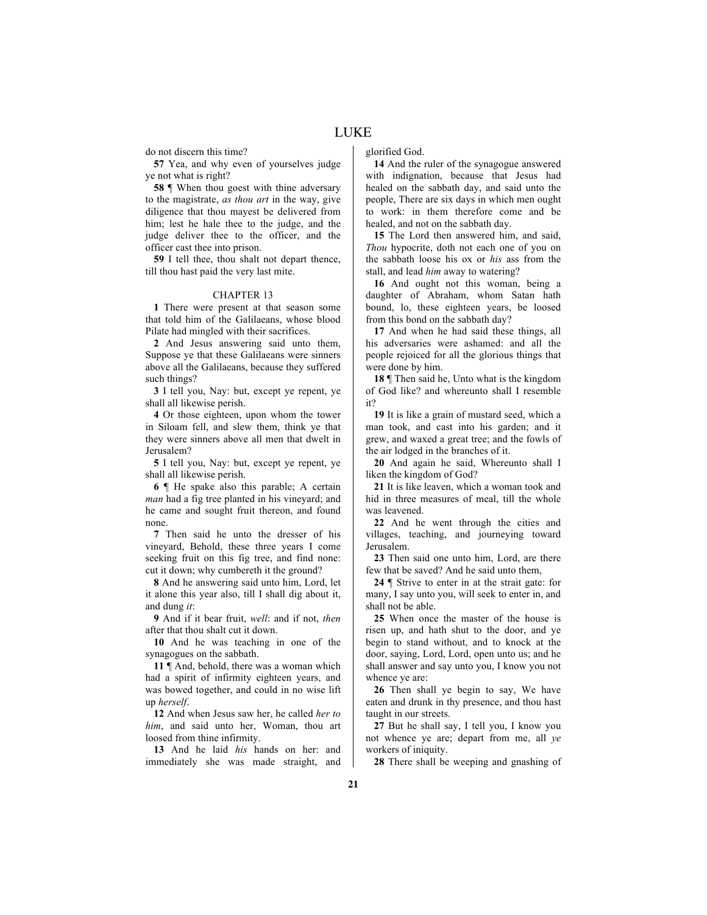do not discern this time?

**57** Yea, and why even of yourselves judge ye not what is right?

**58** ¶ When thou goest with thine adversary to the magistrate, *as thou art* in the way, give diligence that thou mayest be delivered from him; lest he hale thee to the judge, and the judge deliver thee to the officer, and the officer cast thee into prison.

**59** I tell thee, thou shalt not depart thence, till thou hast paid the very last mite.

## CHAPTER 13

**1** There were present at that season some that told him of the Galilaeans, whose blood Pilate had mingled with their sacrifices.

**2** And Jesus answering said unto them, Suppose ye that these Galilaeans were sinners above all the Galilaeans, because they suffered such things?

**3** I tell you, Nay: but, except ye repent, ye shall all likewise perish.

**4** Or those eighteen, upon whom the tower in Siloam fell, and slew them, think ye that they were sinners above all men that dwelt in Jerusalem?

**5** I tell you, Nay: but, except ye repent, ye shall all likewise perish.

**6** ¶ He spake also this parable; A certain *man* had a fig tree planted in his vineyard; and he came and sought fruit thereon, and found none.

**7** Then said he unto the dresser of his vineyard, Behold, these three years I come seeking fruit on this fig tree, and find none: cut it down; why cumbereth it the ground?

**8** And he answering said unto him, Lord, let it alone this year also, till I shall dig about it, and dung *it*:

**9** And if it bear fruit, *well*: and if not, *then* after that thou shalt cut it down.

**10** And he was teaching in one of the synagogues on the sabbath.

**11** ¶ And, behold, there was a woman which had a spirit of infirmity eighteen years, and was bowed together, and could in no wise lift up *herself*.

**12** And when Jesus saw her, he called *her to him*, and said unto her, Woman, thou art loosed from thine infirmity.

**13** And he laid *his* hands on her: and immediately she was made straight, and glorified God.

**14** And the ruler of the synagogue answered with indignation, because that Jesus had healed on the sabbath day, and said unto the people, There are six days in which men ought to work: in them therefore come and be healed, and not on the sabbath day.

**15** The Lord then answered him, and said, *Thou* hypocrite, doth not each one of you on the sabbath loose his ox or *his* ass from the stall, and lead *him* away to watering?

**16** And ought not this woman, being a daughter of Abraham, whom Satan hath bound, lo, these eighteen years, be loosed from this bond on the sabbath day?

**17** And when he had said these things, all his adversaries were ashamed: and all the people rejoiced for all the glorious things that were done by him.

**18** ¶ Then said he, Unto what is the kingdom of God like? and whereunto shall I resemble it?

**19** It is like a grain of mustard seed, which a man took, and cast into his garden; and it grew, and waxed a great tree; and the fowls of the air lodged in the branches of it.

**20** And again he said, Whereunto shall I liken the kingdom of God?

**21** It is like leaven, which a woman took and hid in three measures of meal, till the whole was leavened.

**22** And he went through the cities and villages, teaching, and journeying toward Jerusalem.

**23** Then said one unto him, Lord, are there few that be saved? And he said unto them,

**24** ¶ Strive to enter in at the strait gate: for many, I say unto you, will seek to enter in, and shall not be able.

**25** When once the master of the house is risen up, and hath shut to the door, and ye begin to stand without, and to knock at the door, saying, Lord, Lord, open unto us; and he shall answer and say unto you, I know you not whence ye are:

**26** Then shall ye begin to say, We have eaten and drunk in thy presence, and thou hast taught in our streets.

**27** But he shall say, I tell you, I know you not whence ye are; depart from me, all *ye* workers of iniquity.

**28** There shall be weeping and gnashing of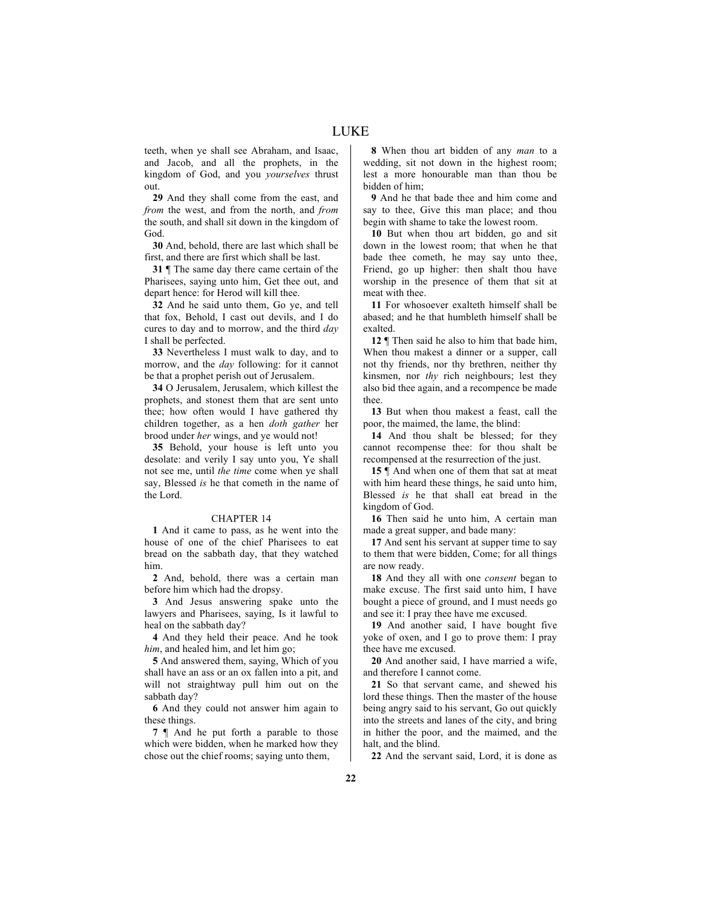teeth, when ye shall see Abraham, and Isaac, and Jacob, and all the prophets, in the kingdom of God, and you *yourselves* thrust out.

**29** And they shall come from the east, and *from* the west, and from the north, and *from* the south, and shall sit down in the kingdom of God.

**30** And, behold, there are last which shall be first, and there are first which shall be last.

**31** ¶ The same day there came certain of the Pharisees, saying unto him, Get thee out, and depart hence: for Herod will kill thee.

**32** And he said unto them, Go ye, and tell that fox, Behold, I cast out devils, and I do cures to day and to morrow, and the third *day* I shall be perfected.

**33** Nevertheless I must walk to day, and to morrow, and the *day* following: for it cannot be that a prophet perish out of Jerusalem.

**34** O Jerusalem, Jerusalem, which killest the prophets, and stonest them that are sent unto thee; how often would I have gathered thy children together, as a hen *doth gather* her brood under *her* wings, and ye would not!

**35** Behold, your house is left unto you desolate: and verily I say unto you, Ye shall not see me, until *the time* come when ye shall say, Blessed *is* he that cometh in the name of the Lord.

## CHAPTER 14

**1** And it came to pass, as he went into the house of one of the chief Pharisees to eat bread on the sabbath day, that they watched him.

**2** And, behold, there was a certain man before him which had the dropsy.

**3** And Jesus answering spake unto the lawyers and Pharisees, saying, Is it lawful to heal on the sabbath day?

**4** And they held their peace. And he took *him*, and healed him, and let him go;

**5** And answered them, saying, Which of you shall have an ass or an ox fallen into a pit, and will not straightway pull him out on the sabbath day?

**6** And they could not answer him again to these things.

**7** ¶ And he put forth a parable to those which were bidden, when he marked how they chose out the chief rooms; saying unto them,

**8** When thou art bidden of any *man* to a wedding, sit not down in the highest room; lest a more honourable man than thou be bidden of him;

**9** And he that bade thee and him come and say to thee, Give this man place; and thou begin with shame to take the lowest room.

**10** But when thou art bidden, go and sit down in the lowest room; that when he that bade thee cometh, he may say unto thee, Friend, go up higher: then shalt thou have worship in the presence of them that sit at meat with thee.

**11** For whosoever exalteth himself shall be abased; and he that humbleth himself shall be exalted.

**12** ¶ Then said he also to him that bade him, When thou makest a dinner or a supper, call not thy friends, nor thy brethren, neither thy kinsmen, nor *thy* rich neighbours; lest they also bid thee again, and a recompence be made thee.

**13** But when thou makest a feast, call the poor, the maimed, the lame, the blind:

**14** And thou shalt be blessed; for they cannot recompense thee: for thou shalt be recompensed at the resurrection of the just.

**15** ¶ And when one of them that sat at meat with him heard these things, he said unto him, Blessed *is* he that shall eat bread in the kingdom of God.

**16** Then said he unto him, A certain man made a great supper, and bade many:

**17** And sent his servant at supper time to say to them that were bidden, Come; for all things are now ready.

**18** And they all with one *consent* began to make excuse. The first said unto him, I have bought a piece of ground, and I must needs go and see it: I pray thee have me excused.

**19** And another said, I have bought five yoke of oxen, and I go to prove them: I pray thee have me excused.

**20** And another said, I have married a wife, and therefore I cannot come.

**21** So that servant came, and shewed his lord these things. Then the master of the house being angry said to his servant, Go out quickly into the streets and lanes of the city, and bring in hither the poor, and the maimed, and the halt, and the blind.

**22** And the servant said, Lord, it is done as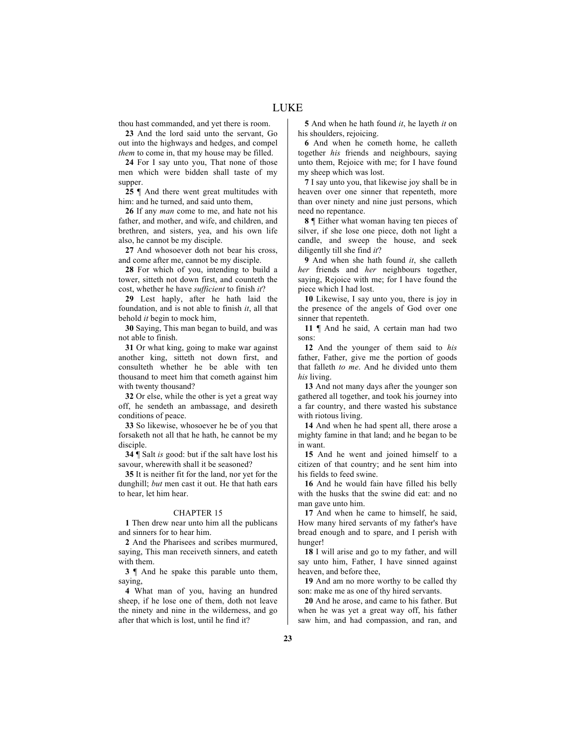thou hast commanded, and yet there is room.

**23** And the lord said unto the servant, Go out into the highways and hedges, and compel *them* to come in, that my house may be filled.

**24** For I say unto you, That none of those men which were bidden shall taste of my supper.

**25** ¶ And there went great multitudes with him: and he turned, and said unto them,

**26** If any *man* come to me, and hate not his father, and mother, and wife, and children, and brethren, and sisters, yea, and his own life also, he cannot be my disciple.

**27** And whosoever doth not bear his cross, and come after me, cannot be my disciple.

**28** For which of you, intending to build a tower, sitteth not down first, and counteth the cost, whether he have *sufficient* to finish *it*?

**29** Lest haply, after he hath laid the foundation, and is not able to finish *it*, all that behold *it* begin to mock him,

**30** Saying, This man began to build, and was not able to finish.

**31** Or what king, going to make war against another king, sitteth not down first, and consulteth whether he be able with ten thousand to meet him that cometh against him with twenty thousand?

**32** Or else, while the other is yet a great way off, he sendeth an ambassage, and desireth conditions of peace.

**33** So likewise, whosoever he be of you that forsaketh not all that he hath, he cannot be my disciple.

**34** ¶ Salt *is* good: but if the salt have lost his savour, wherewith shall it be seasoned?

**35** It is neither fit for the land, nor yet for the dunghill; *but* men cast it out. He that hath ears to hear, let him hear.

## CHAPTER 15

**1** Then drew near unto him all the publicans and sinners for to hear him.

**2** And the Pharisees and scribes murmured, saying, This man receiveth sinners, and eateth with them.

**3** ¶ And he spake this parable unto them, saying,

**4** What man of you, having an hundred sheep, if he lose one of them, doth not leave the ninety and nine in the wilderness, and go after that which is lost, until he find it?

**5** And when he hath found *it*, he layeth *it* on his shoulders, rejoicing.

**6** And when he cometh home, he calleth together *his* friends and neighbours, saying unto them, Rejoice with me; for I have found my sheep which was lost.

**7** I say unto you, that likewise joy shall be in heaven over one sinner that repenteth, more than over ninety and nine just persons, which need no repentance.

**8** ¶ Either what woman having ten pieces of silver, if she lose one piece, doth not light a candle, and sweep the house, and seek diligently till she find *it*?

**9** And when she hath found *it*, she calleth *her* friends and *her* neighbours together, saying, Rejoice with me; for I have found the piece which I had lost.

**10** Likewise, I say unto you, there is joy in the presence of the angels of God over one sinner that repenteth.

**11** ¶ And he said, A certain man had two sons:

**12** And the younger of them said to *his* father, Father, give me the portion of goods that falleth *to me*. And he divided unto them *his* living.

**13** And not many days after the younger son gathered all together, and took his journey into a far country, and there wasted his substance with riotous living.

**14** And when he had spent all, there arose a mighty famine in that land; and he began to be in want.

**15** And he went and joined himself to a citizen of that country; and he sent him into his fields to feed swine.

**16** And he would fain have filled his belly with the husks that the swine did eat: and no man gave unto him.

**17** And when he came to himself, he said, How many hired servants of my father's have bread enough and to spare, and I perish with hunger!

**18** I will arise and go to my father, and will say unto him, Father, I have sinned against heaven, and before thee,

**19** And am no more worthy to be called thy son: make me as one of thy hired servants.

**20** And he arose, and came to his father. But when he was yet a great way off, his father saw him, and had compassion, and ran, and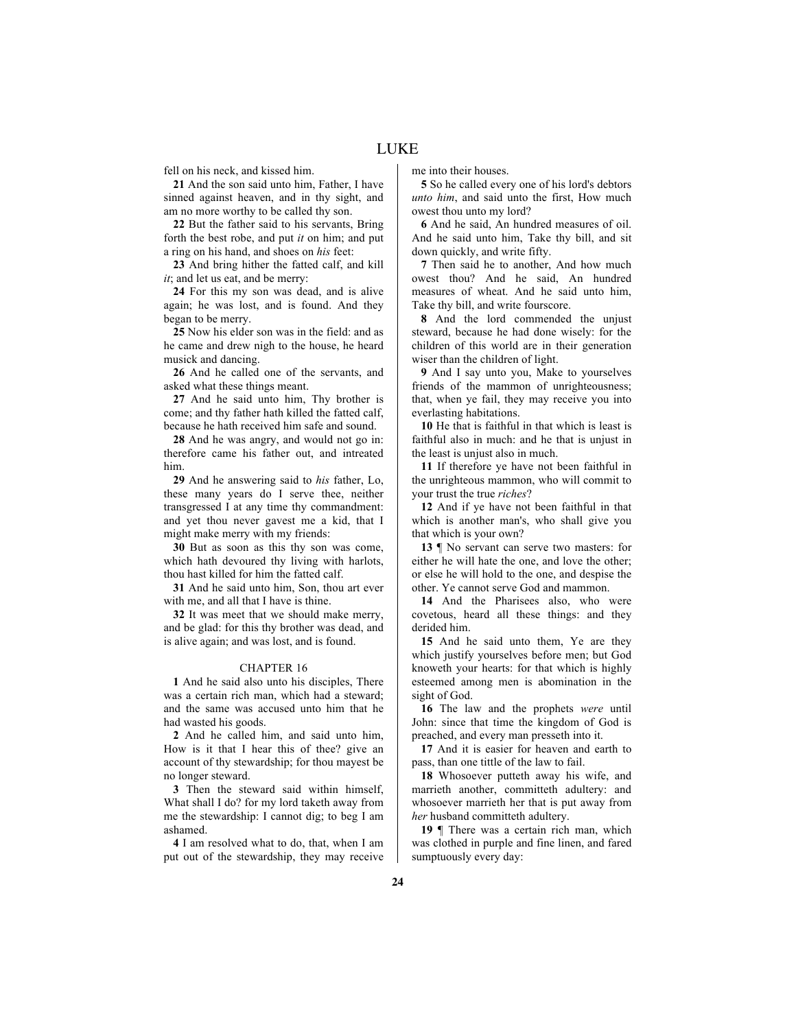fell on his neck, and kissed him.

**21** And the son said unto him, Father, I have sinned against heaven, and in thy sight, and am no more worthy to be called thy son.

**22** But the father said to his servants, Bring forth the best robe, and put *it* on him; and put a ring on his hand, and shoes on *his* feet:

**23** And bring hither the fatted calf, and kill *it*; and let us eat, and be merry:

**24** For this my son was dead, and is alive again; he was lost, and is found. And they began to be merry.

**25** Now his elder son was in the field: and as he came and drew nigh to the house, he heard musick and dancing.

**26** And he called one of the servants, and asked what these things meant.

**27** And he said unto him, Thy brother is come; and thy father hath killed the fatted calf, because he hath received him safe and sound.

**28** And he was angry, and would not go in: therefore came his father out, and intreated him.

**29** And he answering said to *his* father, Lo, these many years do I serve thee, neither transgressed I at any time thy commandment: and yet thou never gavest me a kid, that I might make merry with my friends:

**30** But as soon as this thy son was come, which hath devoured thy living with harlots, thou hast killed for him the fatted calf.

**31** And he said unto him, Son, thou art ever with me, and all that I have is thine.

**32** It was meet that we should make merry, and be glad: for this thy brother was dead, and is alive again; and was lost, and is found.

## CHAPTER 16

**1** And he said also unto his disciples, There was a certain rich man, which had a steward; and the same was accused unto him that he had wasted his goods.

**2** And he called him, and said unto him, How is it that I hear this of thee? give an account of thy stewardship; for thou mayest be no longer steward.

**3** Then the steward said within himself, What shall I do? for my lord taketh away from me the stewardship: I cannot dig; to beg I am ashamed.

**4** I am resolved what to do, that, when I am put out of the stewardship, they may receive me into their houses.

**5** So he called every one of his lord's debtors *unto him*, and said unto the first, How much owest thou unto my lord?

**6** And he said, An hundred measures of oil. And he said unto him, Take thy bill, and sit down quickly, and write fifty.

**7** Then said he to another, And how much owest thou? And he said, An hundred measures of wheat. And he said unto him, Take thy bill, and write fourscore.

**8** And the lord commended the unjust steward, because he had done wisely: for the children of this world are in their generation wiser than the children of light.

**9** And I say unto you, Make to yourselves friends of the mammon of unrighteousness; that, when ye fail, they may receive you into everlasting habitations.

**10** He that is faithful in that which is least is faithful also in much: and he that is unjust in the least is unjust also in much.

**11** If therefore ye have not been faithful in the unrighteous mammon, who will commit to your trust the true *riches*?

**12** And if ye have not been faithful in that which is another man's, who shall give you that which is your own?

**13** ¶ No servant can serve two masters: for either he will hate the one, and love the other; or else he will hold to the one, and despise the other. Ye cannot serve God and mammon.

**14** And the Pharisees also, who were covetous, heard all these things: and they derided him.

**15** And he said unto them, Ye are they which justify yourselves before men; but God knoweth your hearts: for that which is highly esteemed among men is abomination in the sight of God.

**16** The law and the prophets *were* until John: since that time the kingdom of God is preached, and every man presseth into it.

**17** And it is easier for heaven and earth to pass, than one tittle of the law to fail.

**18** Whosoever putteth away his wife, and marrieth another, committeth adultery: and whosoever marrieth her that is put away from *her* husband committeth adultery.

**19** ¶ There was a certain rich man, which was clothed in purple and fine linen, and fared sumptuously every day: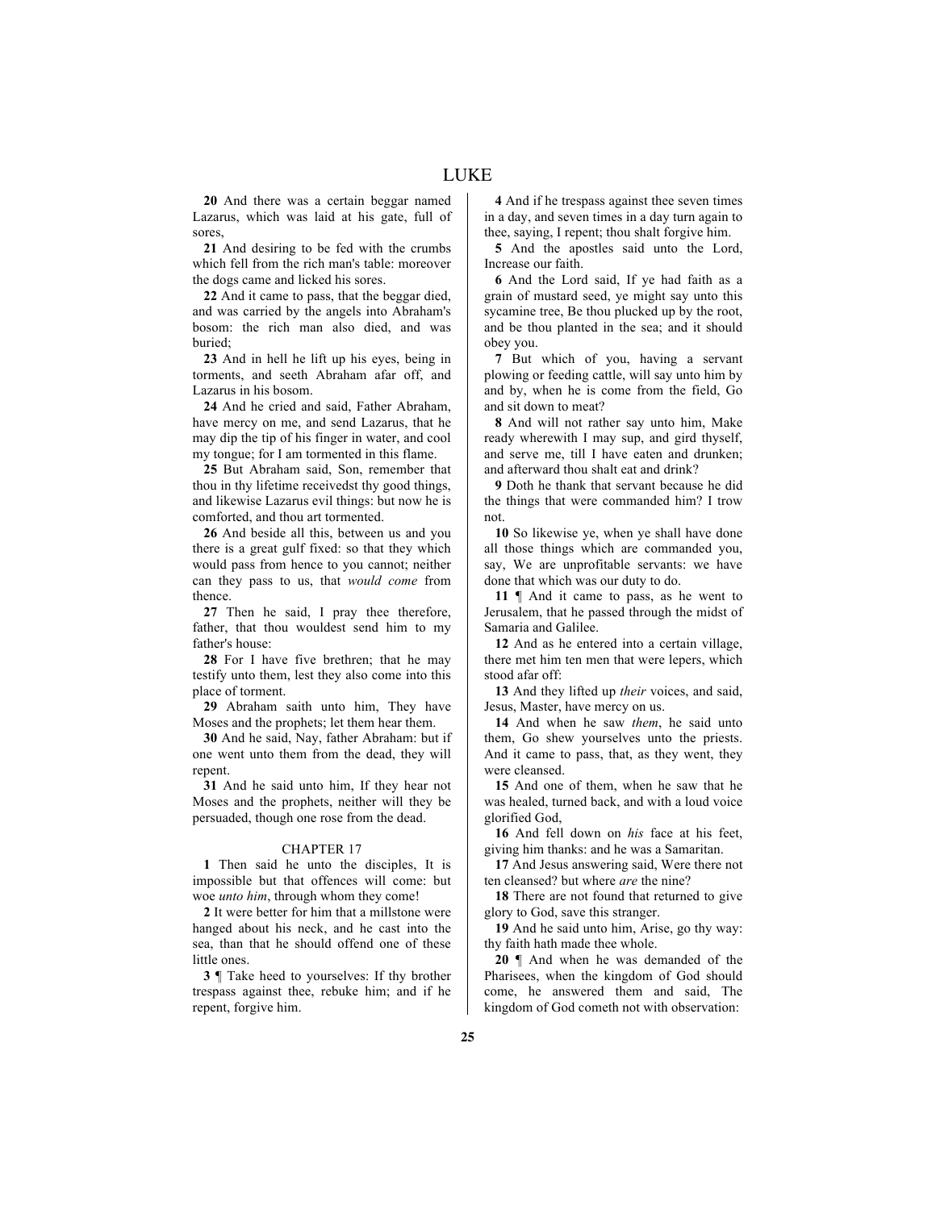**20** And there was a certain beggar named Lazarus, which was laid at his gate, full of sores,

**21** And desiring to be fed with the crumbs which fell from the rich man's table: moreover the dogs came and licked his sores.

**22** And it came to pass, that the beggar died, and was carried by the angels into Abraham's bosom: the rich man also died, and was buried;

**23** And in hell he lift up his eyes, being in torments, and seeth Abraham afar off, and Lazarus in his bosom.

**24** And he cried and said, Father Abraham, have mercy on me, and send Lazarus, that he may dip the tip of his finger in water, and cool my tongue; for I am tormented in this flame.

**25** But Abraham said, Son, remember that thou in thy lifetime receivedst thy good things, and likewise Lazarus evil things: but now he is comforted, and thou art tormented.

**26** And beside all this, between us and you there is a great gulf fixed: so that they which would pass from hence to you cannot; neither can they pass to us, that *would come* from thence.

**27** Then he said, I pray thee therefore, father, that thou wouldest send him to my father's house:

**28** For I have five brethren; that he may testify unto them, lest they also come into this place of torment.

**29** Abraham saith unto him, They have Moses and the prophets; let them hear them.

**30** And he said, Nay, father Abraham: but if one went unto them from the dead, they will repent.

**31** And he said unto him, If they hear not Moses and the prophets, neither will they be persuaded, though one rose from the dead.

## CHAPTER 17

**1** Then said he unto the disciples, It is impossible but that offences will come: but woe *unto him*, through whom they come!

**2** It were better for him that a millstone were hanged about his neck, and he cast into the sea, than that he should offend one of these little ones.

**3** ¶ Take heed to yourselves: If thy brother trespass against thee, rebuke him; and if he repent, forgive him.

**4** And if he trespass against thee seven times in a day, and seven times in a day turn again to thee, saying, I repent; thou shalt forgive him.

**5** And the apostles said unto the Lord, Increase our faith.

**6** And the Lord said, If ye had faith as a grain of mustard seed, ye might say unto this sycamine tree, Be thou plucked up by the root, and be thou planted in the sea; and it should obey you.

**7** But which of you, having a servant plowing or feeding cattle, will say unto him by and by, when he is come from the field, Go and sit down to meat?

**8** And will not rather say unto him, Make ready wherewith I may sup, and gird thyself, and serve me, till I have eaten and drunken; and afterward thou shalt eat and drink?

**9** Doth he thank that servant because he did the things that were commanded him? I trow not.

**10** So likewise ye, when ye shall have done all those things which are commanded you, say, We are unprofitable servants: we have done that which was our duty to do.

**11** ¶ And it came to pass, as he went to Jerusalem, that he passed through the midst of Samaria and Galilee.

**12** And as he entered into a certain village, there met him ten men that were lepers, which stood afar off:

**13** And they lifted up *their* voices, and said, Jesus, Master, have mercy on us.

**14** And when he saw *them*, he said unto them, Go shew yourselves unto the priests. And it came to pass, that, as they went, they were cleansed.

**15** And one of them, when he saw that he was healed, turned back, and with a loud voice glorified God,

**16** And fell down on *his* face at his feet, giving him thanks: and he was a Samaritan.

**17** And Jesus answering said, Were there not ten cleansed? but where *are* the nine?

**18** There are not found that returned to give glory to God, save this stranger.

**19** And he said unto him, Arise, go thy way: thy faith hath made thee whole.

**20** ¶ And when he was demanded of the Pharisees, when the kingdom of God should come, he answered them and said, The kingdom of God cometh not with observation: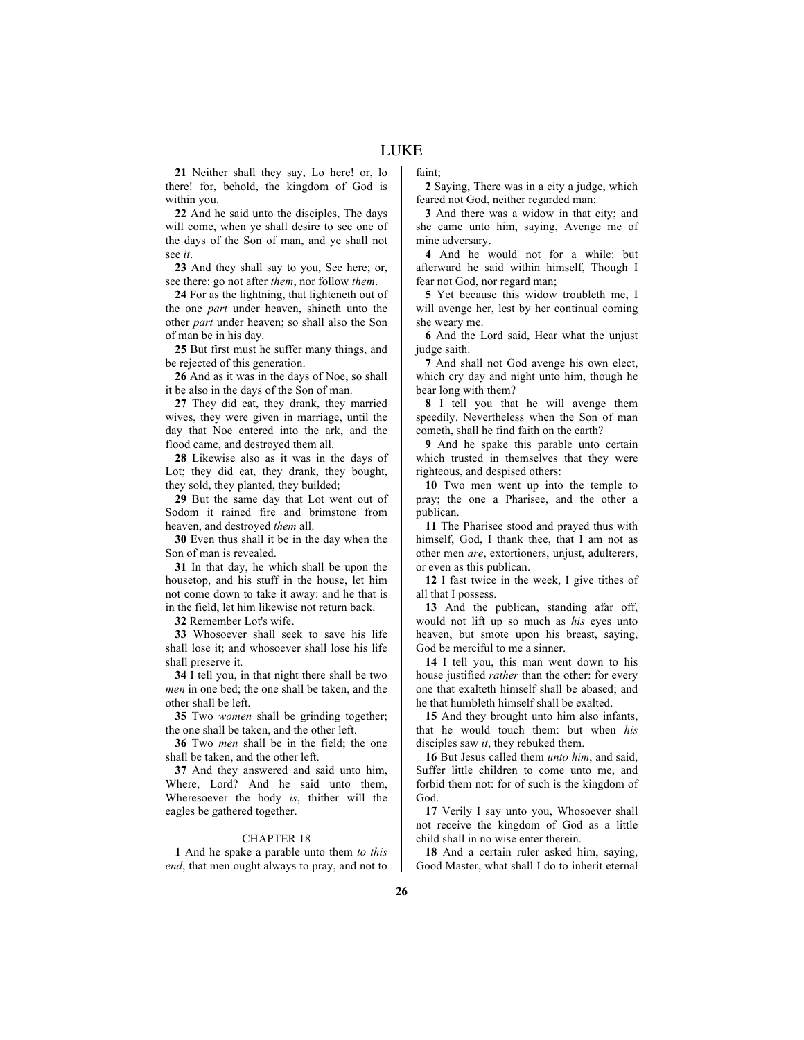**21** Neither shall they say, Lo here! or, lo there! for, behold, the kingdom of God is within you.

**22** And he said unto the disciples, The days will come, when ye shall desire to see one of the days of the Son of man, and ye shall not see *it*.

**23** And they shall say to you, See here; or, see there: go not after *them*, nor follow *them*.

**24** For as the lightning, that lighteneth out of the one *part* under heaven, shineth unto the other *part* under heaven; so shall also the Son of man be in his day.

**25** But first must he suffer many things, and be rejected of this generation.

**26** And as it was in the days of Noe, so shall it be also in the days of the Son of man.

**27** They did eat, they drank, they married wives, they were given in marriage, until the day that Noe entered into the ark, and the flood came, and destroyed them all.

**28** Likewise also as it was in the days of Lot; they did eat, they drank, they bought, they sold, they planted, they builded;

**29** But the same day that Lot went out of Sodom it rained fire and brimstone from heaven, and destroyed *them* all.

**30** Even thus shall it be in the day when the Son of man is revealed.

**31** In that day, he which shall be upon the housetop, and his stuff in the house, let him not come down to take it away: and he that is in the field, let him likewise not return back.

**32** Remember Lot's wife.

**33** Whosoever shall seek to save his life shall lose it; and whosoever shall lose his life shall preserve it.

**34** I tell you, in that night there shall be two *men* in one bed; the one shall be taken, and the other shall be left.

**35** Two *women* shall be grinding together; the one shall be taken, and the other left.

**36** Two *men* shall be in the field; the one shall be taken, and the other left.

**37** And they answered and said unto him, Where, Lord? And he said unto them, Wheresoever the body *is*, thither will the eagles be gathered together.

## CHAPTER 18

**1** And he spake a parable unto them *to this end*, that men ought always to pray, and not to faint;

**2** Saying, There was in a city a judge, which feared not God, neither regarded man:

**3** And there was a widow in that city; and she came unto him, saying, Avenge me of mine adversary.

**4** And he would not for a while: but afterward he said within himself, Though I fear not God, nor regard man;

**5** Yet because this widow troubleth me, I will avenge her, lest by her continual coming she weary me.

**6** And the Lord said, Hear what the unjust judge saith.

**7** And shall not God avenge his own elect, which cry day and night unto him, though he bear long with them?

**8** I tell you that he will avenge them speedily. Nevertheless when the Son of man cometh, shall he find faith on the earth?

**9** And he spake this parable unto certain which trusted in themselves that they were righteous, and despised others:

**10** Two men went up into the temple to pray; the one a Pharisee, and the other a publican.

**11** The Pharisee stood and prayed thus with himself, God, I thank thee, that I am not as other men *are*, extortioners, unjust, adulterers, or even as this publican.

**12** I fast twice in the week, I give tithes of all that I possess.

**13** And the publican, standing afar off, would not lift up so much as *his* eyes unto heaven, but smote upon his breast, saying, God be merciful to me a sinner.

**14** I tell you, this man went down to his house justified *rather* than the other: for every one that exalteth himself shall be abased; and he that humbleth himself shall be exalted.

**15** And they brought unto him also infants, that he would touch them: but when *his* disciples saw *it*, they rebuked them.

**16** But Jesus called them *unto him*, and said, Suffer little children to come unto me, and forbid them not: for of such is the kingdom of God.

**17** Verily I say unto you, Whosoever shall not receive the kingdom of God as a little child shall in no wise enter therein.

**18** And a certain ruler asked him, saying, Good Master, what shall I do to inherit eternal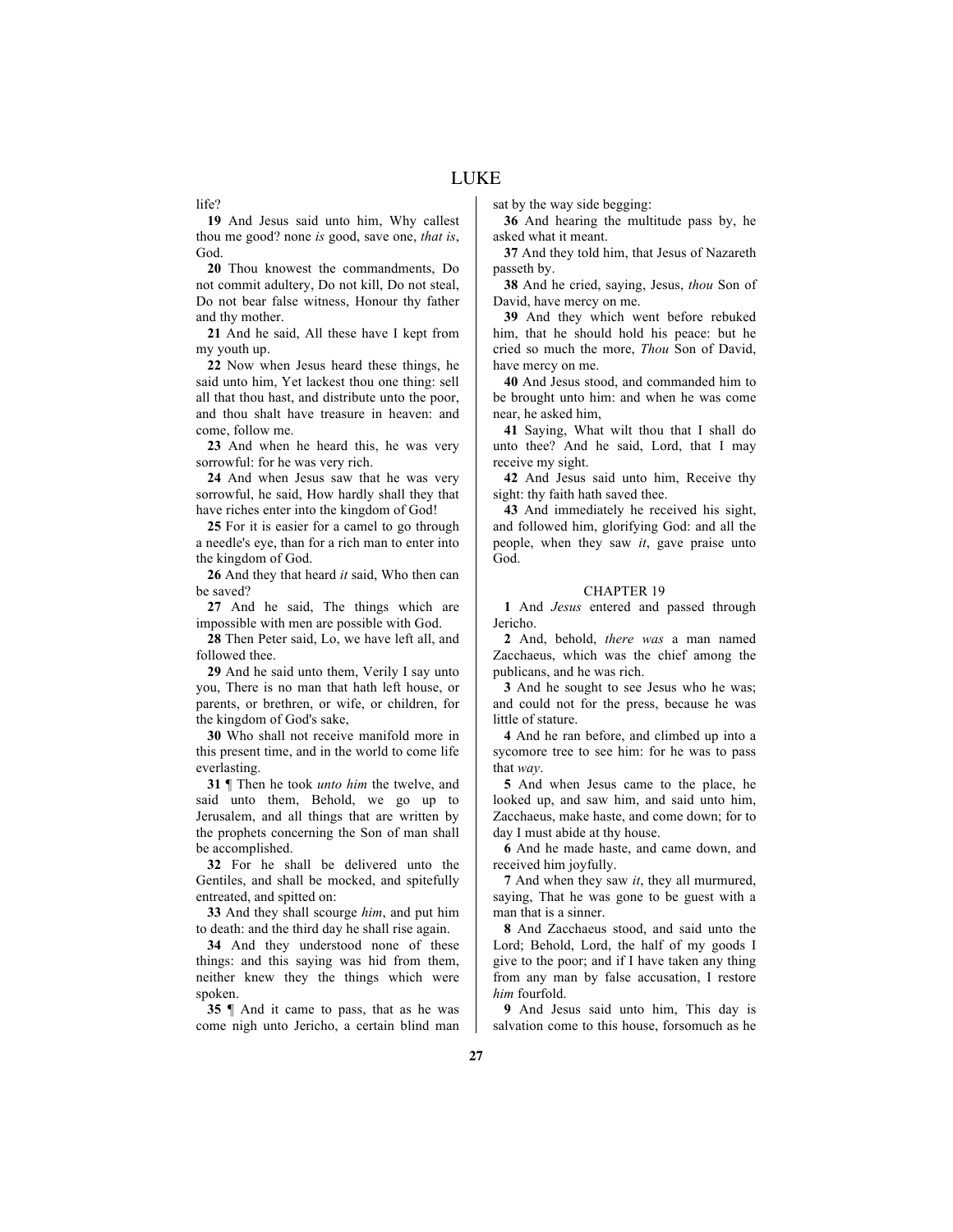life?

**19** And Jesus said unto him, Why callest thou me good? none *is* good, save one, *that is*, God.

**20** Thou knowest the commandments, Do not commit adultery, Do not kill, Do not steal, Do not bear false witness, Honour thy father and thy mother.

**21** And he said, All these have I kept from my youth up.

**22** Now when Jesus heard these things, he said unto him, Yet lackest thou one thing: sell all that thou hast, and distribute unto the poor, and thou shalt have treasure in heaven: and come, follow me.

**23** And when he heard this, he was very sorrowful: for he was very rich.

**24** And when Jesus saw that he was very sorrowful, he said, How hardly shall they that have riches enter into the kingdom of God!

**25** For it is easier for a camel to go through a needle's eye, than for a rich man to enter into the kingdom of God.

**26** And they that heard *it* said, Who then can be saved?

**27** And he said, The things which are impossible with men are possible with God.

**28** Then Peter said, Lo, we have left all, and followed thee.

**29** And he said unto them, Verily I say unto you, There is no man that hath left house, or parents, or brethren, or wife, or children, for the kingdom of God's sake,

**30** Who shall not receive manifold more in this present time, and in the world to come life everlasting.

**31** ¶ Then he took *unto him* the twelve, and said unto them, Behold, we go up to Jerusalem, and all things that are written by the prophets concerning the Son of man shall be accomplished.

**32** For he shall be delivered unto the Gentiles, and shall be mocked, and spitefully entreated, and spitted on:

**33** And they shall scourge *him*, and put him to death: and the third day he shall rise again.

**34** And they understood none of these things: and this saying was hid from them, neither knew they the things which were spoken.

**35** ¶ And it came to pass, that as he was come nigh unto Jericho, a certain blind man sat by the way side begging:

**36** And hearing the multitude pass by, he asked what it meant.

**37** And they told him, that Jesus of Nazareth passeth by.

**38** And he cried, saying, Jesus, *thou* Son of David, have mercy on me.

**39** And they which went before rebuked him, that he should hold his peace: but he cried so much the more, *Thou* Son of David, have mercy on me.

**40** And Jesus stood, and commanded him to be brought unto him: and when he was come near, he asked him,

**41** Saying, What wilt thou that I shall do unto thee? And he said, Lord, that I may receive my sight.

**42** And Jesus said unto him, Receive thy sight: thy faith hath saved thee.

**43** And immediately he received his sight, and followed him, glorifying God: and all the people, when they saw *it*, gave praise unto God.

## CHAPTER 19

**1** And *Jesus* entered and passed through Jericho.

**2** And, behold, *there was* a man named Zacchaeus, which was the chief among the publicans, and he was rich.

**3** And he sought to see Jesus who he was; and could not for the press, because he was little of stature.

**4** And he ran before, and climbed up into a sycomore tree to see him: for he was to pass that *way*.

**5** And when Jesus came to the place, he looked up, and saw him, and said unto him, Zacchaeus, make haste, and come down; for to day I must abide at thy house.

**6** And he made haste, and came down, and received him joyfully.

**7** And when they saw *it*, they all murmured, saying, That he was gone to be guest with a man that is a sinner.

**8** And Zacchaeus stood, and said unto the Lord; Behold, Lord, the half of my goods I give to the poor; and if I have taken any thing from any man by false accusation, I restore *him* fourfold.

**9** And Jesus said unto him, This day is salvation come to this house, forsomuch as he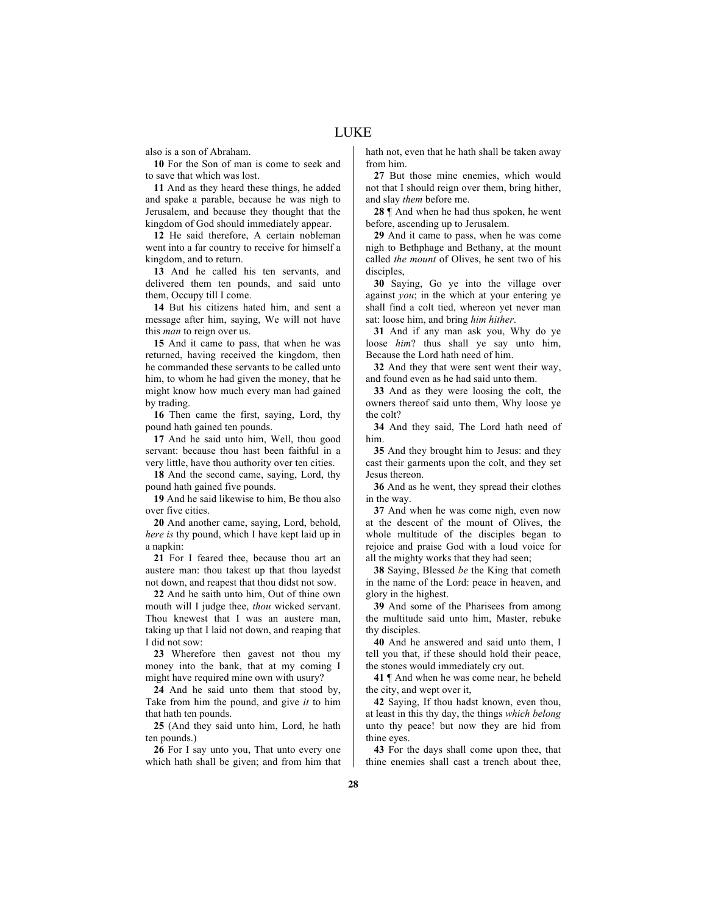also is a son of Abraham.

**10** For the Son of man is come to seek and to save that which was lost.

**11** And as they heard these things, he added and spake a parable, because he was nigh to Jerusalem, and because they thought that the kingdom of God should immediately appear.

**12** He said therefore, A certain nobleman went into a far country to receive for himself a kingdom, and to return.

**13** And he called his ten servants, and delivered them ten pounds, and said unto them, Occupy till I come.

**14** But his citizens hated him, and sent a message after him, saying, We will not have this *man* to reign over us.

**15** And it came to pass, that when he was returned, having received the kingdom, then he commanded these servants to be called unto him, to whom he had given the money, that he might know how much every man had gained by trading.

**16** Then came the first, saying, Lord, thy pound hath gained ten pounds.

**17** And he said unto him, Well, thou good servant: because thou hast been faithful in a very little, have thou authority over ten cities.

**18** And the second came, saying, Lord, thy pound hath gained five pounds.

**19** And he said likewise to him, Be thou also over five cities.

**20** And another came, saying, Lord, behold, *here is* thy pound, which I have kept laid up in a napkin:

**21** For I feared thee, because thou art an austere man: thou takest up that thou layedst not down, and reapest that thou didst not sow.

**22** And he saith unto him, Out of thine own mouth will I judge thee, *thou* wicked servant. Thou knewest that I was an austere man, taking up that I laid not down, and reaping that I did not sow:

**23** Wherefore then gavest not thou my money into the bank, that at my coming I might have required mine own with usury?

**24** And he said unto them that stood by, Take from him the pound, and give *it* to him that hath ten pounds.

**25** (And they said unto him, Lord, he hath ten pounds.)

**26** For I say unto you, That unto every one which hath shall be given; and from him that hath not, even that he hath shall be taken away from him.

**27** But those mine enemies, which would not that I should reign over them, bring hither, and slay *them* before me.

**28** ¶ And when he had thus spoken, he went before, ascending up to Jerusalem.

**29** And it came to pass, when he was come nigh to Bethphage and Bethany, at the mount called *the mount* of Olives, he sent two of his disciples,

**30** Saying, Go ye into the village over against *you*; in the which at your entering ye shall find a colt tied, whereon yet never man sat: loose him, and bring *him hither*.

**31** And if any man ask you, Why do ye loose *him*? thus shall ye say unto him, Because the Lord hath need of him.

**32** And they that were sent went their way, and found even as he had said unto them.

**33** And as they were loosing the colt, the owners thereof said unto them, Why loose ye the colt?

**34** And they said, The Lord hath need of him.

**35** And they brought him to Jesus: and they cast their garments upon the colt, and they set Jesus thereon.

**36** And as he went, they spread their clothes in the way.

**37** And when he was come nigh, even now at the descent of the mount of Olives, the whole multitude of the disciples began to rejoice and praise God with a loud voice for all the mighty works that they had seen;

**38** Saying, Blessed *be* the King that cometh in the name of the Lord: peace in heaven, and glory in the highest.

**39** And some of the Pharisees from among the multitude said unto him, Master, rebuke thy disciples.

**40** And he answered and said unto them, I tell you that, if these should hold their peace, the stones would immediately cry out.

**41** ¶ And when he was come near, he beheld the city, and wept over it,

**42** Saying, If thou hadst known, even thou, at least in this thy day, the things *which belong* unto thy peace! but now they are hid from thine eyes.

**43** For the days shall come upon thee, that thine enemies shall cast a trench about thee,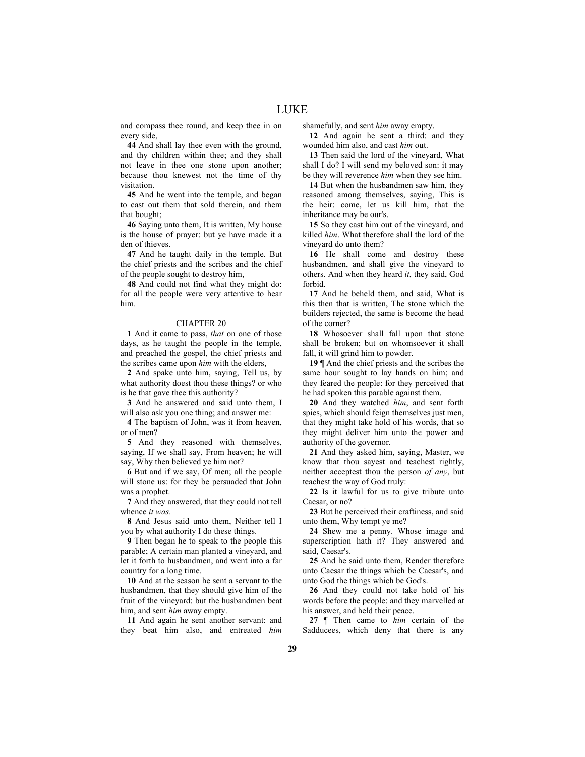and compass thee round, and keep thee in on every side,

**44** And shall lay thee even with the ground, and thy children within thee; and they shall not leave in thee one stone upon another; because thou knewest not the time of thy visitation.

**45** And he went into the temple, and began to cast out them that sold therein, and them that bought;

**46** Saying unto them, It is written, My house is the house of prayer: but ye have made it a den of thieves.

**47** And he taught daily in the temple. But the chief priests and the scribes and the chief of the people sought to destroy him,

**48** And could not find what they might do: for all the people were very attentive to hear him.

## CHAPTER 20

**1** And it came to pass, *that* on one of those days, as he taught the people in the temple, and preached the gospel, the chief priests and the scribes came upon *him* with the elders,

**2** And spake unto him, saying, Tell us, by what authority doest thou these things? or who is he that gave thee this authority?

**3** And he answered and said unto them, I will also ask you one thing; and answer me:

**4** The baptism of John, was it from heaven, or of men?

**5** And they reasoned with themselves, saying, If we shall say, From heaven; he will say, Why then believed ye him not?

**6** But and if we say, Of men; all the people will stone us: for they be persuaded that John was a prophet.

**7** And they answered, that they could not tell whence *it was*.

**8** And Jesus said unto them, Neither tell I you by what authority I do these things.

**9** Then began he to speak to the people this parable; A certain man planted a vineyard, and let it forth to husbandmen, and went into a far country for a long time.

**10** And at the season he sent a servant to the husbandmen, that they should give him of the fruit of the vineyard: but the husbandmen beat him, and sent *him* away empty.

**11** And again he sent another servant: and they beat him also, and entreated *him* shamefully, and sent *him* away empty.

**12** And again he sent a third: and they wounded him also, and cast *him* out.

**13** Then said the lord of the vineyard, What shall I do? I will send my beloved son: it may be they will reverence *him* when they see him.

**14** But when the husbandmen saw him, they reasoned among themselves, saying, This is the heir: come, let us kill him, that the inheritance may be our's.

**15** So they cast him out of the vineyard, and killed *him*. What therefore shall the lord of the vineyard do unto them?

**16** He shall come and destroy these husbandmen, and shall give the vineyard to others. And when they heard *it*, they said, God forbid.

**17** And he beheld them, and said, What is this then that is written, The stone which the builders rejected, the same is become the head of the corner?

**18** Whosoever shall fall upon that stone shall be broken; but on whomsoever it shall fall, it will grind him to powder.

**19** ¶ And the chief priests and the scribes the same hour sought to lay hands on him; and they feared the people: for they perceived that he had spoken this parable against them.

**20** And they watched *him*, and sent forth spies, which should feign themselves just men, that they might take hold of his words, that so they might deliver him unto the power and authority of the governor.

**21** And they asked him, saying, Master, we know that thou sayest and teachest rightly, neither acceptest thou the person *of any*, but teachest the way of God truly:

**22** Is it lawful for us to give tribute unto Caesar, or no?

**23** But he perceived their craftiness, and said unto them, Why tempt ye me?

**24** Shew me a penny. Whose image and superscription hath it? They answered and said, Caesar's.

**25** And he said unto them, Render therefore unto Caesar the things which be Caesar's, and unto God the things which be God's.

**26** And they could not take hold of his words before the people: and they marvelled at his answer, and held their peace.

**27** ¶ Then came to *him* certain of the Sadducees, which deny that there is any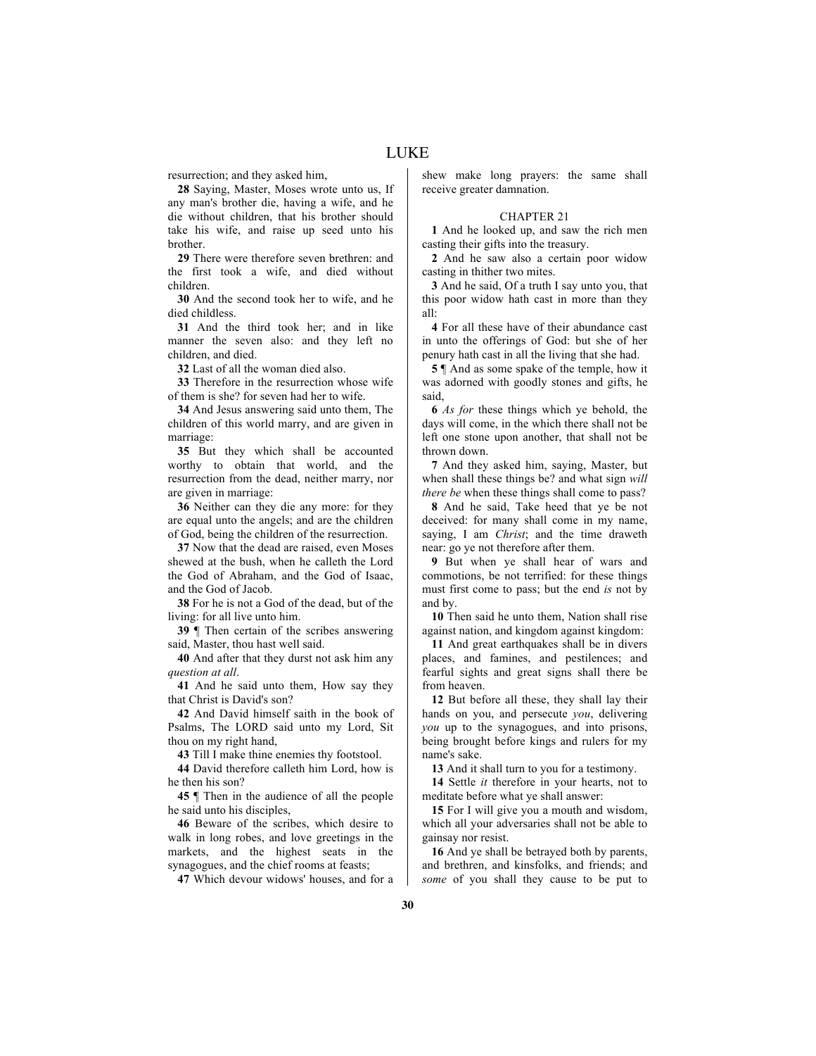resurrection; and they asked him,

**28** Saying, Master, Moses wrote unto us, If any man's brother die, having a wife, and he die without children, that his brother should take his wife, and raise up seed unto his brother.

**29** There were therefore seven brethren: and the first took a wife, and died without children.

**30** And the second took her to wife, and he died childless.

**31** And the third took her; and in like manner the seven also: and they left no children, and died.

**32** Last of all the woman died also.

**33** Therefore in the resurrection whose wife of them is she? for seven had her to wife.

**34** And Jesus answering said unto them, The children of this world marry, and are given in marriage:

**35** But they which shall be accounted worthy to obtain that world, and the resurrection from the dead, neither marry, nor are given in marriage:

**36** Neither can they die any more: for they are equal unto the angels; and are the children of God, being the children of the resurrection.

**37** Now that the dead are raised, even Moses shewed at the bush, when he calleth the Lord the God of Abraham, and the God of Isaac, and the God of Jacob.

**38** For he is not a God of the dead, but of the living: for all live unto him.

**39** ¶ Then certain of the scribes answering said, Master, thou hast well said.

**40** And after that they durst not ask him any *question at all*.

**41** And he said unto them, How say they that Christ is David's son?

**42** And David himself saith in the book of Psalms, The LORD said unto my Lord, Sit thou on my right hand,

**43** Till I make thine enemies thy footstool.

**44** David therefore calleth him Lord, how is he then his son?

**45** ¶ Then in the audience of all the people he said unto his disciples,

**46** Beware of the scribes, which desire to walk in long robes, and love greetings in the markets, and the highest seats in the synagogues, and the chief rooms at feasts;

**47** Which devour widows' houses, and for a shew make long prayers: the same shall receive greater damnation.

## CHAPTER 21

**1** And he looked up, and saw the rich men casting their gifts into the treasury.

**2** And he saw also a certain poor widow casting in thither two mites.

**3** And he said, Of a truth I say unto you, that this poor widow hath cast in more than they all:

**4** For all these have of their abundance cast in unto the offerings of God: but she of her penury hath cast in all the living that she had.

**5** ¶ And as some spake of the temple, how it was adorned with goodly stones and gifts, he said,

**6** *As for* these things which ye behold, the days will come, in the which there shall not be left one stone upon another, that shall not be thrown down.

**7** And they asked him, saying, Master, but when shall these things be? and what sign *will there be* when these things shall come to pass?

**8** And he said, Take heed that ye be not deceived: for many shall come in my name, saying, I am *Christ*; and the time draweth near: go ye not therefore after them.

**9** But when ye shall hear of wars and commotions, be not terrified: for these things must first come to pass; but the end *is* not by and by.

**10** Then said he unto them, Nation shall rise against nation, and kingdom against kingdom:

**11** And great earthquakes shall be in divers places, and famines, and pestilences; and fearful sights and great signs shall there be from heaven.

**12** But before all these, they shall lay their hands on you, and persecute *you*, delivering *you* up to the synagogues, and into prisons, being brought before kings and rulers for my name's sake.

**13** And it shall turn to you for a testimony.

**14** Settle *it* therefore in your hearts, not to meditate before what ye shall answer:

**15** For I will give you a mouth and wisdom, which all your adversaries shall not be able to gainsay nor resist.

**16** And ye shall be betrayed both by parents, and brethren, and kinsfolks, and friends; and *some* of you shall they cause to be put to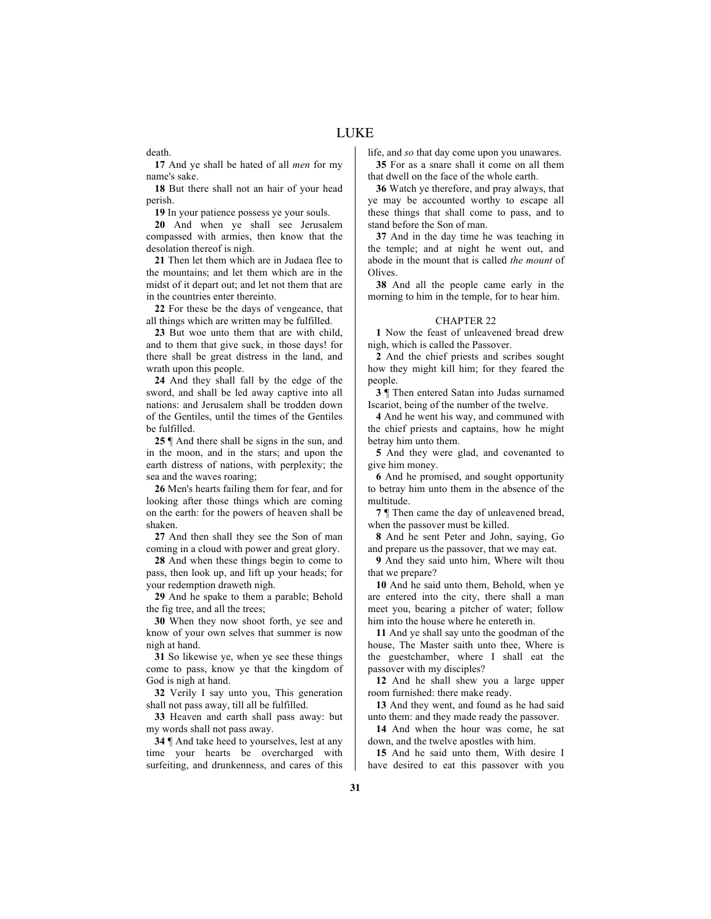death.

**17** And ye shall be hated of all *men* for my name's sake.

**18** But there shall not an hair of your head perish.

**19** In your patience possess ye your souls.

**20** And when ye shall see Jerusalem compassed with armies, then know that the desolation thereof is nigh.

**21** Then let them which are in Judaea flee to the mountains; and let them which are in the midst of it depart out; and let not them that are in the countries enter thereinto.

**22** For these be the days of vengeance, that all things which are written may be fulfilled.

**23** But woe unto them that are with child, and to them that give suck, in those days! for there shall be great distress in the land, and wrath upon this people.

**24** And they shall fall by the edge of the sword, and shall be led away captive into all nations: and Jerusalem shall be trodden down of the Gentiles, until the times of the Gentiles be fulfilled.

**25** ¶ And there shall be signs in the sun, and in the moon, and in the stars; and upon the earth distress of nations, with perplexity; the sea and the waves roaring;

**26** Men's hearts failing them for fear, and for looking after those things which are coming on the earth: for the powers of heaven shall be shaken.

**27** And then shall they see the Son of man coming in a cloud with power and great glory.

**28** And when these things begin to come to pass, then look up, and lift up your heads; for your redemption draweth nigh.

**29** And he spake to them a parable; Behold the fig tree, and all the trees;

**30** When they now shoot forth, ye see and know of your own selves that summer is now nigh at hand.

**31** So likewise ye, when ye see these things come to pass, know ye that the kingdom of God is nigh at hand.

**32** Verily I say unto you, This generation shall not pass away, till all be fulfilled.

**33** Heaven and earth shall pass away: but my words shall not pass away.

**34** ¶ And take heed to yourselves, lest at any time your hearts be overcharged with surfeiting, and drunkenness, and cares of this life, and *so* that day come upon you unawares.

**35** For as a snare shall it come on all them that dwell on the face of the whole earth.

**36** Watch ye therefore, and pray always, that ye may be accounted worthy to escape all these things that shall come to pass, and to stand before the Son of man.

**37** And in the day time he was teaching in the temple; and at night he went out, and abode in the mount that is called *the mount* of Olives.

**38** And all the people came early in the morning to him in the temple, for to hear him.

## CHAPTER 22

**1** Now the feast of unleavened bread drew nigh, which is called the Passover.

**2** And the chief priests and scribes sought how they might kill him; for they feared the people.

**3** ¶ Then entered Satan into Judas surnamed Iscariot, being of the number of the twelve.

**4** And he went his way, and communed with the chief priests and captains, how he might betray him unto them.

**5** And they were glad, and covenanted to give him money.

**6** And he promised, and sought opportunity to betray him unto them in the absence of the multitude.

**7** ¶ Then came the day of unleavened bread, when the passover must be killed.

**8** And he sent Peter and John, saying, Go and prepare us the passover, that we may eat.

**9** And they said unto him, Where wilt thou that we prepare?

**10** And he said unto them, Behold, when ye are entered into the city, there shall a man meet you, bearing a pitcher of water; follow him into the house where he entereth in.

**11** And ye shall say unto the goodman of the house, The Master saith unto thee, Where is the guestchamber, where I shall eat the passover with my disciples?

**12** And he shall shew you a large upper room furnished: there make ready.

**13** And they went, and found as he had said unto them: and they made ready the passover.

**14** And when the hour was come, he sat down, and the twelve apostles with him.

**15** And he said unto them, With desire I have desired to eat this passover with you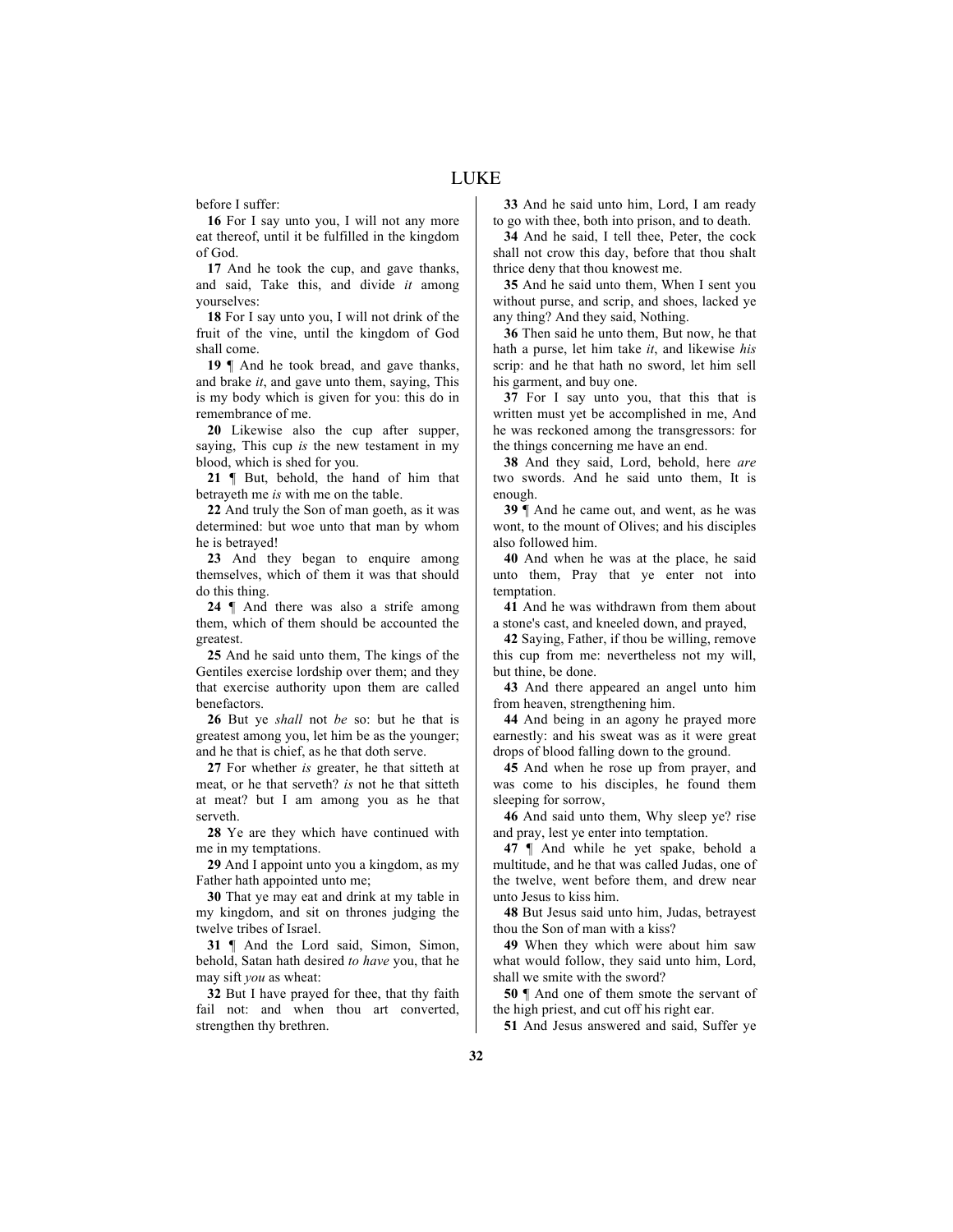before I suffer:

**16** For I say unto you, I will not any more eat thereof, until it be fulfilled in the kingdom of God.

**17** And he took the cup, and gave thanks, and said, Take this, and divide *it* among yourselves:

**18** For I say unto you, I will not drink of the fruit of the vine, until the kingdom of God shall come.

**19** ¶ And he took bread, and gave thanks, and brake *it*, and gave unto them, saying, This is my body which is given for you: this do in remembrance of me.

**20** Likewise also the cup after supper, saying, This cup *is* the new testament in my blood, which is shed for you.

**21** ¶ But, behold, the hand of him that betrayeth me *is* with me on the table.

**22** And truly the Son of man goeth, as it was determined: but woe unto that man by whom he is betrayed!

**23** And they began to enquire among themselves, which of them it was that should do this thing.

**24** ¶ And there was also a strife among them, which of them should be accounted the greatest.

**25** And he said unto them, The kings of the Gentiles exercise lordship over them; and they that exercise authority upon them are called benefactors.

**26** But ye *shall* not *be* so: but he that is greatest among you, let him be as the younger; and he that is chief, as he that doth serve.

**27** For whether *is* greater, he that sitteth at meat, or he that serveth? *is* not he that sitteth at meat? but I am among you as he that serveth.

**28** Ye are they which have continued with me in my temptations.

**29** And I appoint unto you a kingdom, as my Father hath appointed unto me;

**30** That ye may eat and drink at my table in my kingdom, and sit on thrones judging the twelve tribes of Israel.

**31** ¶ And the Lord said, Simon, Simon, behold, Satan hath desired *to have* you, that he may sift *you* as wheat:

**32** But I have prayed for thee, that thy faith fail not: and when thou art converted, strengthen thy brethren.

**33** And he said unto him, Lord, I am ready to go with thee, both into prison, and to death.

**34** And he said, I tell thee, Peter, the cock shall not crow this day, before that thou shalt thrice deny that thou knowest me.

**35** And he said unto them, When I sent you without purse, and scrip, and shoes, lacked ye any thing? And they said, Nothing.

**36** Then said he unto them, But now, he that hath a purse, let him take *it*, and likewise *his* scrip: and he that hath no sword, let him sell his garment, and buy one.

**37** For I say unto you, that this that is written must yet be accomplished in me, And he was reckoned among the transgressors: for the things concerning me have an end.

**38** And they said, Lord, behold, here *are* two swords. And he said unto them, It is enough.

**39** ¶ And he came out, and went, as he was wont, to the mount of Olives; and his disciples also followed him.

**40** And when he was at the place, he said unto them, Pray that ye enter not into temptation.

**41** And he was withdrawn from them about a stone's cast, and kneeled down, and prayed,

**42** Saying, Father, if thou be willing, remove this cup from me: nevertheless not my will, but thine, be done.

**43** And there appeared an angel unto him from heaven, strengthening him.

**44** And being in an agony he prayed more earnestly: and his sweat was as it were great drops of blood falling down to the ground.

**45** And when he rose up from prayer, and was come to his disciples, he found them sleeping for sorrow,

**46** And said unto them, Why sleep ye? rise and pray, lest ye enter into temptation.

**47** ¶ And while he yet spake, behold a multitude, and he that was called Judas, one of the twelve, went before them, and drew near unto Jesus to kiss him.

**48** But Jesus said unto him, Judas, betrayest thou the Son of man with a kiss?

**49** When they which were about him saw what would follow, they said unto him, Lord, shall we smite with the sword?

**50** ¶ And one of them smote the servant of the high priest, and cut off his right ear.

**51** And Jesus answered and said, Suffer ye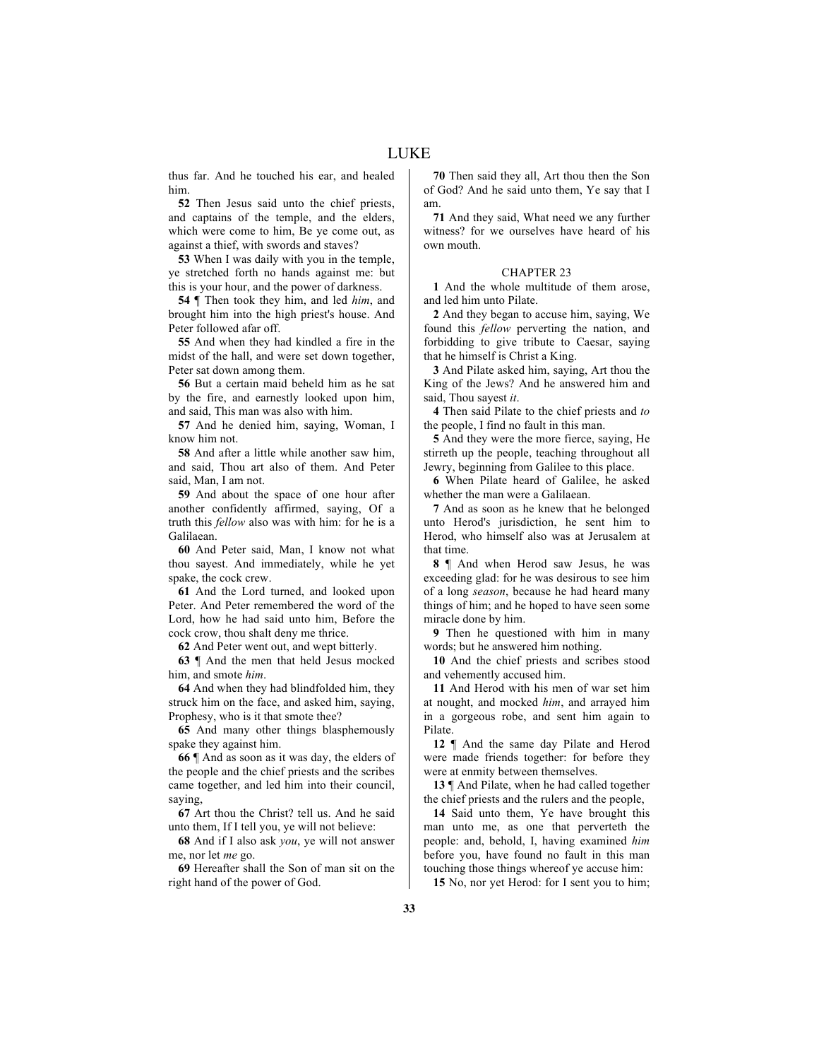thus far. And he touched his ear, and healed him.

**52** Then Jesus said unto the chief priests, and captains of the temple, and the elders, which were come to him, Be ye come out, as against a thief, with swords and staves?

**53** When I was daily with you in the temple, ye stretched forth no hands against me: but this is your hour, and the power of darkness.

**54** ¶ Then took they him, and led *him*, and brought him into the high priest's house. And Peter followed afar off.

**55** And when they had kindled a fire in the midst of the hall, and were set down together, Peter sat down among them.

**56** But a certain maid beheld him as he sat by the fire, and earnestly looked upon him, and said, This man was also with him.

**57** And he denied him, saying, Woman, I know him not.

**58** And after a little while another saw him, and said, Thou art also of them. And Peter said, Man, I am not.

**59** And about the space of one hour after another confidently affirmed, saying, Of a truth this *fellow* also was with him: for he is a Galilaean.

**60** And Peter said, Man, I know not what thou sayest. And immediately, while he yet spake, the cock crew.

**61** And the Lord turned, and looked upon Peter. And Peter remembered the word of the Lord, how he had said unto him, Before the cock crow, thou shalt deny me thrice.

**62** And Peter went out, and wept bitterly.

**63** ¶ And the men that held Jesus mocked him, and smote *him*.

**64** And when they had blindfolded him, they struck him on the face, and asked him, saying, Prophesy, who is it that smote thee?

**65** And many other things blasphemously spake they against him.

**66** ¶ And as soon as it was day, the elders of the people and the chief priests and the scribes came together, and led him into their council, saying,

**67** Art thou the Christ? tell us. And he said unto them, If I tell you, ye will not believe:

**68** And if I also ask *you*, ye will not answer me, nor let *me* go.

**69** Hereafter shall the Son of man sit on the right hand of the power of God.

**70** Then said they all, Art thou then the Son of God? And he said unto them, Ye say that I am.

**71** And they said, What need we any further witness? for we ourselves have heard of his own mouth.

## CHAPTER 23

**1** And the whole multitude of them arose, and led him unto Pilate.

**2** And they began to accuse him, saying, We found this *fellow* perverting the nation, and forbidding to give tribute to Caesar, saying that he himself is Christ a King.

**3** And Pilate asked him, saying, Art thou the King of the Jews? And he answered him and said, Thou sayest *it*.

**4** Then said Pilate to the chief priests and *to* the people, I find no fault in this man.

**5** And they were the more fierce, saying, He stirreth up the people, teaching throughout all Jewry, beginning from Galilee to this place.

**6** When Pilate heard of Galilee, he asked whether the man were a Galilaean.

**7** And as soon as he knew that he belonged unto Herod's jurisdiction, he sent him to Herod, who himself also was at Jerusalem at that time.

**8** ¶ And when Herod saw Jesus, he was exceeding glad: for he was desirous to see him of a long *season*, because he had heard many things of him; and he hoped to have seen some miracle done by him.

**9** Then he questioned with him in many words; but he answered him nothing.

**10** And the chief priests and scribes stood and vehemently accused him.

**11** And Herod with his men of war set him at nought, and mocked *him*, and arrayed him in a gorgeous robe, and sent him again to Pilate.

**12** ¶ And the same day Pilate and Herod were made friends together: for before they were at enmity between themselves.

**13** ¶ And Pilate, when he had called together the chief priests and the rulers and the people,

**14** Said unto them, Ye have brought this man unto me, as one that perverteth the people: and, behold, I, having examined *him* before you, have found no fault in this man touching those things whereof ye accuse him:

**15** No, nor yet Herod: for I sent you to him;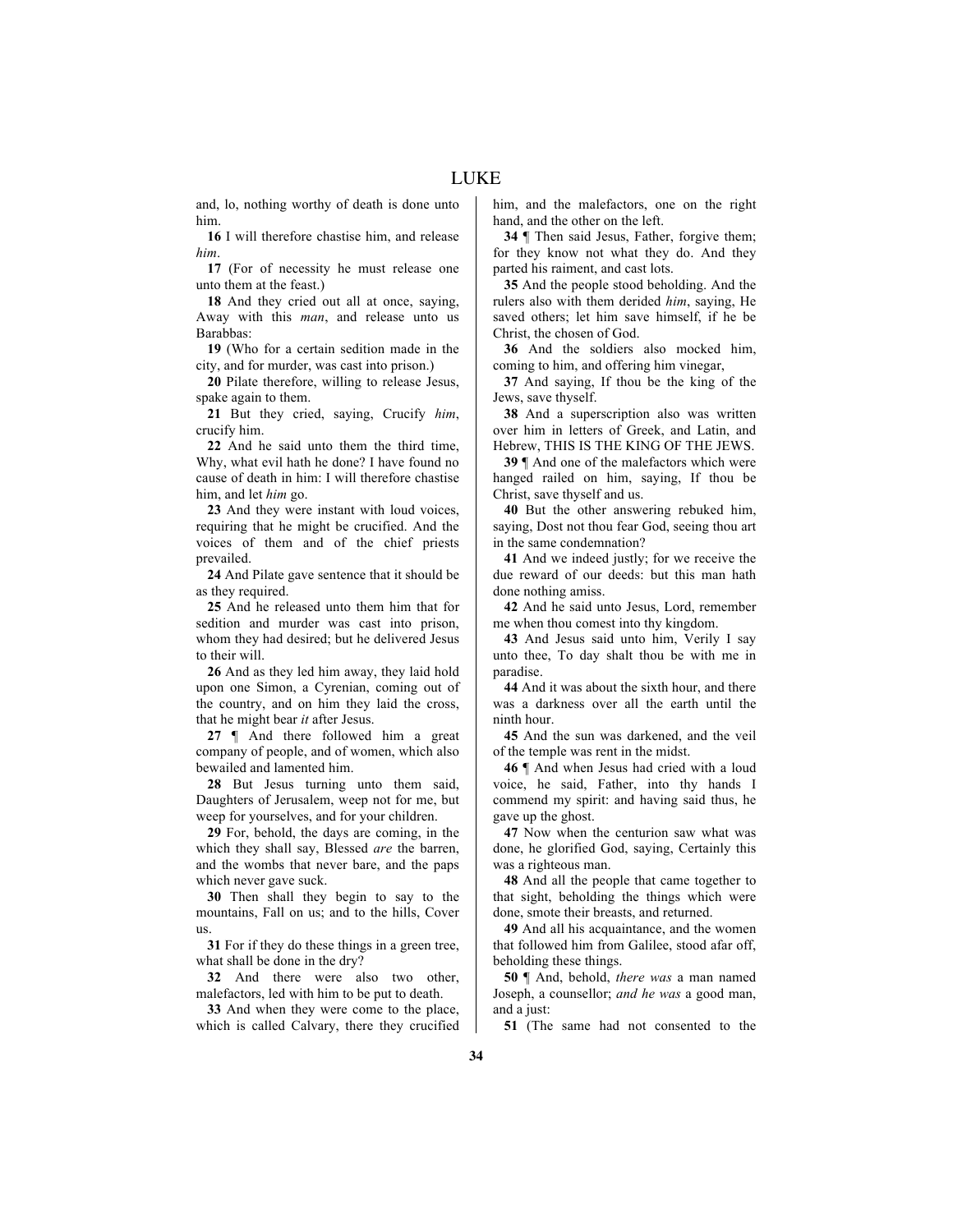and, lo, nothing worthy of death is done unto him.

**16** I will therefore chastise him, and release *him*.

**17** (For of necessity he must release one unto them at the feast.)

**18** And they cried out all at once, saying, Away with this *man*, and release unto us Barabbas:

**19** (Who for a certain sedition made in the city, and for murder, was cast into prison.)

**20** Pilate therefore, willing to release Jesus, spake again to them.

**21** But they cried, saying, Crucify *him*, crucify him.

**22** And he said unto them the third time, Why, what evil hath he done? I have found no cause of death in him: I will therefore chastise him, and let *him* go.

**23** And they were instant with loud voices, requiring that he might be crucified. And the voices of them and of the chief priests prevailed.

**24** And Pilate gave sentence that it should be as they required.

**25** And he released unto them him that for sedition and murder was cast into prison, whom they had desired; but he delivered Jesus to their will.

**26** And as they led him away, they laid hold upon one Simon, a Cyrenian, coming out of the country, and on him they laid the cross, that he might bear *it* after Jesus.

**27** ¶ And there followed him a great company of people, and of women, which also bewailed and lamented him.

**28** But Jesus turning unto them said, Daughters of Jerusalem, weep not for me, but weep for yourselves, and for your children.

**29** For, behold, the days are coming, in the which they shall say, Blessed *are* the barren, and the wombs that never bare, and the paps which never gave suck.

**30** Then shall they begin to say to the mountains, Fall on us; and to the hills, Cover us.

**31** For if they do these things in a green tree, what shall be done in the dry?

**32** And there were also two other, malefactors, led with him to be put to death.

**33** And when they were come to the place, which is called Calvary, there they crucified him, and the malefactors, one on the right hand, and the other on the left.

**34** ¶ Then said Jesus, Father, forgive them; for they know not what they do. And they parted his raiment, and cast lots.

**35** And the people stood beholding. And the rulers also with them derided *him*, saying, He saved others; let him save himself, if he be Christ, the chosen of God.

**36** And the soldiers also mocked him, coming to him, and offering him vinegar,

**37** And saying, If thou be the king of the Jews, save thyself.

**38** And a superscription also was written over him in letters of Greek, and Latin, and Hebrew, THIS IS THE KING OF THE JEWS.

**39** ¶ And one of the malefactors which were hanged railed on him, saying, If thou be Christ, save thyself and us.

**40** But the other answering rebuked him, saying, Dost not thou fear God, seeing thou art in the same condemnation?

**41** And we indeed justly; for we receive the due reward of our deeds: but this man hath done nothing amiss.

**42** And he said unto Jesus, Lord, remember me when thou comest into thy kingdom.

**43** And Jesus said unto him, Verily I say unto thee, To day shalt thou be with me in paradise.

**44** And it was about the sixth hour, and there was a darkness over all the earth until the ninth hour.

**45** And the sun was darkened, and the veil of the temple was rent in the midst.

**46** ¶ And when Jesus had cried with a loud voice, he said, Father, into thy hands I commend my spirit: and having said thus, he gave up the ghost.

**47** Now when the centurion saw what was done, he glorified God, saying, Certainly this was a righteous man.

**48** And all the people that came together to that sight, beholding the things which were done, smote their breasts, and returned.

**49** And all his acquaintance, and the women that followed him from Galilee, stood afar off, beholding these things.

**50** ¶ And, behold, *there was* a man named Joseph, a counsellor; *and he was* a good man, and a just:

**51** (The same had not consented to the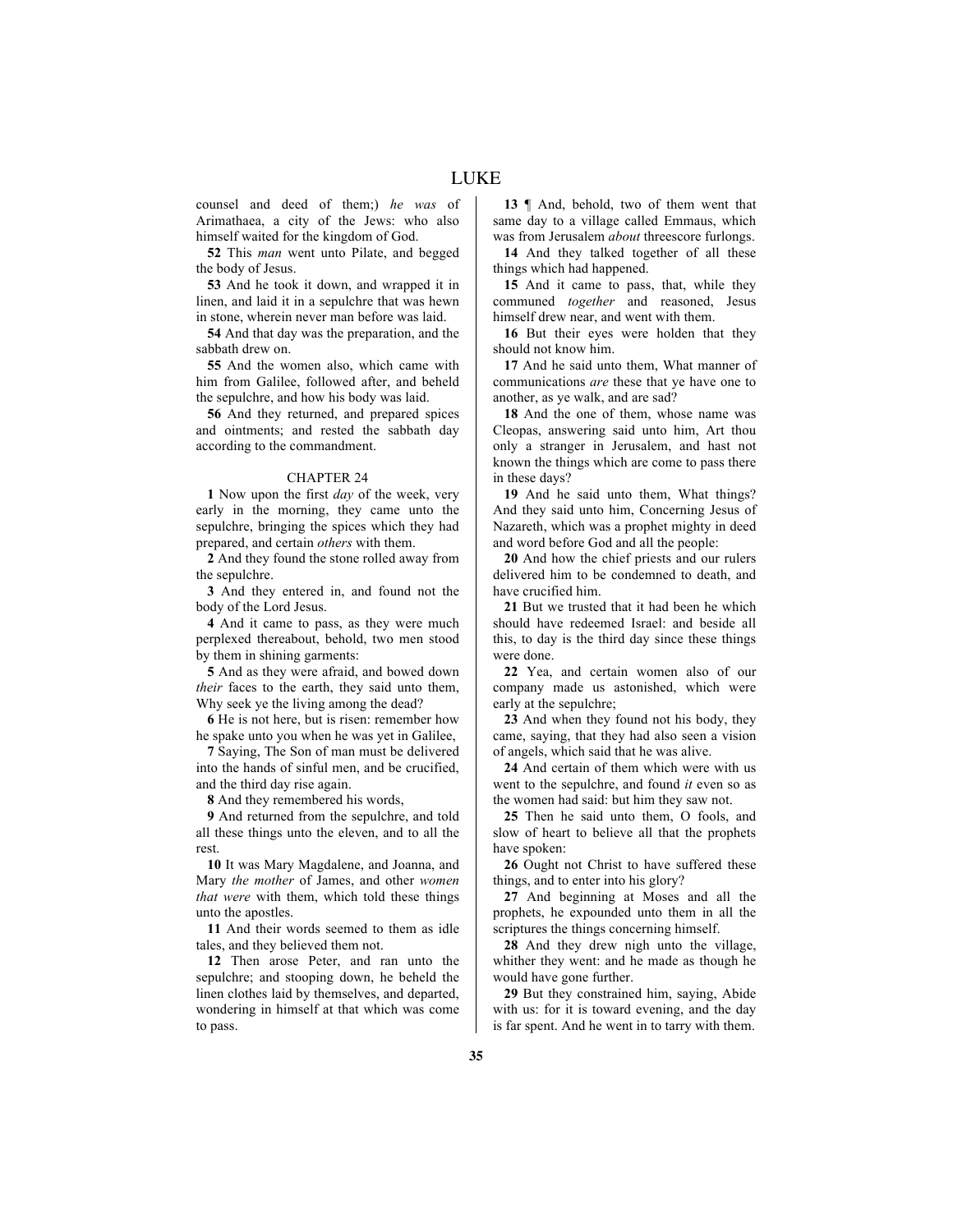counsel and deed of them;) *he was* of Arimathaea, a city of the Jews: who also himself waited for the kingdom of God.

**52** This *man* went unto Pilate, and begged the body of Jesus.

**53** And he took it down, and wrapped it in linen, and laid it in a sepulchre that was hewn in stone, wherein never man before was laid.

**54** And that day was the preparation, and the sabbath drew on.

**55** And the women also, which came with him from Galilee, followed after, and beheld the sepulchre, and how his body was laid.

**56** And they returned, and prepared spices and ointments; and rested the sabbath day according to the commandment.

## CHAPTER 24

**1** Now upon the first *day* of the week, very early in the morning, they came unto the sepulchre, bringing the spices which they had prepared, and certain *others* with them.

**2** And they found the stone rolled away from the sepulchre.

**3** And they entered in, and found not the body of the Lord Jesus.

**4** And it came to pass, as they were much perplexed thereabout, behold, two men stood by them in shining garments:

**5** And as they were afraid, and bowed down *their* faces to the earth, they said unto them, Why seek ye the living among the dead?

**6** He is not here, but is risen: remember how he spake unto you when he was yet in Galilee,

**7** Saying, The Son of man must be delivered into the hands of sinful men, and be crucified, and the third day rise again.

**8** And they remembered his words,

**9** And returned from the sepulchre, and told all these things unto the eleven, and to all the rest.

**10** It was Mary Magdalene, and Joanna, and Mary *the mother* of James, and other *women that were* with them, which told these things unto the apostles.

**11** And their words seemed to them as idle tales, and they believed them not.

**12** Then arose Peter, and ran unto the sepulchre; and stooping down, he beheld the linen clothes laid by themselves, and departed, wondering in himself at that which was come to pass.

**13** ¶ And, behold, two of them went that same day to a village called Emmaus, which was from Jerusalem *about* threescore furlongs.

**14** And they talked together of all these things which had happened.

**15** And it came to pass, that, while they communed *together* and reasoned, Jesus himself drew near, and went with them.

**16** But their eyes were holden that they should not know him.

**17** And he said unto them, What manner of communications *are* these that ye have one to another, as ye walk, and are sad?

**18** And the one of them, whose name was Cleopas, answering said unto him, Art thou only a stranger in Jerusalem, and hast not known the things which are come to pass there in these days?

**19** And he said unto them, What things? And they said unto him, Concerning Jesus of Nazareth, which was a prophet mighty in deed and word before God and all the people:

**20** And how the chief priests and our rulers delivered him to be condemned to death, and have crucified him.

**21** But we trusted that it had been he which should have redeemed Israel: and beside all this, to day is the third day since these things were done.

**22** Yea, and certain women also of our company made us astonished, which were early at the sepulchre;

**23** And when they found not his body, they came, saying, that they had also seen a vision of angels, which said that he was alive.

**24** And certain of them which were with us went to the sepulchre, and found *it* even so as the women had said: but him they saw not.

**25** Then he said unto them, O fools, and slow of heart to believe all that the prophets have spoken:

**26** Ought not Christ to have suffered these things, and to enter into his glory?

**27** And beginning at Moses and all the prophets, he expounded unto them in all the scriptures the things concerning himself.

**28** And they drew nigh unto the village, whither they went: and he made as though he would have gone further.

**29** But they constrained him, saying, Abide with us: for it is toward evening, and the day is far spent. And he went in to tarry with them.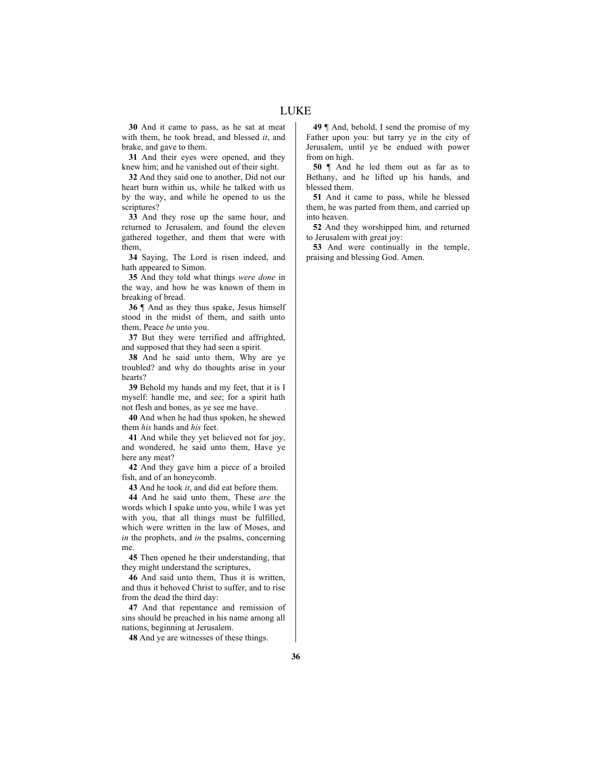**30** And it came to pass, as he sat at meat with them, he took bread, and blessed *it*, and brake, and gave to them.

**31** And their eyes were opened, and they knew him; and he vanished out of their sight.

**32** And they said one to another, Did not our heart burn within us, while he talked with us by the way, and while he opened to us the scriptures?

**33** And they rose up the same hour, and returned to Jerusalem, and found the eleven gathered together, and them that were with them,

**34** Saying, The Lord is risen indeed, and hath appeared to Simon.

**35** And they told what things *were done* in the way, and how he was known of them in breaking of bread.

**36** ¶ And as they thus spake, Jesus himself stood in the midst of them, and saith unto them, Peace *be* unto you.

**37** But they were terrified and affrighted, and supposed that they had seen a spirit.

**38** And he said unto them, Why are ye troubled? and why do thoughts arise in your hearts?

**39** Behold my hands and my feet, that it is I myself: handle me, and see; for a spirit hath not flesh and bones, as ye see me have.

**40** And when he had thus spoken, he shewed them *his* hands and *his* feet.

**41** And while they yet believed not for joy, and wondered, he said unto them, Have ye here any meat?

**42** And they gave him a piece of a broiled fish, and of an honeycomb.

**43** And he took *it*, and did eat before them.

**44** And he said unto them, These *are* the words which I spake unto you, while I was yet with you, that all things must be fulfilled, which were written in the law of Moses, and *in* the prophets, and *in* the psalms, concerning me.

**45** Then opened he their understanding, that they might understand the scriptures,

**46** And said unto them, Thus it is written, and thus it behoved Christ to suffer, and to rise from the dead the third day:

**47** And that repentance and remission of sins should be preached in his name among all nations, beginning at Jerusalem.

**48** And ye are witnesses of these things.

**49** ¶ And, behold, I send the promise of my Father upon you: but tarry ye in the city of Jerusalem, until ye be endued with power from on high.

**50** ¶ And he led them out as far as to Bethany, and he lifted up his hands, and blessed them.

**51** And it came to pass, while he blessed them, he was parted from them, and carried up into heaven.

**52** And they worshipped him, and returned to Jerusalem with great joy:

**53** And were continually in the temple, praising and blessing God. Amen.